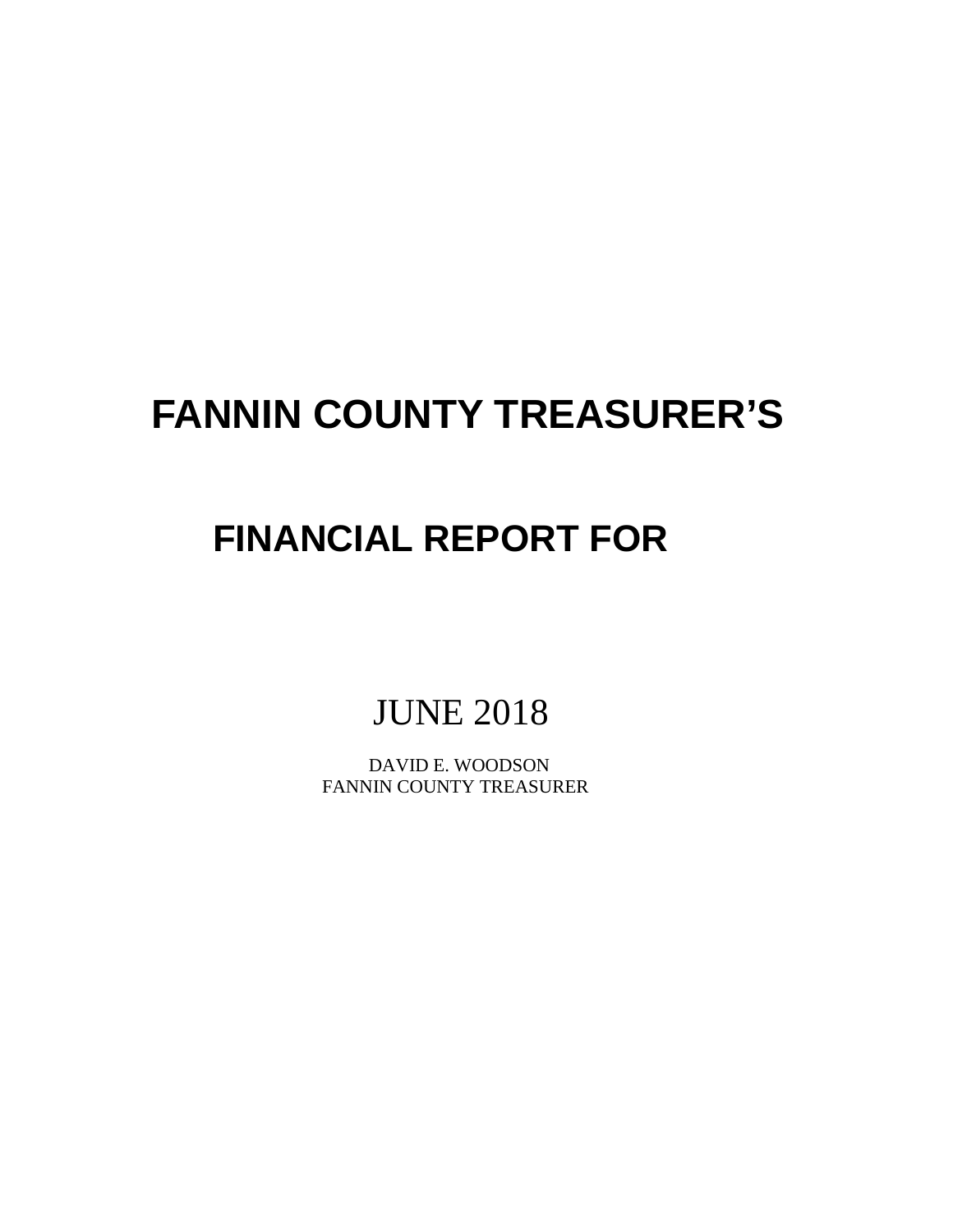# FANNIN COUNTY TREASURER'S

# FINANCIAL REPORT FOR

JUNE 2018

DAVID E. WOODSON
FANNIN COUNTY TREASURER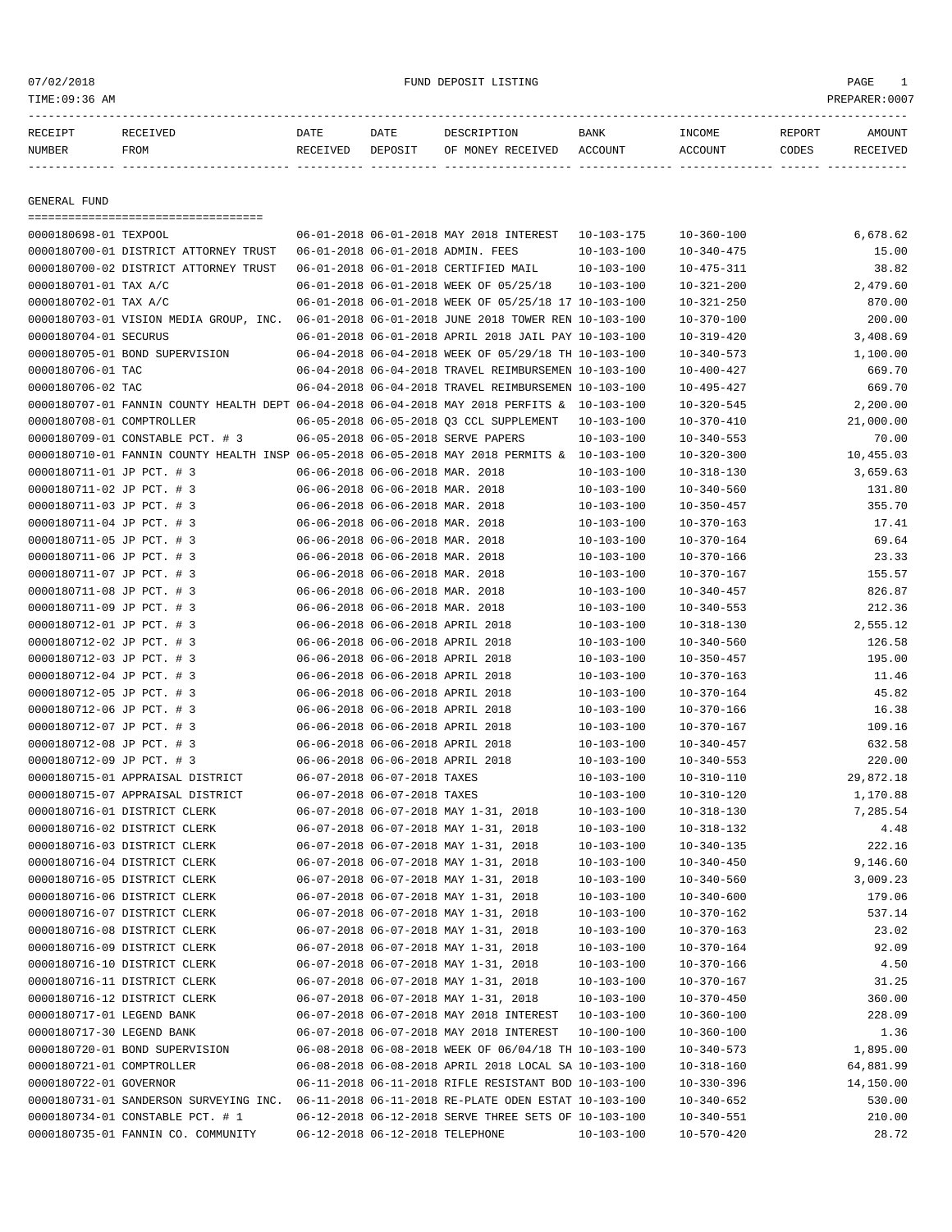# FUND DEPOSIT LISTING

07/02/2018
TIME:09:36 AM
PREPARER:0007

| RECEIPT NUMBER | RECEIVED FROM | DATE RECEIVED | DATE DEPOSIT | DESCRIPTION OF MONEY RECEIVED | BANK ACCOUNT | INCOME ACCOUNT | REPORT CODES | AMOUNT RECEIVED |
|---|---|---|---|---|---|---|---|---|

## GENERAL FUND

| RECEIPT NUMBER | RECEIVED FROM | DATE RECEIVED | DATE DEPOSIT | DESCRIPTION OF MONEY RECEIVED | BANK ACCOUNT | INCOME ACCOUNT | REPORT CODES | AMOUNT RECEIVED |
|---|---|---|---|---|---|---|---|---|
| 0000180698-01 | TEXPOOL | 06-01-2018 | 06-01-2018 | MAY 2018 INTEREST | 10-103-175 | 10-360-100 | | 6,678.62 |
| 0000180700-01 | DISTRICT ATTORNEY TRUST | 06-01-2018 | 06-01-2018 | ADMIN. FEES | 10-103-100 | 10-340-475 | | 15.00 |
| 0000180700-02 | DISTRICT ATTORNEY TRUST | 06-01-2018 | 06-01-2018 | CERTIFIED MAIL | 10-103-100 | 10-475-311 | | 38.82 |
| 0000180701-01 | TAX A/C | 06-01-2018 | 06-01-2018 | WEEK OF 05/25/18 | 10-103-100 | 10-321-200 | | 2,479.60 |
| 0000180702-01 | TAX A/C | 06-01-2018 | 06-01-2018 | WEEK OF 05/25/18 17 | 10-103-100 | 10-321-250 | | 870.00 |
| 0000180703-01 | VISION MEDIA GROUP, INC. | 06-01-2018 | 06-01-2018 | JUNE 2018 TOWER REN | 10-103-100 | 10-370-100 | | 200.00 |
| 0000180704-01 | SECURUS | 06-01-2018 | 06-01-2018 | APRIL 2018 JAIL PAY | 10-103-100 | 10-319-420 | | 3,408.69 |
| 0000180705-01 | BOND SUPERVISION | 06-04-2018 | 06-04-2018 | WEEK OF 05/29/18 TH | 10-103-100 | 10-340-573 | | 1,100.00 |
| 0000180706-01 | TAC | 06-04-2018 | 06-04-2018 | TRAVEL REIMBURSEMEN | 10-103-100 | 10-400-427 | | 669.70 |
| 0000180706-02 | TAC | 06-04-2018 | 06-04-2018 | TRAVEL REIMBURSEMEN | 10-103-100 | 10-495-427 | | 669.70 |
| 0000180707-01 | FANNIN COUNTY HEALTH DEPT | 06-04-2018 | 06-04-2018 | MAY 2018 PERFITS & | 10-103-100 | 10-320-545 | | 2,200.00 |
| 0000180708-01 | COMPTROLLER | 06-05-2018 | 06-05-2018 | Q3 CCL SUPPLEMENT | 10-103-100 | 10-370-410 | | 21,000.00 |
| 0000180709-01 | CONSTABLE PCT. # 3 | 06-05-2018 | 06-05-2018 | SERVE PAPERS | 10-103-100 | 10-340-553 | | 70.00 |
| 0000180710-01 | FANNIN COUNTY HEALTH INSP | 06-05-2018 | 06-05-2018 | MAY 2018 PERMITS & | 10-103-100 | 10-320-300 | | 10,455.03 |
| 0000180711-01 | JP PCT. # 3 | 06-06-2018 | 06-06-2018 | MAR. 2018 | 10-103-100 | 10-318-130 | | 3,659.63 |
| 0000180711-02 | JP PCT. # 3 | 06-06-2018 | 06-06-2018 | MAR. 2018 | 10-103-100 | 10-340-560 | | 131.80 |
| 0000180711-03 | JP PCT. # 3 | 06-06-2018 | 06-06-2018 | MAR. 2018 | 10-103-100 | 10-350-457 | | 355.70 |
| 0000180711-04 | JP PCT. # 3 | 06-06-2018 | 06-06-2018 | MAR. 2018 | 10-103-100 | 10-370-163 | | 17.41 |
| 0000180711-05 | JP PCT. # 3 | 06-06-2018 | 06-06-2018 | MAR. 2018 | 10-103-100 | 10-370-164 | | 69.64 |
| 0000180711-06 | JP PCT. # 3 | 06-06-2018 | 06-06-2018 | MAR. 2018 | 10-103-100 | 10-370-166 | | 23.33 |
| 0000180711-07 | JP PCT. # 3 | 06-06-2018 | 06-06-2018 | MAR. 2018 | 10-103-100 | 10-370-167 | | 155.57 |
| 0000180711-08 | JP PCT. # 3 | 06-06-2018 | 06-06-2018 | MAR. 2018 | 10-103-100 | 10-340-457 | | 826.87 |
| 0000180711-09 | JP PCT. # 3 | 06-06-2018 | 06-06-2018 | MAR. 2018 | 10-103-100 | 10-340-553 | | 212.36 |
| 0000180712-01 | JP PCT. # 3 | 06-06-2018 | 06-06-2018 | APRIL 2018 | 10-103-100 | 10-318-130 | | 2,555.12 |
| 0000180712-02 | JP PCT. # 3 | 06-06-2018 | 06-06-2018 | APRIL 2018 | 10-103-100 | 10-340-560 | | 126.58 |
| 0000180712-03 | JP PCT. # 3 | 06-06-2018 | 06-06-2018 | APRIL 2018 | 10-103-100 | 10-350-457 | | 195.00 |
| 0000180712-04 | JP PCT. # 3 | 06-06-2018 | 06-06-2018 | APRIL 2018 | 10-103-100 | 10-370-163 | | 11.46 |
| 0000180712-05 | JP PCT. # 3 | 06-06-2018 | 06-06-2018 | APRIL 2018 | 10-103-100 | 10-370-164 | | 45.82 |
| 0000180712-06 | JP PCT. # 3 | 06-06-2018 | 06-06-2018 | APRIL 2018 | 10-103-100 | 10-370-166 | | 16.38 |
| 0000180712-07 | JP PCT. # 3 | 06-06-2018 | 06-06-2018 | APRIL 2018 | 10-103-100 | 10-370-167 | | 109.16 |
| 0000180712-08 | JP PCT. # 3 | 06-06-2018 | 06-06-2018 | APRIL 2018 | 10-103-100 | 10-340-457 | | 632.58 |
| 0000180712-09 | JP PCT. # 3 | 06-06-2018 | 06-06-2018 | APRIL 2018 | 10-103-100 | 10-340-553 | | 220.00 |
| 0000180715-01 | APPRAISAL DISTRICT | 06-07-2018 | 06-07-2018 | TAXES | 10-103-100 | 10-310-110 | | 29,872.18 |
| 0000180715-07 | APPRAISAL DISTRICT | 06-07-2018 | 06-07-2018 | TAXES | 10-103-100 | 10-310-120 | | 1,170.88 |
| 0000180716-01 | DISTRICT CLERK | 06-07-2018 | 06-07-2018 | MAY 1-31, 2018 | 10-103-100 | 10-318-130 | | 7,285.54 |
| 0000180716-02 | DISTRICT CLERK | 06-07-2018 | 06-07-2018 | MAY 1-31, 2018 | 10-103-100 | 10-318-132 | | 4.48 |
| 0000180716-03 | DISTRICT CLERK | 06-07-2018 | 06-07-2018 | MAY 1-31, 2018 | 10-103-100 | 10-340-135 | | 222.16 |
| 0000180716-04 | DISTRICT CLERK | 06-07-2018 | 06-07-2018 | MAY 1-31, 2018 | 10-103-100 | 10-340-450 | | 9,146.60 |
| 0000180716-05 | DISTRICT CLERK | 06-07-2018 | 06-07-2018 | MAY 1-31, 2018 | 10-103-100 | 10-340-560 | | 3,009.23 |
| 0000180716-06 | DISTRICT CLERK | 06-07-2018 | 06-07-2018 | MAY 1-31, 2018 | 10-103-100 | 10-340-600 | | 179.06 |
| 0000180716-07 | DISTRICT CLERK | 06-07-2018 | 06-07-2018 | MAY 1-31, 2018 | 10-103-100 | 10-370-162 | | 537.14 |
| 0000180716-08 | DISTRICT CLERK | 06-07-2018 | 06-07-2018 | MAY 1-31, 2018 | 10-103-100 | 10-370-163 | | 23.02 |
| 0000180716-09 | DISTRICT CLERK | 06-07-2018 | 06-07-2018 | MAY 1-31, 2018 | 10-103-100 | 10-370-164 | | 92.09 |
| 0000180716-10 | DISTRICT CLERK | 06-07-2018 | 06-07-2018 | MAY 1-31, 2018 | 10-103-100 | 10-370-166 | | 4.50 |
| 0000180716-11 | DISTRICT CLERK | 06-07-2018 | 06-07-2018 | MAY 1-31, 2018 | 10-103-100 | 10-370-167 | | 31.25 |
| 0000180716-12 | DISTRICT CLERK | 06-07-2018 | 06-07-2018 | MAY 1-31, 2018 | 10-103-100 | 10-370-450 | | 360.00 |
| 0000180717-01 | LEGEND BANK | 06-07-2018 | 06-07-2018 | MAY 2018 INTEREST | 10-103-100 | 10-360-100 | | 228.09 |
| 0000180717-30 | LEGEND BANK | 06-07-2018 | 06-07-2018 | MAY 2018 INTEREST | 10-100-100 | 10-360-100 | | 1.36 |
| 0000180720-01 | BOND SUPERVISION | 06-08-2018 | 06-08-2018 | WEEK OF 06/04/18 TH | 10-103-100 | 10-340-573 | | 1,895.00 |
| 0000180721-01 | COMPTROLLER | 06-08-2018 | 06-08-2018 | APRIL 2018 LOCAL SA | 10-103-100 | 10-318-160 | | 64,881.99 |
| 0000180722-01 | GOVERNOR | 06-11-2018 | 06-11-2018 | RIFLE RESISTANT BOD | 10-103-100 | 10-330-396 | | 14,150.00 |
| 0000180731-01 | SANDERSON SURVEYING INC. | 06-11-2018 | 06-11-2018 | RE-PLATE ODEN ESTAT | 10-103-100 | 10-340-652 | | 530.00 |
| 0000180734-01 | CONSTABLE PCT. # 1 | 06-12-2018 | 06-12-2018 | SERVE THREE SETS OF | 10-103-100 | 10-340-551 | | 210.00 |
| 0000180735-01 | FANNIN CO. COMMUNITY | 06-12-2018 | 06-12-2018 | TELEPHONE | 10-103-100 | 10-570-420 | | 28.72 |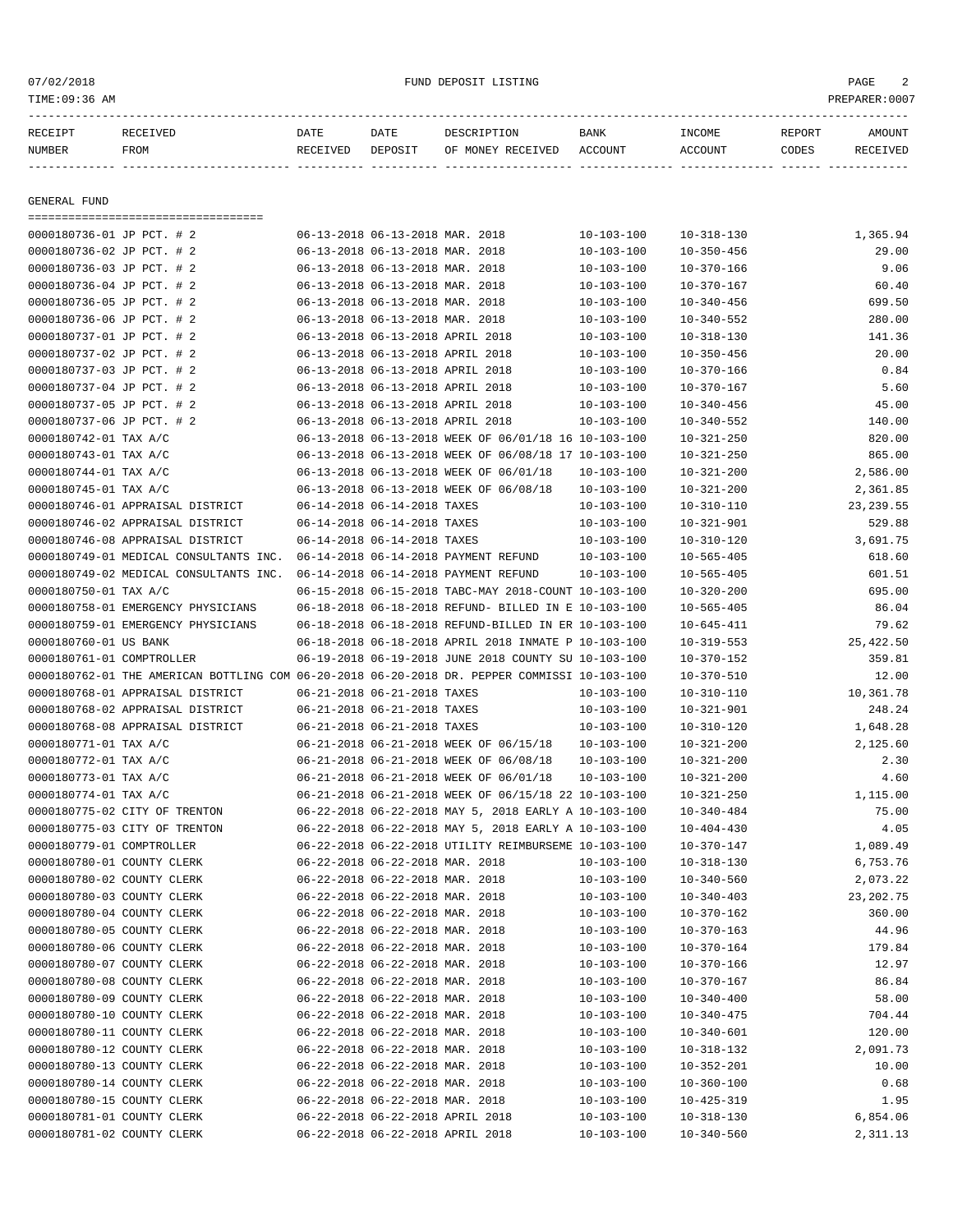| RECEIPT NUMBER | RECEIVED FROM | DATE RECEIVED | DATE DEPOSIT | DESCRIPTION OF MONEY RECEIVED | BANK ACCOUNT | INCOME ACCOUNT | REPORT CODES | AMOUNT RECEIVED |
|---|---|---|---|---|---|---|---|---|

GENERAL FUND

| RECEIPT NUMBER | RECEIVED FROM | DATE RECEIVED | DATE DEPOSIT | DESCRIPTION OF MONEY RECEIVED | BANK ACCOUNT | INCOME ACCOUNT | REPORT CODES | AMOUNT RECEIVED |
|---|---|---|---|---|---|---|---|---|
| 0000180736-01 | JP PCT. # 2 | 06-13-2018 | 06-13-2018 | MAR. 2018 | 10-103-100 | 10-318-130 | | 1,365.94 |
| 0000180736-02 | JP PCT. # 2 | 06-13-2018 | 06-13-2018 | MAR. 2018 | 10-103-100 | 10-350-456 | | 29.00 |
| 0000180736-03 | JP PCT. # 2 | 06-13-2018 | 06-13-2018 | MAR. 2018 | 10-103-100 | 10-370-166 | | 9.06 |
| 0000180736-04 | JP PCT. # 2 | 06-13-2018 | 06-13-2018 | MAR. 2018 | 10-103-100 | 10-370-167 | | 60.40 |
| 0000180736-05 | JP PCT. # 2 | 06-13-2018 | 06-13-2018 | MAR. 2018 | 10-103-100 | 10-340-456 | | 699.50 |
| 0000180736-06 | JP PCT. # 2 | 06-13-2018 | 06-13-2018 | MAR. 2018 | 10-103-100 | 10-340-552 | | 280.00 |
| 0000180737-01 | JP PCT. # 2 | 06-13-2018 | 06-13-2018 | APRIL 2018 | 10-103-100 | 10-318-130 | | 141.36 |
| 0000180737-02 | JP PCT. # 2 | 06-13-2018 | 06-13-2018 | APRIL 2018 | 10-103-100 | 10-350-456 | | 20.00 |
| 0000180737-03 | JP PCT. # 2 | 06-13-2018 | 06-13-2018 | APRIL 2018 | 10-103-100 | 10-370-166 | | 0.84 |
| 0000180737-04 | JP PCT. # 2 | 06-13-2018 | 06-13-2018 | APRIL 2018 | 10-103-100 | 10-370-167 | | 5.60 |
| 0000180737-05 | JP PCT. # 2 | 06-13-2018 | 06-13-2018 | APRIL 2018 | 10-103-100 | 10-340-456 | | 45.00 |
| 0000180737-06 | JP PCT. # 2 | 06-13-2018 | 06-13-2018 | APRIL 2018 | 10-103-100 | 10-340-552 | | 140.00 |
| 0000180742-01 | TAX A/C | 06-13-2018 | 06-13-2018 | WEEK OF 06/01/18 16 | 10-103-100 | 10-321-250 | | 820.00 |
| 0000180743-01 | TAX A/C | 06-13-2018 | 06-13-2018 | WEEK OF 06/08/18 17 | 10-103-100 | 10-321-250 | | 865.00 |
| 0000180744-01 | TAX A/C | 06-13-2018 | 06-13-2018 | WEEK OF 06/01/18 | 10-103-100 | 10-321-200 | | 2,586.00 |
| 0000180745-01 | TAX A/C | 06-13-2018 | 06-13-2018 | WEEK OF 06/08/18 | 10-103-100 | 10-321-200 | | 2,361.85 |
| 0000180746-01 | APPRAISAL DISTRICT | 06-14-2018 | 06-14-2018 | TAXES | 10-103-100 | 10-310-110 | | 23,239.55 |
| 0000180746-02 | APPRAISAL DISTRICT | 06-14-2018 | 06-14-2018 | TAXES | 10-103-100 | 10-321-901 | | 529.88 |
| 0000180746-08 | APPRAISAL DISTRICT | 06-14-2018 | 06-14-2018 | TAXES | 10-103-100 | 10-310-120 | | 3,691.75 |
| 0000180749-01 | MEDICAL CONSULTANTS INC. | 06-14-2018 | 06-14-2018 | PAYMENT REFUND | 10-103-100 | 10-565-405 | | 618.60 |
| 0000180749-02 | MEDICAL CONSULTANTS INC. | 06-14-2018 | 06-14-2018 | PAYMENT REFUND | 10-103-100 | 10-565-405 | | 601.51 |
| 0000180750-01 | TAX A/C | 06-15-2018 | 06-15-2018 | TABC-MAY 2018-COUNT | 10-103-100 | 10-320-200 | | 695.00 |
| 0000180758-01 | EMERGENCY PHYSICIANS | 06-18-2018 | 06-18-2018 | REFUND- BILLED IN E | 10-103-100 | 10-565-405 | | 86.04 |
| 0000180759-01 | EMERGENCY PHYSICIANS | 06-18-2018 | 06-18-2018 | REFUND-BILLED IN ER | 10-103-100 | 10-645-411 | | 79.62 |
| 0000180760-01 | US BANK | 06-18-2018 | 06-18-2018 | APRIL 2018 INMATE P | 10-103-100 | 10-319-553 | | 25,422.50 |
| 0000180761-01 | COMPTROLLER | 06-19-2018 | 06-19-2018 | JUNE 2018 COUNTY SU | 10-103-100 | 10-370-152 | | 359.81 |
| 0000180762-01 | THE AMERICAN BOTTLING COM | 06-20-2018 | 06-20-2018 | DR. PEPPER COMMISSI | 10-103-100 | 10-370-510 | | 12.00 |
| 0000180768-01 | APPRAISAL DISTRICT | 06-21-2018 | 06-21-2018 | TAXES | 10-103-100 | 10-310-110 | | 10,361.78 |
| 0000180768-02 | APPRAISAL DISTRICT | 06-21-2018 | 06-21-2018 | TAXES | 10-103-100 | 10-321-901 | | 248.24 |
| 0000180768-08 | APPRAISAL DISTRICT | 06-21-2018 | 06-21-2018 | TAXES | 10-103-100 | 10-310-120 | | 1,648.28 |
| 0000180771-01 | TAX A/C | 06-21-2018 | 06-21-2018 | WEEK OF 06/15/18 | 10-103-100 | 10-321-200 | | 2,125.60 |
| 0000180772-01 | TAX A/C | 06-21-2018 | 06-21-2018 | WEEK OF 06/08/18 | 10-103-100 | 10-321-200 | | 2.30 |
| 0000180773-01 | TAX A/C | 06-21-2018 | 06-21-2018 | WEEK OF 06/01/18 | 10-103-100 | 10-321-200 | | 4.60 |
| 0000180774-01 | TAX A/C | 06-21-2018 | 06-21-2018 | WEEK OF 06/15/18 22 | 10-103-100 | 10-321-250 | | 1,115.00 |
| 0000180775-02 | CITY OF TRENTON | 06-22-2018 | 06-22-2018 | MAY 5, 2018 EARLY A | 10-103-100 | 10-340-484 | | 75.00 |
| 0000180775-03 | CITY OF TRENTON | 06-22-2018 | 06-22-2018 | MAY 5, 2018 EARLY A | 10-103-100 | 10-404-430 | | 4.05 |
| 0000180779-01 | COMPTROLLER | 06-22-2018 | 06-22-2018 | UTILITY REIMBURSEME | 10-103-100 | 10-370-147 | | 1,089.49 |
| 0000180780-01 | COUNTY CLERK | 06-22-2018 | 06-22-2018 | MAR. 2018 | 10-103-100 | 10-318-130 | | 6,753.76 |
| 0000180780-02 | COUNTY CLERK | 06-22-2018 | 06-22-2018 | MAR. 2018 | 10-103-100 | 10-340-560 | | 2,073.22 |
| 0000180780-03 | COUNTY CLERK | 06-22-2018 | 06-22-2018 | MAR. 2018 | 10-103-100 | 10-340-403 | | 23,202.75 |
| 0000180780-04 | COUNTY CLERK | 06-22-2018 | 06-22-2018 | MAR. 2018 | 10-103-100 | 10-370-162 | | 360.00 |
| 0000180780-05 | COUNTY CLERK | 06-22-2018 | 06-22-2018 | MAR. 2018 | 10-103-100 | 10-370-163 | | 44.96 |
| 0000180780-06 | COUNTY CLERK | 06-22-2018 | 06-22-2018 | MAR. 2018 | 10-103-100 | 10-370-164 | | 179.84 |
| 0000180780-07 | COUNTY CLERK | 06-22-2018 | 06-22-2018 | MAR. 2018 | 10-103-100 | 10-370-166 | | 12.97 |
| 0000180780-08 | COUNTY CLERK | 06-22-2018 | 06-22-2018 | MAR. 2018 | 10-103-100 | 10-370-167 | | 86.84 |
| 0000180780-09 | COUNTY CLERK | 06-22-2018 | 06-22-2018 | MAR. 2018 | 10-103-100 | 10-340-400 | | 58.00 |
| 0000180780-10 | COUNTY CLERK | 06-22-2018 | 06-22-2018 | MAR. 2018 | 10-103-100 | 10-340-475 | | 704.44 |
| 0000180780-11 | COUNTY CLERK | 06-22-2018 | 06-22-2018 | MAR. 2018 | 10-103-100 | 10-340-601 | | 120.00 |
| 0000180780-12 | COUNTY CLERK | 06-22-2018 | 06-22-2018 | MAR. 2018 | 10-103-100 | 10-318-132 | | 2,091.73 |
| 0000180780-13 | COUNTY CLERK | 06-22-2018 | 06-22-2018 | MAR. 2018 | 10-103-100 | 10-352-201 | | 10.00 |
| 0000180780-14 | COUNTY CLERK | 06-22-2018 | 06-22-2018 | MAR. 2018 | 10-103-100 | 10-360-100 | | 0.68 |
| 0000180780-15 | COUNTY CLERK | 06-22-2018 | 06-22-2018 | MAR. 2018 | 10-103-100 | 10-425-319 | | 1.95 |
| 0000180781-01 | COUNTY CLERK | 06-22-2018 | 06-22-2018 | APRIL 2018 | 10-103-100 | 10-318-130 | | 6,854.06 |
| 0000180781-02 | COUNTY CLERK | 06-22-2018 | 06-22-2018 | APRIL 2018 | 10-103-100 | 10-340-560 | | 2,311.13 |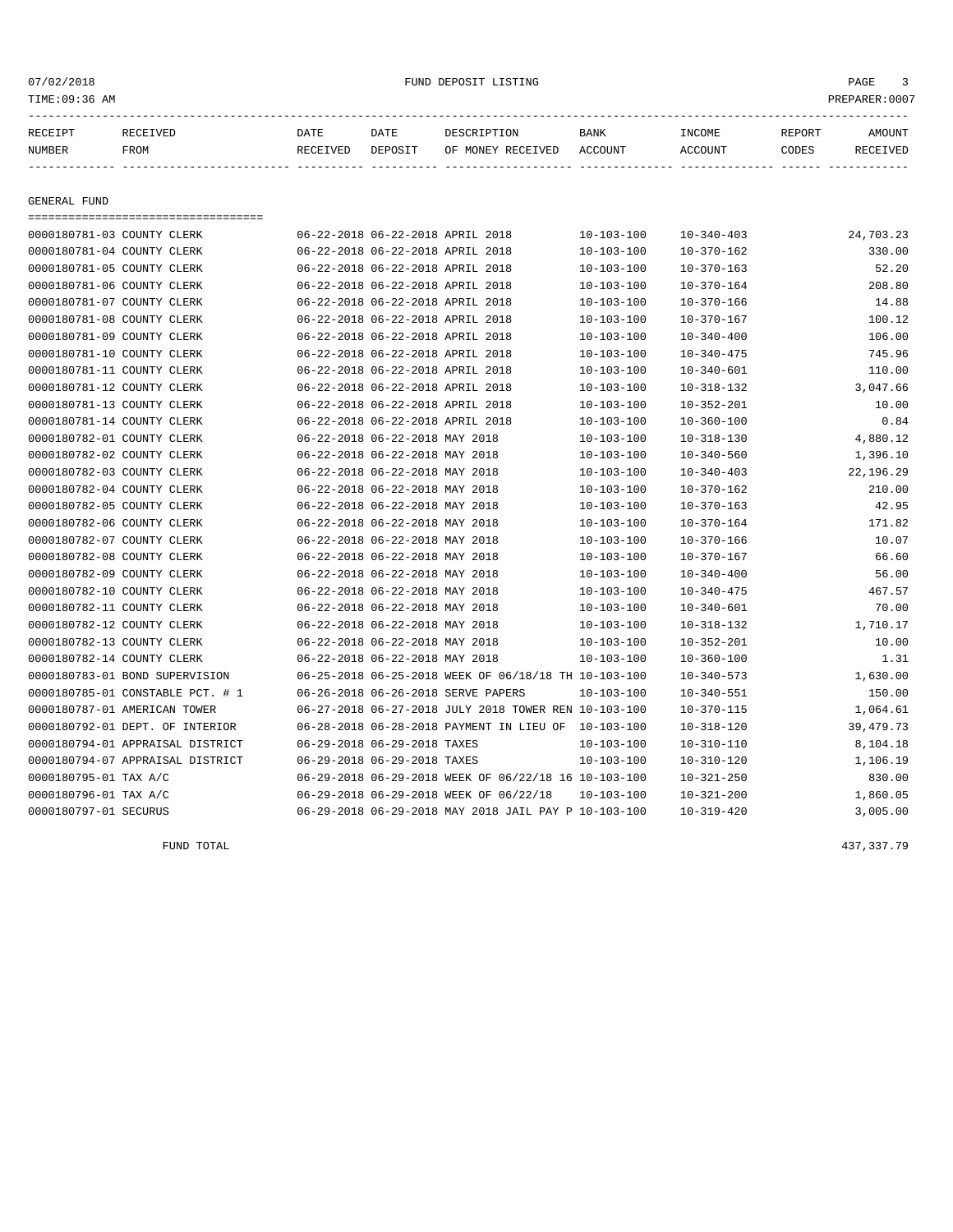07/02/2018 FUND DEPOSIT LISTING

TIME:09:36 AM PREPARER:0007

| RECEIPT NUMBER | RECEIVED FROM | DATE RECEIVED | DATE DEPOSIT | DESCRIPTION OF MONEY RECEIVED | BANK ACCOUNT | INCOME ACCOUNT | REPORT CODES | AMOUNT RECEIVED |
|---|---|---|---|---|---|---|---|---|

## GENERAL FUND

| RECEIPT NUMBER | RECEIVED FROM | DATE RECEIVED | DATE DEPOSIT | DESCRIPTION OF MONEY RECEIVED | BANK ACCOUNT | INCOME ACCOUNT | REPORT CODES | AMOUNT RECEIVED |
|---|---|---|---|---|---|---|---|---|
| 0000180781-03 | COUNTY CLERK | 06-22-2018 | 06-22-2018 | APRIL 2018 | 10-103-100 | 10-340-403 | | 24,703.23 |
| 0000180781-04 | COUNTY CLERK | 06-22-2018 | 06-22-2018 | APRIL 2018 | 10-103-100 | 10-370-162 | | 330.00 |
| 0000180781-05 | COUNTY CLERK | 06-22-2018 | 06-22-2018 | APRIL 2018 | 10-103-100 | 10-370-163 | | 52.20 |
| 0000180781-06 | COUNTY CLERK | 06-22-2018 | 06-22-2018 | APRIL 2018 | 10-103-100 | 10-370-164 | | 208.80 |
| 0000180781-07 | COUNTY CLERK | 06-22-2018 | 06-22-2018 | APRIL 2018 | 10-103-100 | 10-370-166 | | 14.88 |
| 0000180781-08 | COUNTY CLERK | 06-22-2018 | 06-22-2018 | APRIL 2018 | 10-103-100 | 10-370-167 | | 100.12 |
| 0000180781-09 | COUNTY CLERK | 06-22-2018 | 06-22-2018 | APRIL 2018 | 10-103-100 | 10-340-400 | | 106.00 |
| 0000180781-10 | COUNTY CLERK | 06-22-2018 | 06-22-2018 | APRIL 2018 | 10-103-100 | 10-340-475 | | 745.96 |
| 0000180781-11 | COUNTY CLERK | 06-22-2018 | 06-22-2018 | APRIL 2018 | 10-103-100 | 10-340-601 | | 110.00 |
| 0000180781-12 | COUNTY CLERK | 06-22-2018 | 06-22-2018 | APRIL 2018 | 10-103-100 | 10-318-132 | | 3,047.66 |
| 0000180781-13 | COUNTY CLERK | 06-22-2018 | 06-22-2018 | APRIL 2018 | 10-103-100 | 10-352-201 | | 10.00 |
| 0000180781-14 | COUNTY CLERK | 06-22-2018 | 06-22-2018 | APRIL 2018 | 10-103-100 | 10-360-100 | | 0.84 |
| 0000180782-01 | COUNTY CLERK | 06-22-2018 | 06-22-2018 | MAY 2018 | 10-103-100 | 10-318-130 | | 4,880.12 |
| 0000180782-02 | COUNTY CLERK | 06-22-2018 | 06-22-2018 | MAY 2018 | 10-103-100 | 10-340-560 | | 1,396.10 |
| 0000180782-03 | COUNTY CLERK | 06-22-2018 | 06-22-2018 | MAY 2018 | 10-103-100 | 10-340-403 | | 22,196.29 |
| 0000180782-04 | COUNTY CLERK | 06-22-2018 | 06-22-2018 | MAY 2018 | 10-103-100 | 10-370-162 | | 210.00 |
| 0000180782-05 | COUNTY CLERK | 06-22-2018 | 06-22-2018 | MAY 2018 | 10-103-100 | 10-370-163 | | 42.95 |
| 0000180782-06 | COUNTY CLERK | 06-22-2018 | 06-22-2018 | MAY 2018 | 10-103-100 | 10-370-164 | | 171.82 |
| 0000180782-07 | COUNTY CLERK | 06-22-2018 | 06-22-2018 | MAY 2018 | 10-103-100 | 10-370-166 | | 10.07 |
| 0000180782-08 | COUNTY CLERK | 06-22-2018 | 06-22-2018 | MAY 2018 | 10-103-100 | 10-370-167 | | 66.60 |
| 0000180782-09 | COUNTY CLERK | 06-22-2018 | 06-22-2018 | MAY 2018 | 10-103-100 | 10-340-400 | | 56.00 |
| 0000180782-10 | COUNTY CLERK | 06-22-2018 | 06-22-2018 | MAY 2018 | 10-103-100 | 10-340-475 | | 467.57 |
| 0000180782-11 | COUNTY CLERK | 06-22-2018 | 06-22-2018 | MAY 2018 | 10-103-100 | 10-340-601 | | 70.00 |
| 0000180782-12 | COUNTY CLERK | 06-22-2018 | 06-22-2018 | MAY 2018 | 10-103-100 | 10-318-132 | | 1,710.17 |
| 0000180782-13 | COUNTY CLERK | 06-22-2018 | 06-22-2018 | MAY 2018 | 10-103-100 | 10-352-201 | | 10.00 |
| 0000180782-14 | COUNTY CLERK | 06-22-2018 | 06-22-2018 | MAY 2018 | 10-103-100 | 10-360-100 | | 1.31 |
| 0000180783-01 | BOND SUPERVISION | 06-25-2018 | 06-25-2018 | WEEK OF 06/18/18 TH | 10-103-100 | 10-340-573 | | 1,630.00 |
| 0000180785-01 | CONSTABLE PCT. # 1 | 06-26-2018 | 06-26-2018 | SERVE PAPERS | 10-103-100 | 10-340-551 | | 150.00 |
| 0000180787-01 | AMERICAN TOWER | 06-27-2018 | 06-27-2018 | JULY 2018 TOWER REN | 10-103-100 | 10-370-115 | | 1,064.61 |
| 0000180792-01 | DEPT. OF INTERIOR | 06-28-2018 | 06-28-2018 | PAYMENT IN LIEU OF | 10-103-100 | 10-318-120 | | 39,479.73 |
| 0000180794-01 | APPRAISAL DISTRICT | 06-29-2018 | 06-29-2018 | TAXES | 10-103-100 | 10-310-110 | | 8,104.18 |
| 0000180794-07 | APPRAISAL DISTRICT | 06-29-2018 | 06-29-2018 | TAXES | 10-103-100 | 10-310-120 | | 1,106.19 |
| 0000180795-01 | TAX A/C | 06-29-2018 | 06-29-2018 | WEEK OF 06/22/18 16 | 10-103-100 | 10-321-250 | | 830.00 |
| 0000180796-01 | TAX A/C | 06-29-2018 | 06-29-2018 | WEEK OF 06/22/18 | 10-103-100 | 10-321-200 | | 1,860.05 |
| 0000180797-01 | SECURUS | 06-29-2018 | 06-29-2018 | MAY 2018 JAIL PAY P | 10-103-100 | 10-319-420 | | 3,005.00 |

FUND TOTAL 437,337.79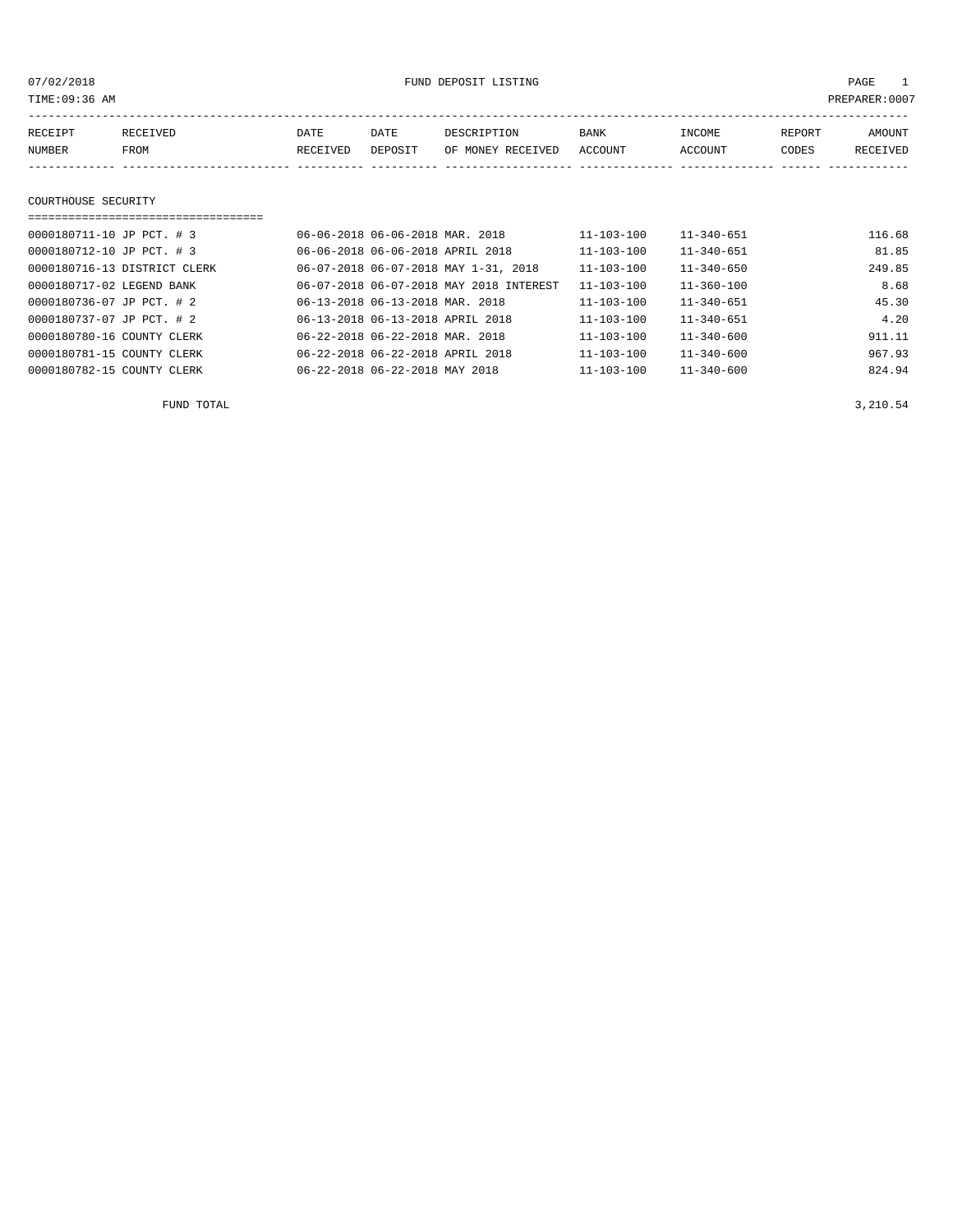# FUND DEPOSIT LISTING

07/02/2018
TIME:09:36 AM
PREPARER:0007

## COURTHOUSE SECURITY

| RECEIPT NUMBER | RECEIVED FROM | DATE RECEIVED | DATE DEPOSIT | DESCRIPTION OF MONEY RECEIVED | BANK ACCOUNT | INCOME ACCOUNT | REPORT CODES | AMOUNT RECEIVED |
|---|---|---|---|---|---|---|---|---|
| 0000180711-10 | JP PCT. # 3 | 06-06-2018 | 06-06-2018 | MAR. 2018 | 11-103-100 | 11-340-651 | | 116.68 |
| 0000180712-10 | JP PCT. # 3 | 06-06-2018 | 06-06-2018 | APRIL 2018 | 11-103-100 | 11-340-651 | | 81.85 |
| 0000180716-13 | DISTRICT CLERK | 06-07-2018 | 06-07-2018 | MAY 1-31, 2018 | 11-103-100 | 11-340-650 | | 249.85 |
| 0000180717-02 | LEGEND BANK | 06-07-2018 | 06-07-2018 | MAY 2018 INTEREST | 11-103-100 | 11-360-100 | | 8.68 |
| 0000180736-07 | JP PCT. # 2 | 06-13-2018 | 06-13-2018 | MAR. 2018 | 11-103-100 | 11-340-651 | | 45.30 |
| 0000180737-07 | JP PCT. # 2 | 06-13-2018 | 06-13-2018 | APRIL 2018 | 11-103-100 | 11-340-651 | | 4.20 |
| 0000180780-16 | COUNTY CLERK | 06-22-2018 | 06-22-2018 | MAR. 2018 | 11-103-100 | 11-340-600 | | 911.11 |
| 0000180781-15 | COUNTY CLERK | 06-22-2018 | 06-22-2018 | APRIL 2018 | 11-103-100 | 11-340-600 | | 967.93 |
| 0000180782-15 | COUNTY CLERK | 06-22-2018 | 06-22-2018 | MAY 2018 | 11-103-100 | 11-340-600 | | 824.94 |

FUND TOTAL 3,210.54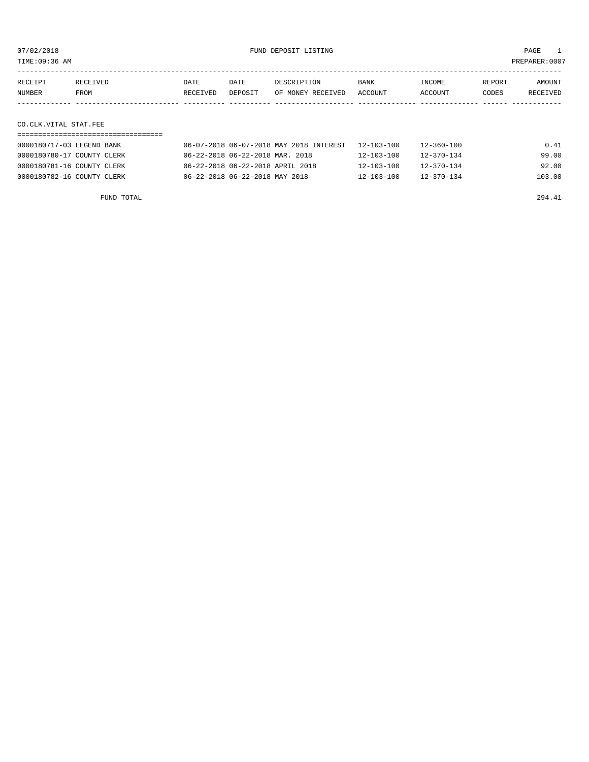07/02/2018 FUND DEPOSIT LISTING

TIME:09:36 AM PREPARER:0007

| RECEIPT NUMBER | RECEIVED FROM | DATE RECEIVED | DATE DEPOSIT | DESCRIPTION OF MONEY RECEIVED | BANK ACCOUNT | INCOME ACCOUNT | REPORT CODES | AMOUNT RECEIVED |
|---|---|---|---|---|---|---|---|---|
| **CO.CLK.VITAL STAT.FEE** | | | | | | | | |
| 0000180717-03 | LEGEND BANK | 06-07-2018 | 06-07-2018 | MAY 2018 INTEREST | 12-103-100 | 12-360-100 | | 0.41 |
| 0000180780-17 | COUNTY CLERK | 06-22-2018 | 06-22-2018 | MAR. 2018 | 12-103-100 | 12-370-134 | | 99.00 |
| 0000180781-16 | COUNTY CLERK | 06-22-2018 | 06-22-2018 | APRIL 2018 | 12-103-100 | 12-370-134 | | 92.00 |
| 0000180782-16 | COUNTY CLERK | 06-22-2018 | 06-22-2018 | MAY 2018 | 12-103-100 | 12-370-134 | | 103.00 |
| | FUND TOTAL | | | | | | | 294.41 |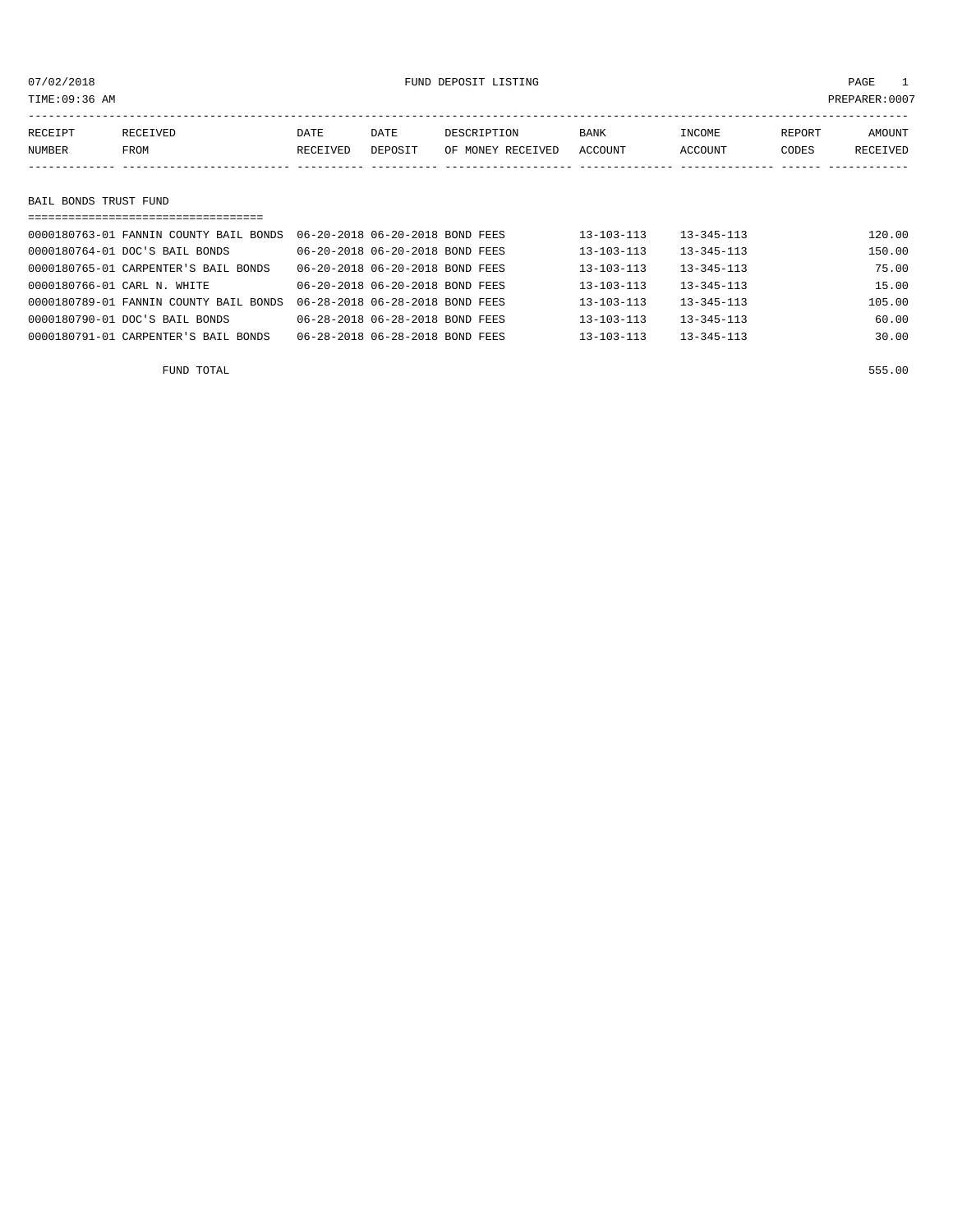07/02/2018 FUND DEPOSIT LISTING

TIME:09:36 AM PREPARER:0007

| RECEIPT NUMBER | RECEIVED FROM | DATE RECEIVED | DATE DEPOSIT | DESCRIPTION OF MONEY RECEIVED | BANK ACCOUNT | INCOME ACCOUNT | REPORT CODES | AMOUNT RECEIVED |
|---|---|---|---|---|---|---|---|---|

## BAIL BONDS TRUST FUND

| RECEIPT NUMBER | RECEIVED FROM | DATE RECEIVED | DATE DEPOSIT | DESCRIPTION OF MONEY RECEIVED | BANK ACCOUNT | INCOME ACCOUNT | REPORT CODES | AMOUNT RECEIVED |
|---|---|---|---|---|---|---|---|---|
| 0000180763-01 | FANNIN COUNTY BAIL BONDS | 06-20-2018 | 06-20-2018 | BOND FEES | 13-103-113 | 13-345-113 | | 120.00 |
| 0000180764-01 | DOC'S BAIL BONDS | 06-20-2018 | 06-20-2018 | BOND FEES | 13-103-113 | 13-345-113 | | 150.00 |
| 0000180765-01 | CARPENTER'S BAIL BONDS | 06-20-2018 | 06-20-2018 | BOND FEES | 13-103-113 | 13-345-113 | | 75.00 |
| 0000180766-01 | CARL N. WHITE | 06-20-2018 | 06-20-2018 | BOND FEES | 13-103-113 | 13-345-113 | | 15.00 |
| 0000180789-01 | FANNIN COUNTY BAIL BONDS | 06-28-2018 | 06-28-2018 | BOND FEES | 13-103-113 | 13-345-113 | | 105.00 |
| 0000180790-01 | DOC'S BAIL BONDS | 06-28-2018 | 06-28-2018 | BOND FEES | 13-103-113 | 13-345-113 | | 60.00 |
| 0000180791-01 | CARPENTER'S BAIL BONDS | 06-28-2018 | 06-28-2018 | BOND FEES | 13-103-113 | 13-345-113 | | 30.00 |
| | FUND TOTAL | | | | | | | 555.00 |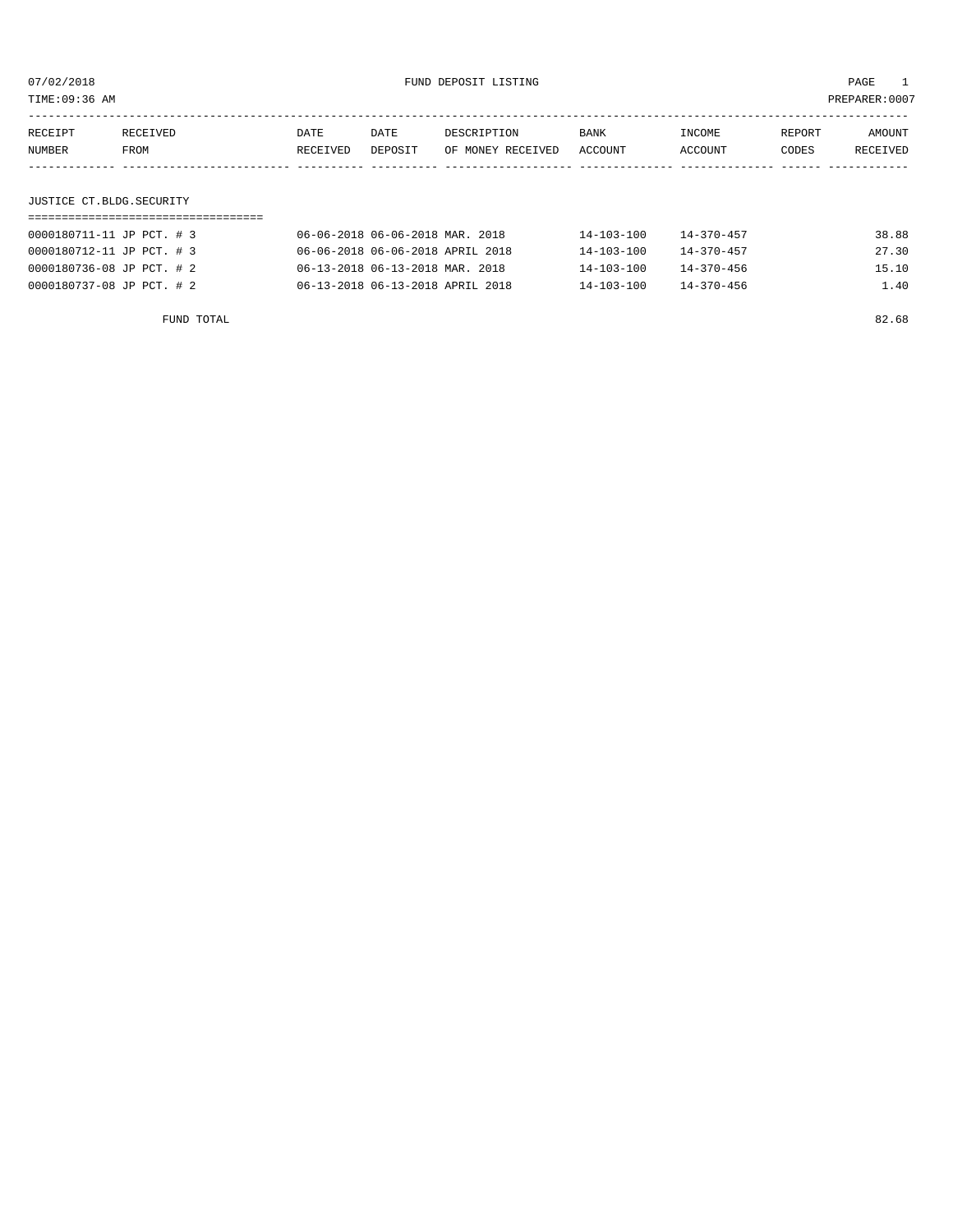07/02/2018 FUND DEPOSIT LISTING PAGE 1

TIME:09:36 AM PREPARER:0007

| RECEIPT NUMBER | RECEIVED FROM | DATE RECEIVED | DATE DEPOSIT | DESCRIPTION OF MONEY RECEIVED | BANK ACCOUNT | INCOME ACCOUNT | REPORT CODES | AMOUNT RECEIVED |
|---|---|---|---|---|---|---|---|---|
| **JUSTICE CT.BLDG.SECURITY** | | | | | | | | |
| 0000180711-11 | JP PCT. # 3 | 06-06-2018 | 06-06-2018 | MAR. 2018 | 14-103-100 | 14-370-457 | | 38.88 |
| 0000180712-11 | JP PCT. # 3 | 06-06-2018 | 06-06-2018 | APRIL 2018 | 14-103-100 | 14-370-457 | | 27.30 |
| 0000180736-08 | JP PCT. # 2 | 06-13-2018 | 06-13-2018 | MAR. 2018 | 14-103-100 | 14-370-456 | | 15.10 |
| 0000180737-08 | JP PCT. # 2 | 06-13-2018 | 06-13-2018 | APRIL 2018 | 14-103-100 | 14-370-456 | | 1.40 |
| | FUND TOTAL | | | | | | | 82.68 |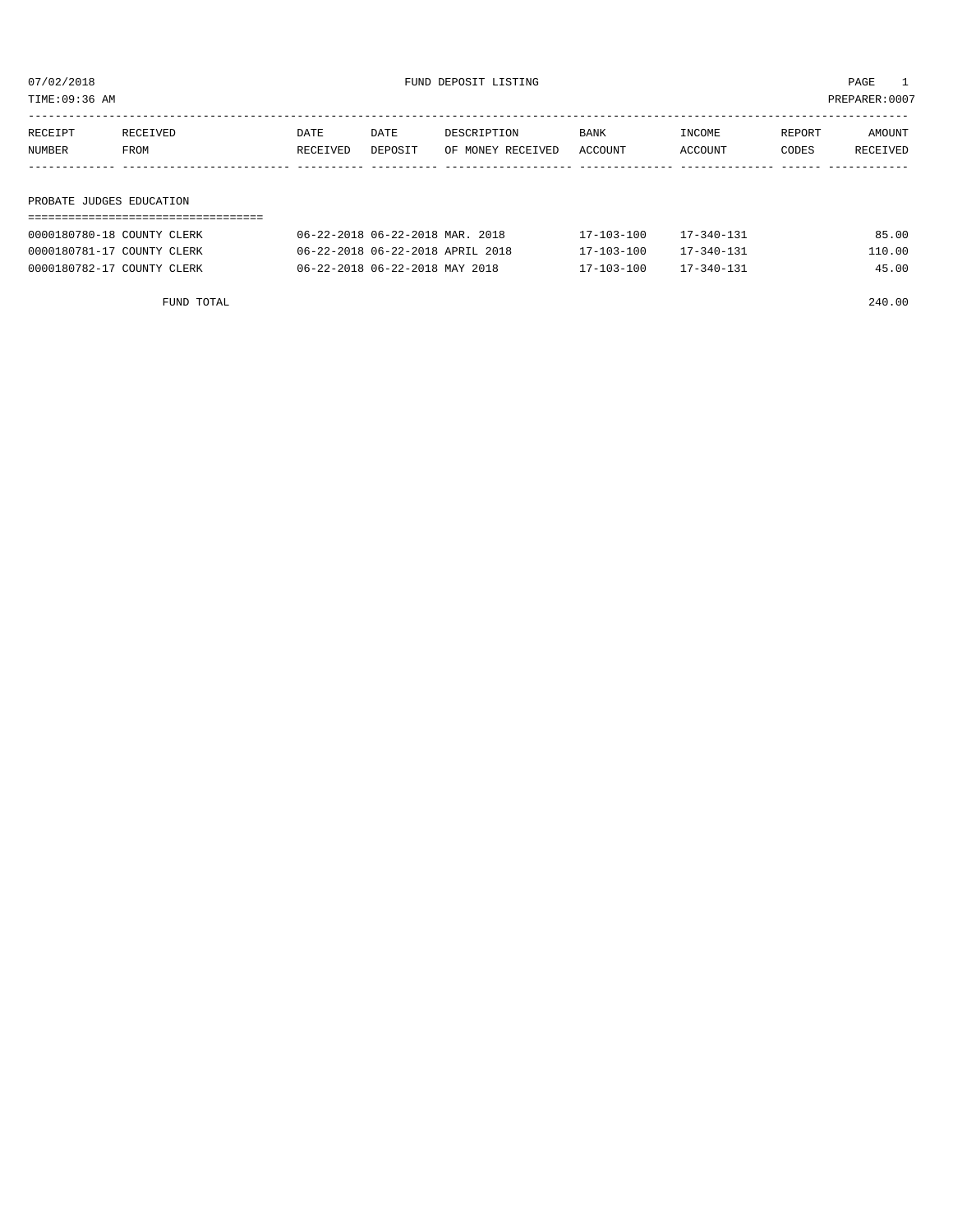# FUND DEPOSIT LISTING

07/02/2018
TIME:09:36 AM
PREPARER:0007

## PROBATE JUDGES EDUCATION

| RECEIPT NUMBER | RECEIVED FROM | DATE RECEIVED | DATE DEPOSIT | DESCRIPTION OF MONEY RECEIVED | BANK ACCOUNT | INCOME ACCOUNT | REPORT CODES | AMOUNT RECEIVED |
|---|---|---|---|---|---|---|---|---|
| 0000180780-18 | COUNTY CLERK | 06-22-2018 | 06-22-2018 | MAR. 2018 | 17-103-100 | 17-340-131 | | 85.00 |
| 0000180781-17 | COUNTY CLERK | 06-22-2018 | 06-22-2018 | APRIL 2018 | 17-103-100 | 17-340-131 | | 110.00 |
| 0000180782-17 | COUNTY CLERK | 06-22-2018 | 06-22-2018 | MAY 2018 | 17-103-100 | 17-340-131 | | 45.00 |
| | FUND TOTAL | | | | | | | 240.00 |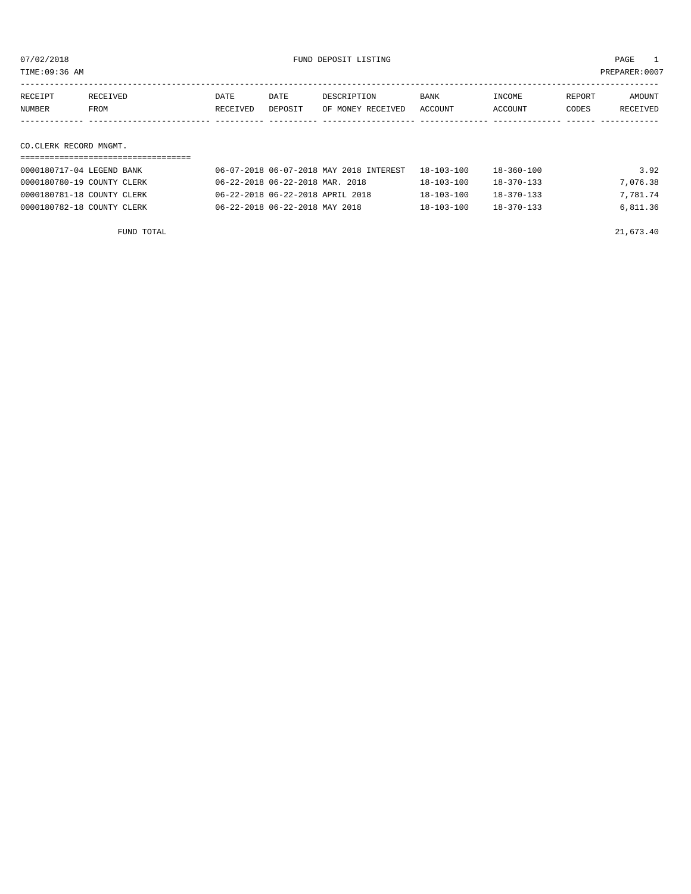07/02/2018 FUND DEPOSIT LISTING PAGE 1

TIME:09:36 AM PREPARER:0007

| RECEIPT NUMBER | RECEIVED FROM | DATE RECEIVED | DATE DEPOSIT | DESCRIPTION OF MONEY RECEIVED | BANK ACCOUNT | INCOME ACCOUNT | REPORT CODES | AMOUNT RECEIVED |
|---|---|---|---|---|---|---|---|---|

## CO.CLERK RECORD MNGMT.

| RECEIPT NUMBER | RECEIVED FROM | DATE RECEIVED | DATE DEPOSIT | DESCRIPTION OF MONEY RECEIVED | BANK ACCOUNT | INCOME ACCOUNT | REPORT CODES | AMOUNT RECEIVED |
|---|---|---|---|---|---|---|---|---|
| 0000180717-04 | LEGEND BANK | 06-07-2018 | 06-07-2018 | MAY 2018 INTEREST | 18-103-100 | 18-360-100 | | 3.92 |
| 0000180780-19 | COUNTY CLERK | 06-22-2018 | 06-22-2018 | MAR. 2018 | 18-103-100 | 18-370-133 | | 7,076.38 |
| 0000180781-18 | COUNTY CLERK | 06-22-2018 | 06-22-2018 | APRIL 2018 | 18-103-100 | 18-370-133 | | 7,781.74 |
| 0000180782-18 | COUNTY CLERK | 06-22-2018 | 06-22-2018 | MAY 2018 | 18-103-100 | 18-370-133 | | 6,811.36 |

FUND TOTAL 21,673.40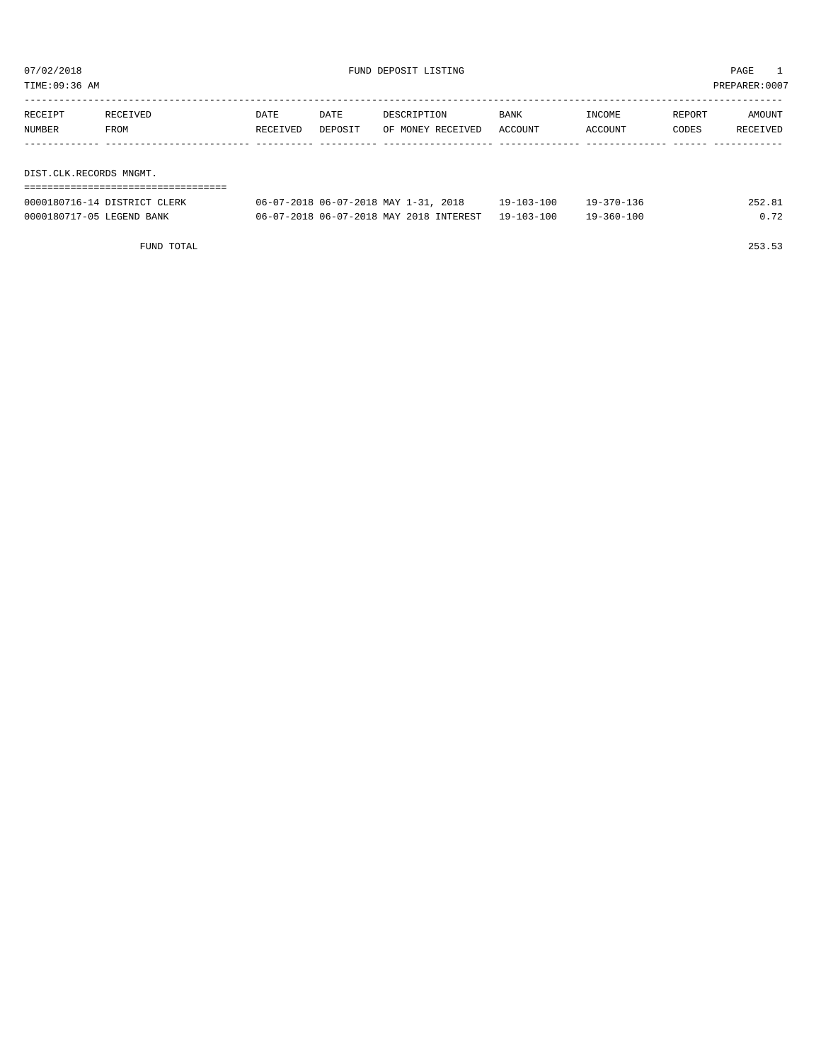07/02/2018 FUND DEPOSIT LISTING

TIME:09:36 AM PREPARER:0007

| RECEIPT NUMBER | RECEIVED FROM | DATE RECEIVED | DATE DEPOSIT | DESCRIPTION OF MONEY RECEIVED | BANK ACCOUNT | INCOME ACCOUNT | REPORT CODES | AMOUNT RECEIVED |
|---|---|---|---|---|---|---|---|---|
| **DIST.CLK.RECORDS MNGMT.** | | | | | | | | |
| 0000180716-14 | DISTRICT CLERK | 06-07-2018 | 06-07-2018 | MAY 1-31, 2018 | 19-103-100 | 19-370-136 | | 252.81 |
| 0000180717-05 | LEGEND BANK | 06-07-2018 | 06-07-2018 | MAY 2018 INTEREST | 19-103-100 | 19-360-100 | | 0.72 |
| | FUND TOTAL | | | | | | | 253.53 |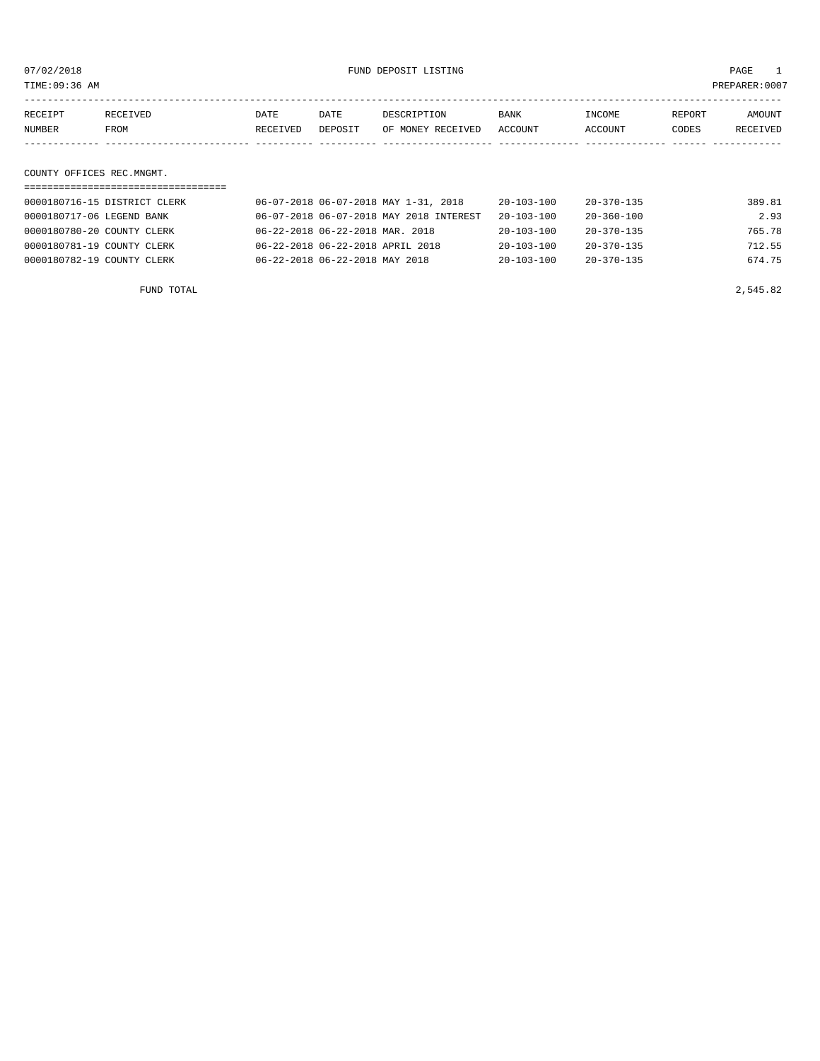# FUND DEPOSIT LISTING

07/02/2018
TIME:09:36 AM
PREPARER:0007

| RECEIPT NUMBER | RECEIVED FROM | DATE RECEIVED | DATE DEPOSIT | DESCRIPTION OF MONEY RECEIVED | BANK ACCOUNT | INCOME ACCOUNT | REPORT CODES | AMOUNT RECEIVED |
|---|---|---|---|---|---|---|---|---|
| **COUNTY OFFICES REC.MNGMT.** | | | | | | | | |
| 0000180716-15 | DISTRICT CLERK | 06-07-2018 | 06-07-2018 | MAY 1-31, 2018 | 20-103-100 | 20-370-135 | | 389.81 |
| 0000180717-06 | LEGEND BANK | 06-07-2018 | 06-07-2018 | MAY 2018 INTEREST | 20-103-100 | 20-360-100 | | 2.93 |
| 0000180780-20 | COUNTY CLERK | 06-22-2018 | 06-22-2018 | MAR. 2018 | 20-103-100 | 20-370-135 | | 765.78 |
| 0000180781-19 | COUNTY CLERK | 06-22-2018 | 06-22-2018 | APRIL 2018 | 20-103-100 | 20-370-135 | | 712.55 |
| 0000180782-19 | COUNTY CLERK | 06-22-2018 | 06-22-2018 | MAY 2018 | 20-103-100 | 20-370-135 | | 674.75 |
| | FUND TOTAL | | | | | | | 2,545.82 |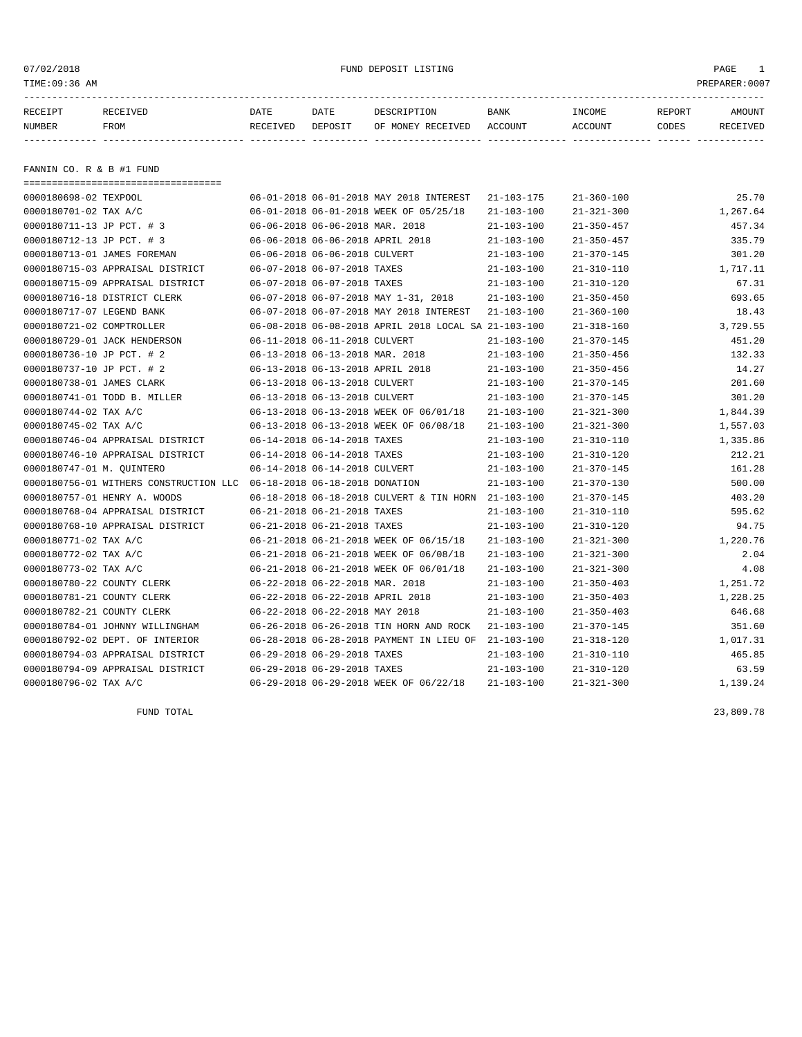07/02/2018 FUND DEPOSIT LISTING PAGE 1

TIME:09:36 AM PREPARER:0007

| RECEIPT NUMBER | RECEIVED FROM | DATE RECEIVED | DATE DEPOSIT | DESCRIPTION OF MONEY RECEIVED | BANK ACCOUNT | INCOME ACCOUNT | REPORT CODES | AMOUNT RECEIVED |
|---|---|---|---|---|---|---|---|---|

## FANNIN CO. R & B #1 FUND

| RECEIPT NUMBER | RECEIVED FROM | DATE RECEIVED | DATE DEPOSIT | DESCRIPTION OF MONEY RECEIVED | BANK ACCOUNT | INCOME ACCOUNT | REPORT CODES | AMOUNT RECEIVED |
|---|---|---|---|---|---|---|---|---|
| 0000180698-02 | TEXPOOL | 06-01-2018 | 06-01-2018 | MAY 2018 INTEREST | 21-103-175 | 21-360-100 | | 25.70 |
| 0000180701-02 | TAX A/C | 06-01-2018 | 06-01-2018 | WEEK OF 05/25/18 | 21-103-100 | 21-321-300 | | 1,267.64 |
| 0000180711-13 | JP PCT. # 3 | 06-06-2018 | 06-06-2018 | MAR. 2018 | 21-103-100 | 21-350-457 | | 457.34 |
| 0000180712-13 | JP PCT. # 3 | 06-06-2018 | 06-06-2018 | APRIL 2018 | 21-103-100 | 21-350-457 | | 335.79 |
| 0000180713-01 | JAMES FOREMAN | 06-06-2018 | 06-06-2018 | CULVERT | 21-103-100 | 21-370-145 | | 301.20 |
| 0000180715-03 | APPRAISAL DISTRICT | 06-07-2018 | 06-07-2018 | TAXES | 21-103-100 | 21-310-110 | | 1,717.11 |
| 0000180715-09 | APPRAISAL DISTRICT | 06-07-2018 | 06-07-2018 | TAXES | 21-103-100 | 21-310-120 | | 67.31 |
| 0000180716-18 | DISTRICT CLERK | 06-07-2018 | 06-07-2018 | MAY 1-31, 2018 | 21-103-100 | 21-350-450 | | 693.65 |
| 0000180717-07 | LEGEND BANK | 06-07-2018 | 06-07-2018 | MAY 2018 INTEREST | 21-103-100 | 21-360-100 | | 18.43 |
| 0000180721-02 | COMPTROLLER | 06-08-2018 | 06-08-2018 | APRIL 2018 LOCAL SA | 21-103-100 | 21-318-160 | | 3,729.55 |
| 0000180729-01 | JACK HENDERSON | 06-11-2018 | 06-11-2018 | CULVERT | 21-103-100 | 21-370-145 | | 451.20 |
| 0000180736-10 | JP PCT. # 2 | 06-13-2018 | 06-13-2018 | MAR. 2018 | 21-103-100 | 21-350-456 | | 132.33 |
| 0000180737-10 | JP PCT. # 2 | 06-13-2018 | 06-13-2018 | APRIL 2018 | 21-103-100 | 21-350-456 | | 14.27 |
| 0000180738-01 | JAMES CLARK | 06-13-2018 | 06-13-2018 | CULVERT | 21-103-100 | 21-370-145 | | 201.60 |
| 0000180741-01 | TODD B. MILLER | 06-13-2018 | 06-13-2018 | CULVERT | 21-103-100 | 21-370-145 | | 301.20 |
| 0000180744-02 | TAX A/C | 06-13-2018 | 06-13-2018 | WEEK OF 06/01/18 | 21-103-100 | 21-321-300 | | 1,844.39 |
| 0000180745-02 | TAX A/C | 06-13-2018 | 06-13-2018 | WEEK OF 06/08/18 | 21-103-100 | 21-321-300 | | 1,557.03 |
| 0000180746-04 | APPRAISAL DISTRICT | 06-14-2018 | 06-14-2018 | TAXES | 21-103-100 | 21-310-110 | | 1,335.86 |
| 0000180746-10 | APPRAISAL DISTRICT | 06-14-2018 | 06-14-2018 | TAXES | 21-103-100 | 21-310-120 | | 212.21 |
| 0000180747-01 | M. QUINTERO | 06-14-2018 | 06-14-2018 | CULVERT | 21-103-100 | 21-370-145 | | 161.28 |
| 0000180756-01 | WITHERS CONSTRUCTION LLC | 06-18-2018 | 06-18-2018 | DONATION | 21-103-100 | 21-370-130 | | 500.00 |
| 0000180757-01 | HENRY A. WOODS | 06-18-2018 | 06-18-2018 | CULVERT & TIN HORN | 21-103-100 | 21-370-145 | | 403.20 |
| 0000180768-04 | APPRAISAL DISTRICT | 06-21-2018 | 06-21-2018 | TAXES | 21-103-100 | 21-310-110 | | 595.62 |
| 0000180768-10 | APPRAISAL DISTRICT | 06-21-2018 | 06-21-2018 | TAXES | 21-103-100 | 21-310-120 | | 94.75 |
| 0000180771-02 | TAX A/C | 06-21-2018 | 06-21-2018 | WEEK OF 06/15/18 | 21-103-100 | 21-321-300 | | 1,220.76 |
| 0000180772-02 | TAX A/C | 06-21-2018 | 06-21-2018 | WEEK OF 06/08/18 | 21-103-100 | 21-321-300 | | 2.04 |
| 0000180773-02 | TAX A/C | 06-21-2018 | 06-21-2018 | WEEK OF 06/01/18 | 21-103-100 | 21-321-300 | | 4.08 |
| 0000180780-22 | COUNTY CLERK | 06-22-2018 | 06-22-2018 | MAR. 2018 | 21-103-100 | 21-350-403 | | 1,251.72 |
| 0000180781-21 | COUNTY CLERK | 06-22-2018 | 06-22-2018 | APRIL 2018 | 21-103-100 | 21-350-403 | | 1,228.25 |
| 0000180782-21 | COUNTY CLERK | 06-22-2018 | 06-22-2018 | MAY 2018 | 21-103-100 | 21-350-403 | | 646.68 |
| 0000180784-01 | JOHNNY WILLINGHAM | 06-26-2018 | 06-26-2018 | TIN HORN AND ROCK | 21-103-100 | 21-370-145 | | 351.60 |
| 0000180792-02 | DEPT. OF INTERIOR | 06-28-2018 | 06-28-2018 | PAYMENT IN LIEU OF | 21-103-100 | 21-318-120 | | 1,017.31 |
| 0000180794-03 | APPRAISAL DISTRICT | 06-29-2018 | 06-29-2018 | TAXES | 21-103-100 | 21-310-110 | | 465.85 |
| 0000180794-09 | APPRAISAL DISTRICT | 06-29-2018 | 06-29-2018 | TAXES | 21-103-100 | 21-310-120 | | 63.59 |
| 0000180796-02 | TAX A/C | 06-29-2018 | 06-29-2018 | WEEK OF 06/22/18 | 21-103-100 | 21-321-300 | | 1,139.24 |
| | FUND TOTAL | | | | | | | 23,809.78 |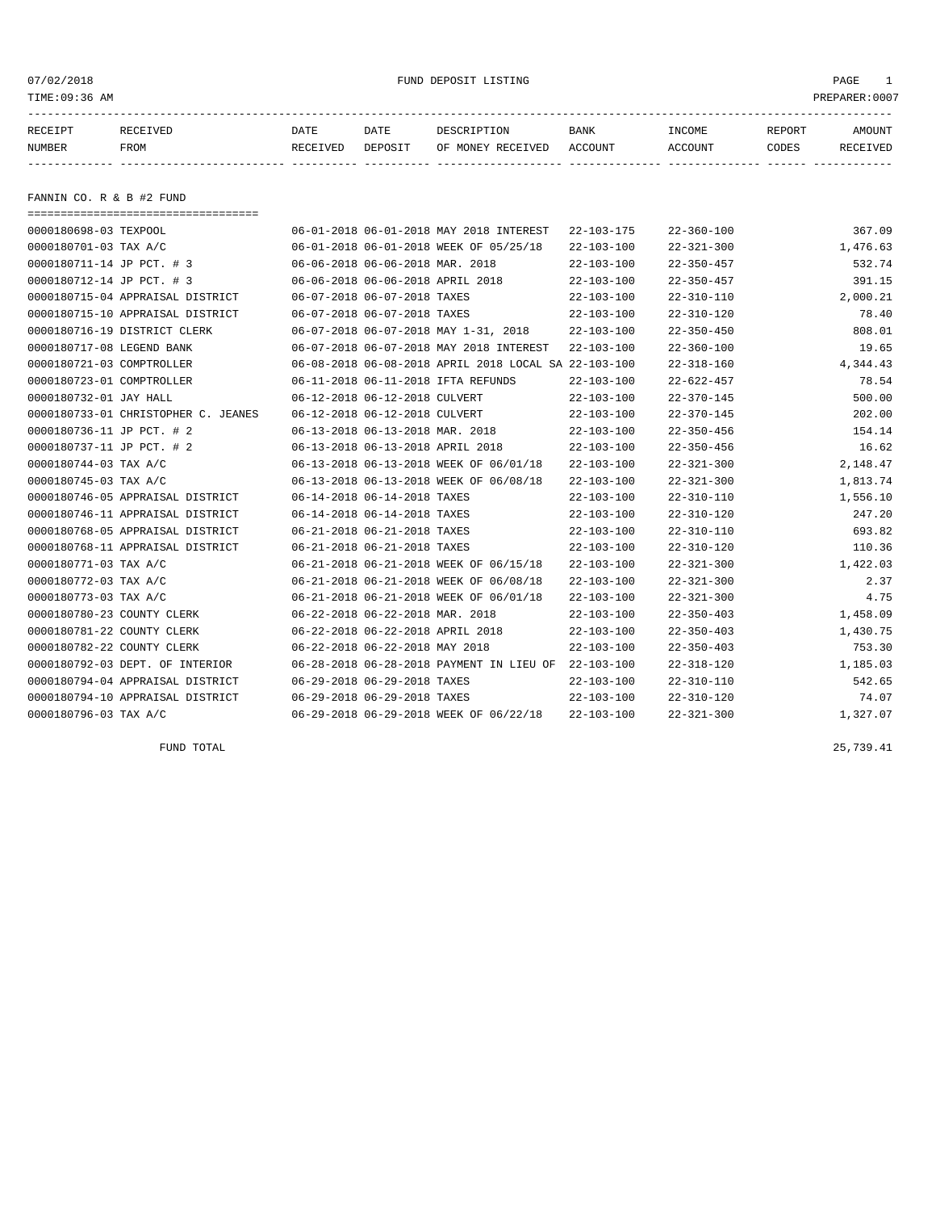07/02/2018 FUND DEPOSIT LISTING

TIME:09:36 AM PREPARER:0007

| RECEIPT NUMBER | RECEIVED FROM | DATE RECEIVED | DATE DEPOSIT | DESCRIPTION OF MONEY RECEIVED | BANK ACCOUNT | INCOME ACCOUNT | REPORT CODES | AMOUNT RECEIVED |
|---|---|---|---|---|---|---|---|---|

## FANNIN CO. R & B #2 FUND

| RECEIPT NUMBER | RECEIVED FROM | DATE RECEIVED | DATE DEPOSIT | DESCRIPTION OF MONEY RECEIVED | BANK ACCOUNT | INCOME ACCOUNT | REPORT CODES | AMOUNT RECEIVED |
|---|---|---|---|---|---|---|---|---|
| 0000180698-03 | TEXPOOL | 06-01-2018 | 06-01-2018 | MAY 2018 INTEREST | 22-103-175 | 22-360-100 | | 367.09 |
| 0000180701-03 | TAX A/C | 06-01-2018 | 06-01-2018 | WEEK OF 05/25/18 | 22-103-100 | 22-321-300 | | 1,476.63 |
| 0000180711-14 | JP PCT. # 3 | 06-06-2018 | 06-06-2018 | MAR. 2018 | 22-103-100 | 22-350-457 | | 532.74 |
| 0000180712-14 | JP PCT. # 3 | 06-06-2018 | 06-06-2018 | APRIL 2018 | 22-103-100 | 22-350-457 | | 391.15 |
| 0000180715-04 | APPRAISAL DISTRICT | 06-07-2018 | 06-07-2018 | TAXES | 22-103-100 | 22-310-110 | | 2,000.21 |
| 0000180715-10 | APPRAISAL DISTRICT | 06-07-2018 | 06-07-2018 | TAXES | 22-103-100 | 22-310-120 | | 78.40 |
| 0000180716-19 | DISTRICT CLERK | 06-07-2018 | 06-07-2018 | MAY 1-31, 2018 | 22-103-100 | 22-350-450 | | 808.01 |
| 0000180717-08 | LEGEND BANK | 06-07-2018 | 06-07-2018 | MAY 2018 INTEREST | 22-103-100 | 22-360-100 | | 19.65 |
| 0000180721-03 | COMPTROLLER | 06-08-2018 | 06-08-2018 | APRIL 2018 LOCAL SA | 22-103-100 | 22-318-160 | | 4,344.43 |
| 0000180723-01 | COMPTROLLER | 06-11-2018 | 06-11-2018 | IFTA REFUNDS | 22-103-100 | 22-622-457 | | 78.54 |
| 0000180732-01 | JAY HALL | 06-12-2018 | 06-12-2018 | CULVERT | 22-103-100 | 22-370-145 | | 500.00 |
| 0000180733-01 | CHRISTOPHER C. JEANES | 06-12-2018 | 06-12-2018 | CULVERT | 22-103-100 | 22-370-145 | | 202.00 |
| 0000180736-11 | JP PCT. # 2 | 06-13-2018 | 06-13-2018 | MAR. 2018 | 22-103-100 | 22-350-456 | | 154.14 |
| 0000180737-11 | JP PCT. # 2 | 06-13-2018 | 06-13-2018 | APRIL 2018 | 22-103-100 | 22-350-456 | | 16.62 |
| 0000180744-03 | TAX A/C | 06-13-2018 | 06-13-2018 | WEEK OF 06/01/18 | 22-103-100 | 22-321-300 | | 2,148.47 |
| 0000180745-03 | TAX A/C | 06-13-2018 | 06-13-2018 | WEEK OF 06/08/18 | 22-103-100 | 22-321-300 | | 1,813.74 |
| 0000180746-05 | APPRAISAL DISTRICT | 06-14-2018 | 06-14-2018 | TAXES | 22-103-100 | 22-310-110 | | 1,556.10 |
| 0000180746-11 | APPRAISAL DISTRICT | 06-14-2018 | 06-14-2018 | TAXES | 22-103-100 | 22-310-120 | | 247.20 |
| 0000180768-05 | APPRAISAL DISTRICT | 06-21-2018 | 06-21-2018 | TAXES | 22-103-100 | 22-310-110 | | 693.82 |
| 0000180768-11 | APPRAISAL DISTRICT | 06-21-2018 | 06-21-2018 | TAXES | 22-103-100 | 22-310-120 | | 110.36 |
| 0000180771-03 | TAX A/C | 06-21-2018 | 06-21-2018 | WEEK OF 06/15/18 | 22-103-100 | 22-321-300 | | 1,422.03 |
| 0000180772-03 | TAX A/C | 06-21-2018 | 06-21-2018 | WEEK OF 06/08/18 | 22-103-100 | 22-321-300 | | 2.37 |
| 0000180773-03 | TAX A/C | 06-21-2018 | 06-21-2018 | WEEK OF 06/01/18 | 22-103-100 | 22-321-300 | | 4.75 |
| 0000180780-23 | COUNTY CLERK | 06-22-2018 | 06-22-2018 | MAR. 2018 | 22-103-100 | 22-350-403 | | 1,458.09 |
| 0000180781-22 | COUNTY CLERK | 06-22-2018 | 06-22-2018 | APRIL 2018 | 22-103-100 | 22-350-403 | | 1,430.75 |
| 0000180782-22 | COUNTY CLERK | 06-22-2018 | 06-22-2018 | MAY 2018 | 22-103-100 | 22-350-403 | | 753.30 |
| 0000180792-03 | DEPT. OF INTERIOR | 06-28-2018 | 06-28-2018 | PAYMENT IN LIEU OF | 22-103-100 | 22-318-120 | | 1,185.03 |
| 0000180794-04 | APPRAISAL DISTRICT | 06-29-2018 | 06-29-2018 | TAXES | 22-103-100 | 22-310-110 | | 542.65 |
| 0000180794-10 | APPRAISAL DISTRICT | 06-29-2018 | 06-29-2018 | TAXES | 22-103-100 | 22-310-120 | | 74.07 |
| 0000180796-03 | TAX A/C | 06-29-2018 | 06-29-2018 | WEEK OF 06/22/18 | 22-103-100 | 22-321-300 | | 1,327.07 |
| | FUND TOTAL | | | | | | | 25,739.41 |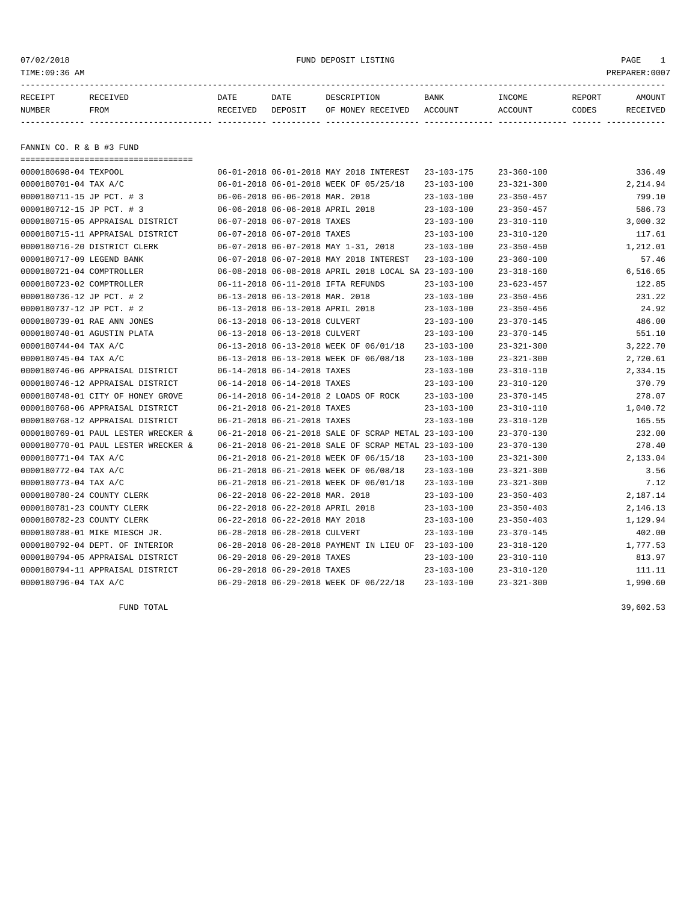07/02/2018 FUND DEPOSIT LISTING

TIME:09:36 AM PREPARER:0007

| RECEIPT NUMBER | RECEIVED FROM | DATE RECEIVED | DATE DEPOSIT | DESCRIPTION OF MONEY RECEIVED | BANK ACCOUNT | INCOME ACCOUNT | REPORT CODES | AMOUNT RECEIVED |
|---|---|---|---|---|---|---|---|---|

## FANNIN CO. R & B #3 FUND

| RECEIPT NUMBER | RECEIVED FROM | DATE RECEIVED | DATE DEPOSIT | DESCRIPTION OF MONEY RECEIVED | BANK ACCOUNT | INCOME ACCOUNT | REPORT CODES | AMOUNT RECEIVED |
|---|---|---|---|---|---|---|---|---|
| 0000180698-04 | TEXPOOL | 06-01-2018 | 06-01-2018 | MAY 2018 INTEREST | 23-103-175 | 23-360-100 | | 336.49 |
| 0000180701-04 | TAX A/C | 06-01-2018 | 06-01-2018 | WEEK OF 05/25/18 | 23-103-100 | 23-321-300 | | 2,214.94 |
| 0000180711-15 | JP PCT. # 3 | 06-06-2018 | 06-06-2018 | MAR. 2018 | 23-103-100 | 23-350-457 | | 799.10 |
| 0000180712-15 | JP PCT. # 3 | 06-06-2018 | 06-06-2018 | APRIL 2018 | 23-103-100 | 23-350-457 | | 586.73 |
| 0000180715-05 | APPRAISAL DISTRICT | 06-07-2018 | 06-07-2018 | TAXES | 23-103-100 | 23-310-110 | | 3,000.32 |
| 0000180715-11 | APPRAISAL DISTRICT | 06-07-2018 | 06-07-2018 | TAXES | 23-103-100 | 23-310-120 | | 117.61 |
| 0000180716-20 | DISTRICT CLERK | 06-07-2018 | 06-07-2018 | MAY 1-31, 2018 | 23-103-100 | 23-350-450 | | 1,212.01 |
| 0000180717-09 | LEGEND BANK | 06-07-2018 | 06-07-2018 | MAY 2018 INTEREST | 23-103-100 | 23-360-100 | | 57.46 |
| 0000180721-04 | COMPTROLLER | 06-08-2018 | 06-08-2018 | APRIL 2018 LOCAL SA | 23-103-100 | 23-318-160 | | 6,516.65 |
| 0000180723-02 | COMPTROLLER | 06-11-2018 | 06-11-2018 | IFTA REFUNDS | 23-103-100 | 23-623-457 | | 122.85 |
| 0000180736-12 | JP PCT. # 2 | 06-13-2018 | 06-13-2018 | MAR. 2018 | 23-103-100 | 23-350-456 | | 231.22 |
| 0000180737-12 | JP PCT. # 2 | 06-13-2018 | 06-13-2018 | APRIL 2018 | 23-103-100 | 23-350-456 | | 24.92 |
| 0000180739-01 | RAE ANN JONES | 06-13-2018 | 06-13-2018 | CULVERT | 23-103-100 | 23-370-145 | | 486.00 |
| 0000180740-01 | AGUSTIN PLATA | 06-13-2018 | 06-13-2018 | CULVERT | 23-103-100 | 23-370-145 | | 551.10 |
| 0000180744-04 | TAX A/C | 06-13-2018 | 06-13-2018 | WEEK OF 06/01/18 | 23-103-100 | 23-321-300 | | 3,222.70 |
| 0000180745-04 | TAX A/C | 06-13-2018 | 06-13-2018 | WEEK OF 06/08/18 | 23-103-100 | 23-321-300 | | 2,720.61 |
| 0000180746-06 | APPRAISAL DISTRICT | 06-14-2018 | 06-14-2018 | TAXES | 23-103-100 | 23-310-110 | | 2,334.15 |
| 0000180746-12 | APPRAISAL DISTRICT | 06-14-2018 | 06-14-2018 | TAXES | 23-103-100 | 23-310-120 | | 370.79 |
| 0000180748-01 | CITY OF HONEY GROVE | 06-14-2018 | 06-14-2018 | 2 LOADS OF ROCK | 23-103-100 | 23-370-145 | | 278.07 |
| 0000180768-06 | APPRAISAL DISTRICT | 06-21-2018 | 06-21-2018 | TAXES | 23-103-100 | 23-310-110 | | 1,040.72 |
| 0000180768-12 | APPRAISAL DISTRICT | 06-21-2018 | 06-21-2018 | TAXES | 23-103-100 | 23-310-120 | | 165.55 |
| 0000180769-01 | PAUL LESTER WRECKER & | 06-21-2018 | 06-21-2018 | SALE OF SCRAP METAL | 23-103-100 | 23-370-130 | | 232.00 |
| 0000180770-01 | PAUL LESTER WRECKER & | 06-21-2018 | 06-21-2018 | SALE OF SCRAP METAL | 23-103-100 | 23-370-130 | | 278.40 |
| 0000180771-04 | TAX A/C | 06-21-2018 | 06-21-2018 | WEEK OF 06/15/18 | 23-103-100 | 23-321-300 | | 2,133.04 |
| 0000180772-04 | TAX A/C | 06-21-2018 | 06-21-2018 | WEEK OF 06/08/18 | 23-103-100 | 23-321-300 | | 3.56 |
| 0000180773-04 | TAX A/C | 06-21-2018 | 06-21-2018 | WEEK OF 06/01/18 | 23-103-100 | 23-321-300 | | 7.12 |
| 0000180780-24 | COUNTY CLERK | 06-22-2018 | 06-22-2018 | MAR. 2018 | 23-103-100 | 23-350-403 | | 2,187.14 |
| 0000180781-23 | COUNTY CLERK | 06-22-2018 | 06-22-2018 | APRIL 2018 | 23-103-100 | 23-350-403 | | 2,146.13 |
| 0000180782-23 | COUNTY CLERK | 06-22-2018 | 06-22-2018 | MAY 2018 | 23-103-100 | 23-350-403 | | 1,129.94 |
| 0000180788-01 | MIKE MIESCH JR. | 06-28-2018 | 06-28-2018 | CULVERT | 23-103-100 | 23-370-145 | | 402.00 |
| 0000180792-04 | DEPT. OF INTERIOR | 06-28-2018 | 06-28-2018 | PAYMENT IN LIEU OF | 23-103-100 | 23-318-120 | | 1,777.53 |
| 0000180794-05 | APPRAISAL DISTRICT | 06-29-2018 | 06-29-2018 | TAXES | 23-103-100 | 23-310-110 | | 813.97 |
| 0000180794-11 | APPRAISAL DISTRICT | 06-29-2018 | 06-29-2018 | TAXES | 23-103-100 | 23-310-120 | | 111.11 |
| 0000180796-04 | TAX A/C | 06-29-2018 | 06-29-2018 | WEEK OF 06/22/18 | 23-103-100 | 23-321-300 | | 1,990.60 |
| | FUND TOTAL | | | | | | | 39,602.53 |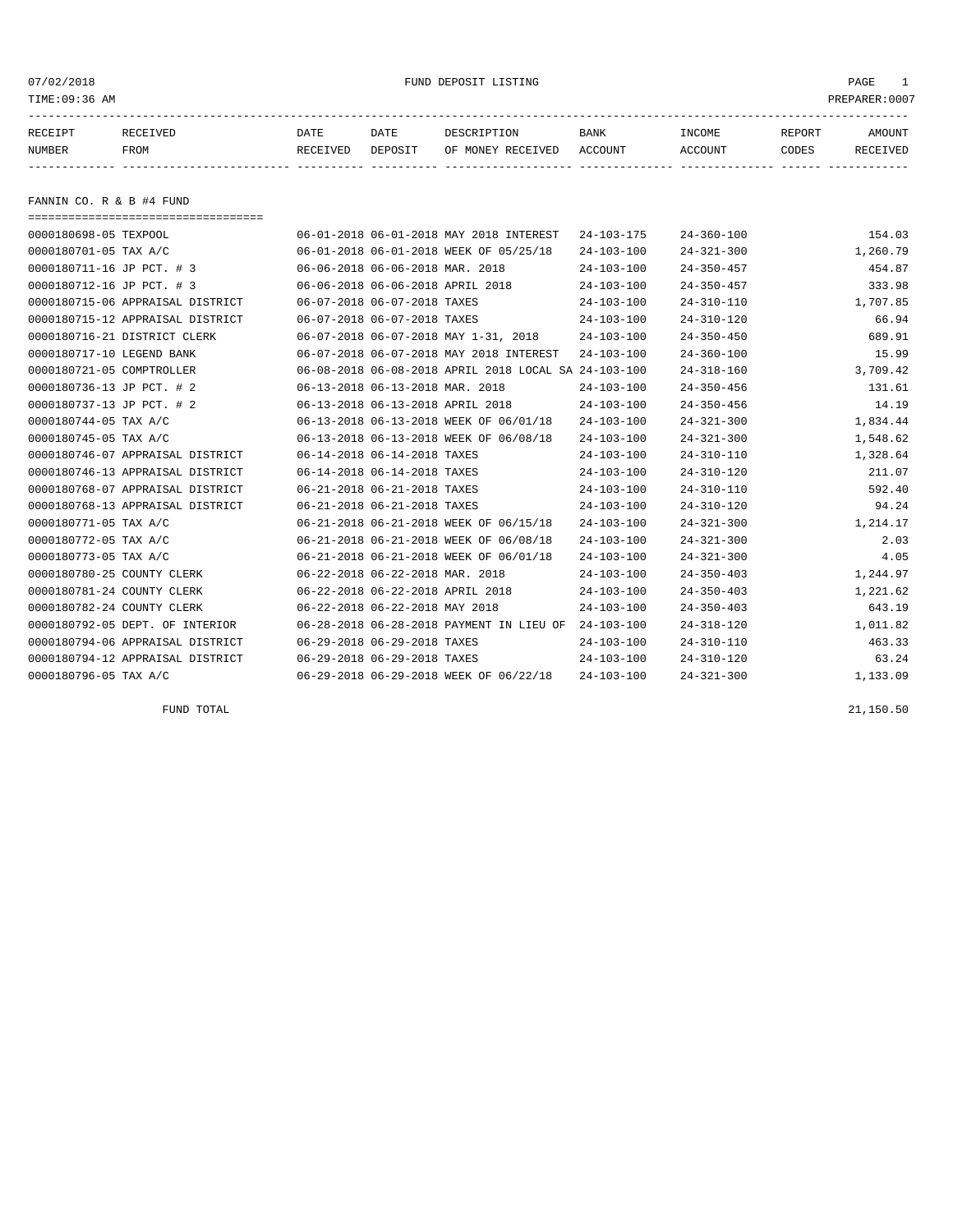07/02/2018 FUND DEPOSIT LISTING PAGE 1
TIME:09:36 AM PREPARER:0007

## FANNIN CO. R & B #4 FUND

| RECEIPT NUMBER | RECEIVED FROM | DATE RECEIVED | DATE DEPOSIT | DESCRIPTION OF MONEY RECEIVED | BANK ACCOUNT | INCOME ACCOUNT | REPORT CODES | AMOUNT RECEIVED |
|---|---|---|---|---|---|---|---|---|
| 0000180698-05 | TEXPOOL | 06-01-2018 | 06-01-2018 | MAY 2018 INTEREST | 24-103-175 | 24-360-100 | | 154.03 |
| 0000180701-05 | TAX A/C | 06-01-2018 | 06-01-2018 | WEEK OF 05/25/18 | 24-103-100 | 24-321-300 | | 1,260.79 |
| 0000180711-16 | JP PCT. # 3 | 06-06-2018 | 06-06-2018 | MAR. 2018 | 24-103-100 | 24-350-457 | | 454.87 |
| 0000180712-16 | JP PCT. # 3 | 06-06-2018 | 06-06-2018 | APRIL 2018 | 24-103-100 | 24-350-457 | | 333.98 |
| 0000180715-06 | APPRAISAL DISTRICT | 06-07-2018 | 06-07-2018 | TAXES | 24-103-100 | 24-310-110 | | 1,707.85 |
| 0000180715-12 | APPRAISAL DISTRICT | 06-07-2018 | 06-07-2018 | TAXES | 24-103-100 | 24-310-120 | | 66.94 |
| 0000180716-21 | DISTRICT CLERK | 06-07-2018 | 06-07-2018 | MAY 1-31, 2018 | 24-103-100 | 24-350-450 | | 689.91 |
| 0000180717-10 | LEGEND BANK | 06-07-2018 | 06-07-2018 | MAY 2018 INTEREST | 24-103-100 | 24-360-100 | | 15.99 |
| 0000180721-05 | COMPTROLLER | 06-08-2018 | 06-08-2018 | APRIL 2018 LOCAL SA | 24-103-100 | 24-318-160 | | 3,709.42 |
| 0000180736-13 | JP PCT. # 2 | 06-13-2018 | 06-13-2018 | MAR. 2018 | 24-103-100 | 24-350-456 | | 131.61 |
| 0000180737-13 | JP PCT. # 2 | 06-13-2018 | 06-13-2018 | APRIL 2018 | 24-103-100 | 24-350-456 | | 14.19 |
| 0000180744-05 | TAX A/C | 06-13-2018 | 06-13-2018 | WEEK OF 06/01/18 | 24-103-100 | 24-321-300 | | 1,834.44 |
| 0000180745-05 | TAX A/C | 06-13-2018 | 06-13-2018 | WEEK OF 06/08/18 | 24-103-100 | 24-321-300 | | 1,548.62 |
| 0000180746-07 | APPRAISAL DISTRICT | 06-14-2018 | 06-14-2018 | TAXES | 24-103-100 | 24-310-110 | | 1,328.64 |
| 0000180746-13 | APPRAISAL DISTRICT | 06-14-2018 | 06-14-2018 | TAXES | 24-103-100 | 24-310-120 | | 211.07 |
| 0000180768-07 | APPRAISAL DISTRICT | 06-21-2018 | 06-21-2018 | TAXES | 24-103-100 | 24-310-110 | | 592.40 |
| 0000180768-13 | APPRAISAL DISTRICT | 06-21-2018 | 06-21-2018 | TAXES | 24-103-100 | 24-310-120 | | 94.24 |
| 0000180771-05 | TAX A/C | 06-21-2018 | 06-21-2018 | WEEK OF 06/15/18 | 24-103-100 | 24-321-300 | | 1,214.17 |
| 0000180772-05 | TAX A/C | 06-21-2018 | 06-21-2018 | WEEK OF 06/08/18 | 24-103-100 | 24-321-300 | | 2.03 |
| 0000180773-05 | TAX A/C | 06-21-2018 | 06-21-2018 | WEEK OF 06/01/18 | 24-103-100 | 24-321-300 | | 4.05 |
| 0000180780-25 | COUNTY CLERK | 06-22-2018 | 06-22-2018 | MAR. 2018 | 24-103-100 | 24-350-403 | | 1,244.97 |
| 0000180781-24 | COUNTY CLERK | 06-22-2018 | 06-22-2018 | APRIL 2018 | 24-103-100 | 24-350-403 | | 1,221.62 |
| 0000180782-24 | COUNTY CLERK | 06-22-2018 | 06-22-2018 | MAY 2018 | 24-103-100 | 24-350-403 | | 643.19 |
| 0000180792-05 | DEPT. OF INTERIOR | 06-28-2018 | 06-28-2018 | PAYMENT IN LIEU OF | 24-103-100 | 24-318-120 | | 1,011.82 |
| 0000180794-06 | APPRAISAL DISTRICT | 06-29-2018 | 06-29-2018 | TAXES | 24-103-100 | 24-310-110 | | 463.33 |
| 0000180794-12 | APPRAISAL DISTRICT | 06-29-2018 | 06-29-2018 | TAXES | 24-103-100 | 24-310-120 | | 63.24 |
| 0000180796-05 | TAX A/C | 06-29-2018 | 06-29-2018 | WEEK OF 06/22/18 | 24-103-100 | 24-321-300 | | 1,133.09 |
| | FUND TOTAL | | | | | | | 21,150.50 |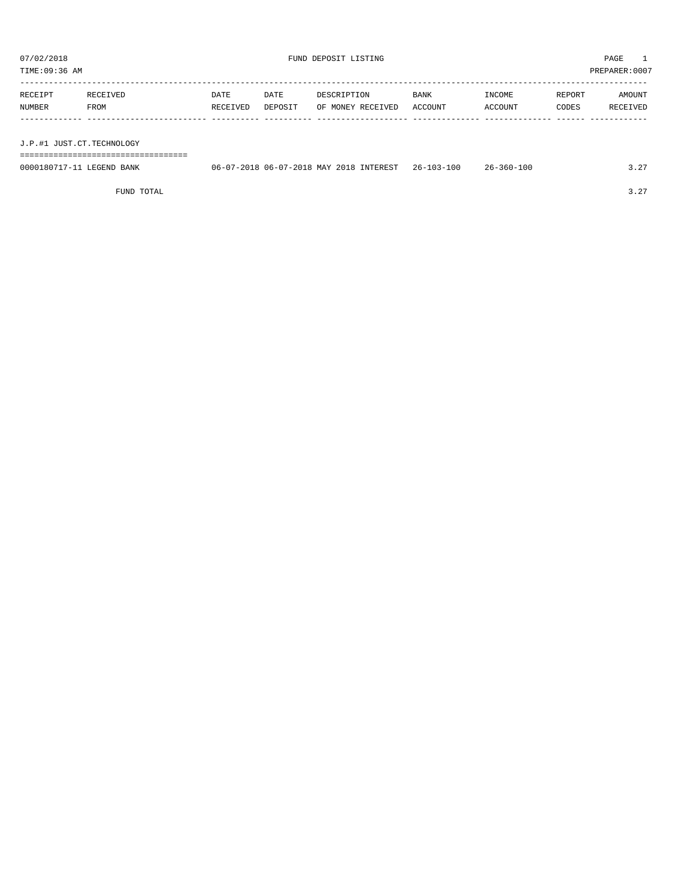07/02/2018 FUND DEPOSIT LISTING PAGE 1

TIME:09:36 AM PREPARER:0007

| RECEIPT NUMBER | RECEIVED FROM | DATE RECEIVED | DATE DEPOSIT | DESCRIPTION OF MONEY RECEIVED | BANK ACCOUNT | INCOME ACCOUNT | REPORT CODES | AMOUNT RECEIVED |
|---|---|---|---|---|---|---|---|---|
| **J.P.#1 JUST.CT.TECHNOLOGY** | | | | | | | | |
| 0000180717-11 | LEGEND BANK | 06-07-2018 | 06-07-2018 | MAY 2018 INTEREST | 26-103-100 | 26-360-100 | | 3.27 |
| | FUND TOTAL | | | | | | | 3.27 |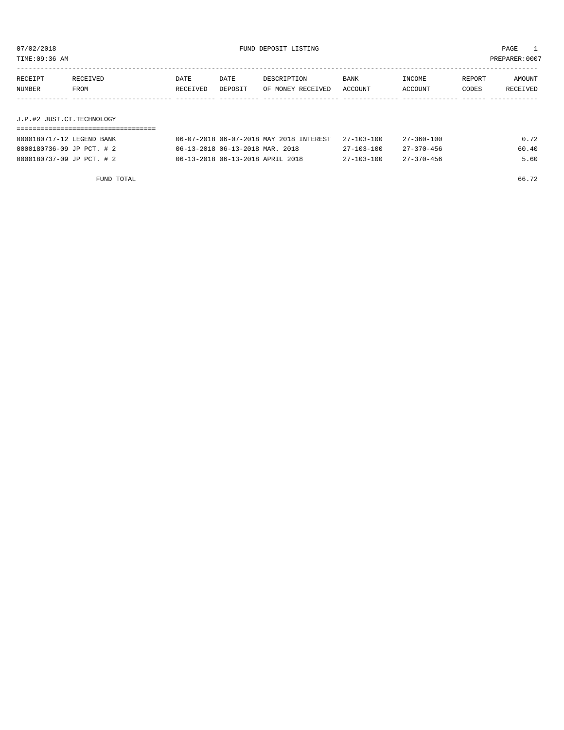07/02/2018 FUND DEPOSIT LISTING PAGE 1

TIME:09:36 AM PREPARER:0007

| RECEIPT NUMBER | RECEIVED FROM | DATE RECEIVED | DATE DEPOSIT | DESCRIPTION OF MONEY RECEIVED | BANK ACCOUNT | INCOME ACCOUNT | REPORT CODES | AMOUNT RECEIVED |
|---|---|---|---|---|---|---|---|---|

## J.P.#2 JUST.CT.TECHNOLOGY

| RECEIPT NUMBER | RECEIVED FROM | DATE RECEIVED | DATE DEPOSIT | DESCRIPTION OF MONEY RECEIVED | BANK ACCOUNT | INCOME ACCOUNT | REPORT CODES | AMOUNT RECEIVED |
|---|---|---|---|---|---|---|---|---|
| 0000180717-12 | LEGEND BANK | 06-07-2018 | 06-07-2018 | MAY 2018 INTEREST | 27-103-100 | 27-360-100 | | 0.72 |
| 0000180736-09 | JP PCT. # 2 | 06-13-2018 | 06-13-2018 | MAR. 2018 | 27-103-100 | 27-370-456 | | 60.40 |
| 0000180737-09 | JP PCT. # 2 | 06-13-2018 | 06-13-2018 | APRIL 2018 | 27-103-100 | 27-370-456 | | 5.60 |
| | FUND TOTAL | | | | | | | 66.72 |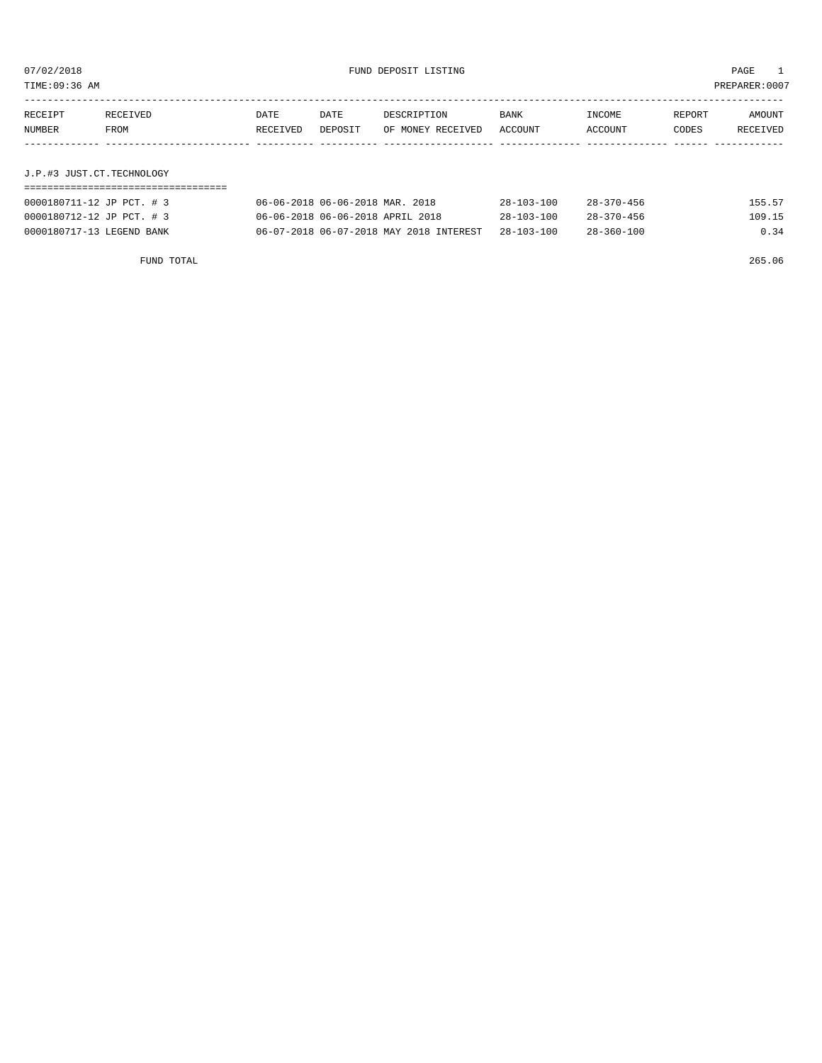07/02/2018 FUND DEPOSIT LISTING

TIME:09:36 AM PREPARER:0007

| RECEIPT NUMBER | RECEIVED FROM | DATE RECEIVED | DATE DEPOSIT | DESCRIPTION OF MONEY RECEIVED | BANK ACCOUNT | INCOME ACCOUNT | REPORT CODES | AMOUNT RECEIVED |
|---|---|---|---|---|---|---|---|---|
| J.P.#3 JUST.CT.TECHNOLOGY | | | | | | | | |
| 0000180711-12 | JP PCT. # 3 | 06-06-2018 | 06-06-2018 | MAR. 2018 | 28-103-100 | 28-370-456 | | 155.57 |
| 0000180712-12 | JP PCT. # 3 | 06-06-2018 | 06-06-2018 | APRIL 2018 | 28-103-100 | 28-370-456 | | 109.15 |
| 0000180717-13 | LEGEND BANK | 06-07-2018 | 06-07-2018 | MAY 2018 INTEREST | 28-103-100 | 28-360-100 | | 0.34 |
| | FUND TOTAL | | | | | | | 265.06 |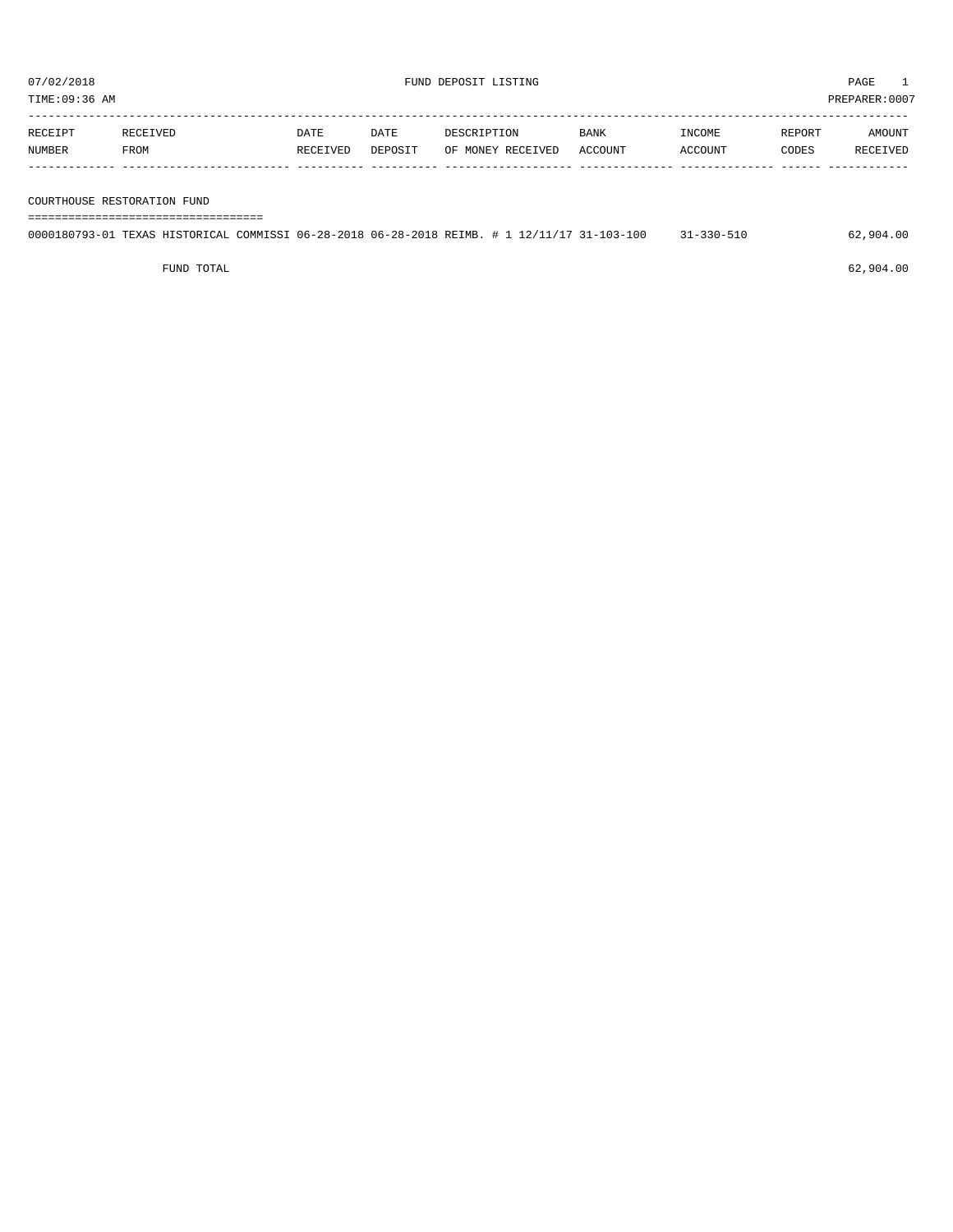07/02/2018 FUND DEPOSIT LISTING PAGE 1

TIME:09:36 AM PREPARER:0007

| RECEIPT NUMBER | RECEIVED FROM | DATE RECEIVED | DATE DEPOSIT | DESCRIPTION OF MONEY RECEIVED | BANK ACCOUNT | INCOME ACCOUNT | REPORT CODES | AMOUNT RECEIVED |
|---|---|---|---|---|---|---|---|---|
| **COURTHOUSE RESTORATION FUND** | | | | | | | | |
| 0000180793-01 | TEXAS HISTORICAL COMMISSI | 06-28-2018 | 06-28-2018 | REIMB. # 1 12/11/17 | 31-103-100 | 31-330-510 | | 62,904.00 |
| | FUND TOTAL | | | | | | | 62,904.00 |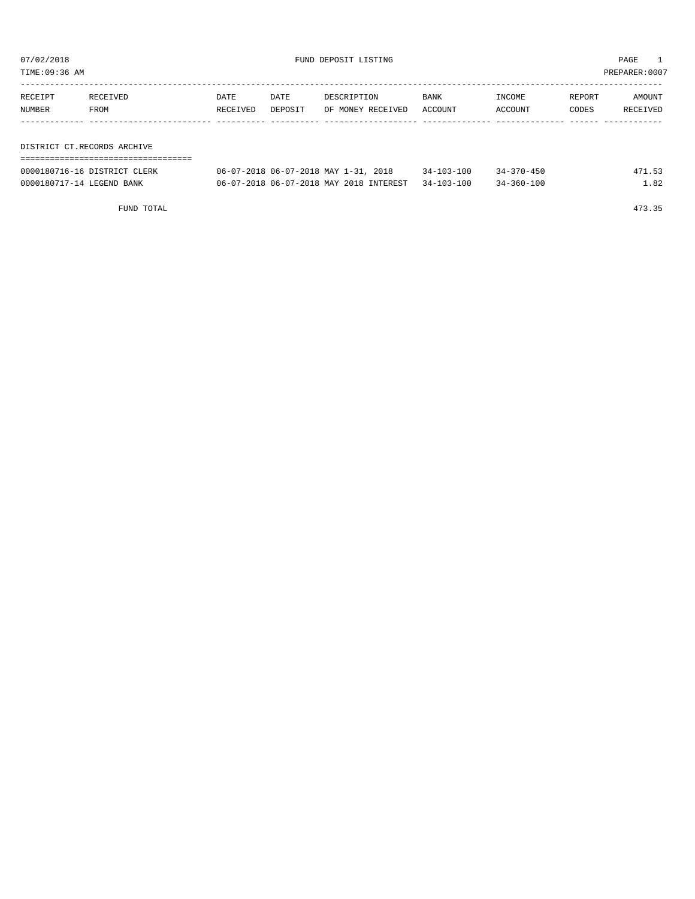07/02/2018 FUND DEPOSIT LISTING

TIME:09:36 AM PREPARER:0007

| RECEIPT NUMBER | RECEIVED FROM | DATE RECEIVED | DATE DEPOSIT | DESCRIPTION OF MONEY RECEIVED | BANK ACCOUNT | INCOME ACCOUNT | REPORT CODES | AMOUNT RECEIVED |
|---|---|---|---|---|---|---|---|---|
| **DISTRICT CT.RECORDS ARCHIVE** | | | | | | | | |
| 0000180716-16 | DISTRICT CLERK | 06-07-2018 | 06-07-2018 | MAY 1-31, 2018 | 34-103-100 | 34-370-450 | | 471.53 |
| 0000180717-14 | LEGEND BANK | 06-07-2018 | 06-07-2018 | MAY 2018 INTEREST | 34-103-100 | 34-360-100 | | 1.82 |
| | FUND TOTAL | | | | | | | 473.35 |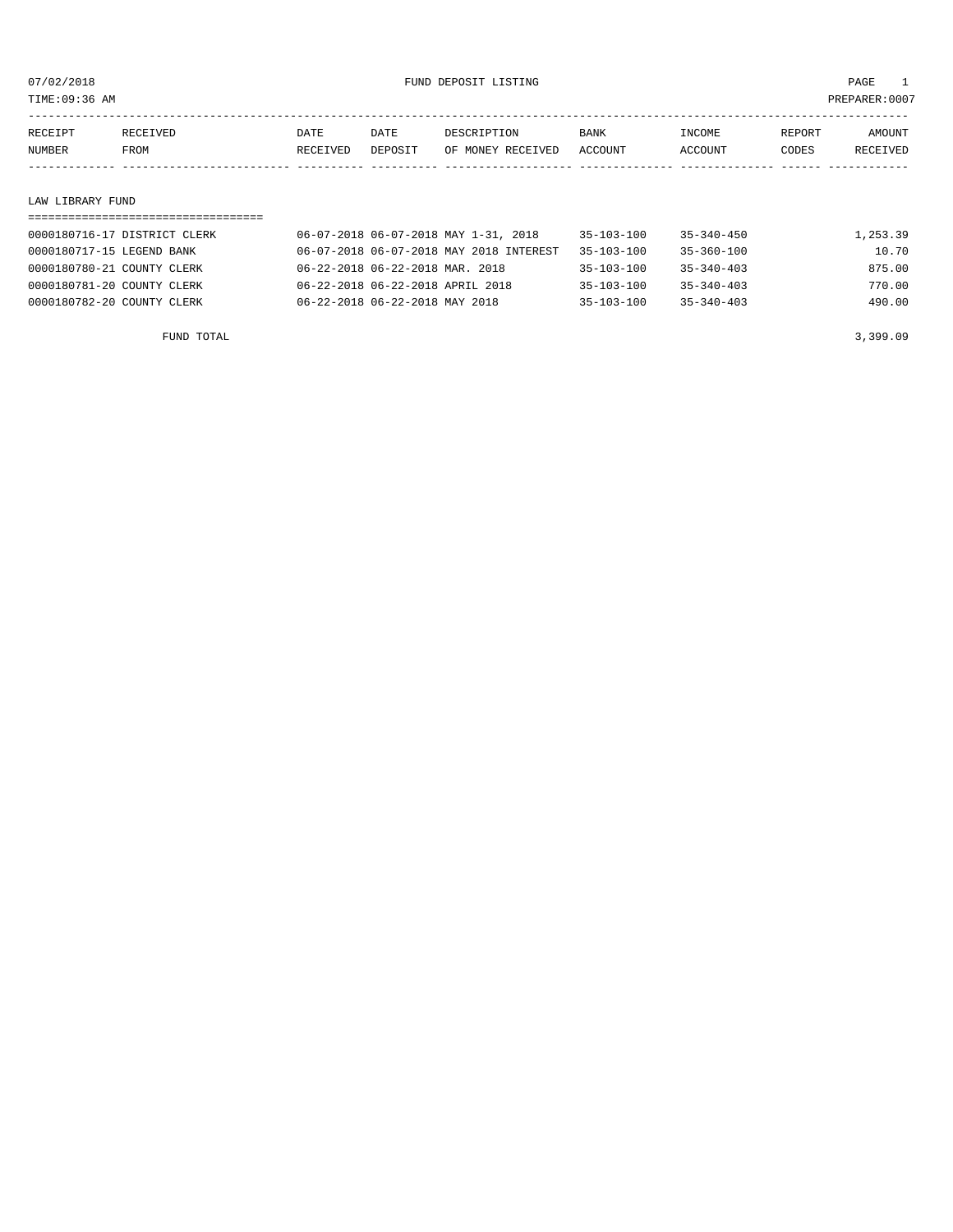07/02/2018 FUND DEPOSIT LISTING

TIME:09:36 AM PREPARER:0007

| RECEIPT NUMBER | RECEIVED FROM | DATE RECEIVED | DATE DEPOSIT | DESCRIPTION OF MONEY RECEIVED | BANK ACCOUNT | INCOME ACCOUNT | REPORT CODES | AMOUNT RECEIVED |
|---|---|---|---|---|---|---|---|---|

## LAW LIBRARY FUND

| RECEIPT NUMBER | RECEIVED FROM | DATE RECEIVED | DATE DEPOSIT | DESCRIPTION OF MONEY RECEIVED | BANK ACCOUNT | INCOME ACCOUNT | REPORT CODES | AMOUNT RECEIVED |
|---|---|---|---|---|---|---|---|---|
| 0000180716-17 | DISTRICT CLERK | 06-07-2018 | 06-07-2018 | MAY 1-31, 2018 | 35-103-100 | 35-340-450 | | 1,253.39 |
| 0000180717-15 | LEGEND BANK | 06-07-2018 | 06-07-2018 | MAY 2018 INTEREST | 35-103-100 | 35-360-100 | | 10.70 |
| 0000180780-21 | COUNTY CLERK | 06-22-2018 | 06-22-2018 | MAR. 2018 | 35-103-100 | 35-340-403 | | 875.00 |
| 0000180781-20 | COUNTY CLERK | 06-22-2018 | 06-22-2018 | APRIL 2018 | 35-103-100 | 35-340-403 | | 770.00 |
| 0000180782-20 | COUNTY CLERK | 06-22-2018 | 06-22-2018 | MAY 2018 | 35-103-100 | 35-340-403 | | 490.00 |
| | FUND TOTAL | | | | | | | 3,399.09 |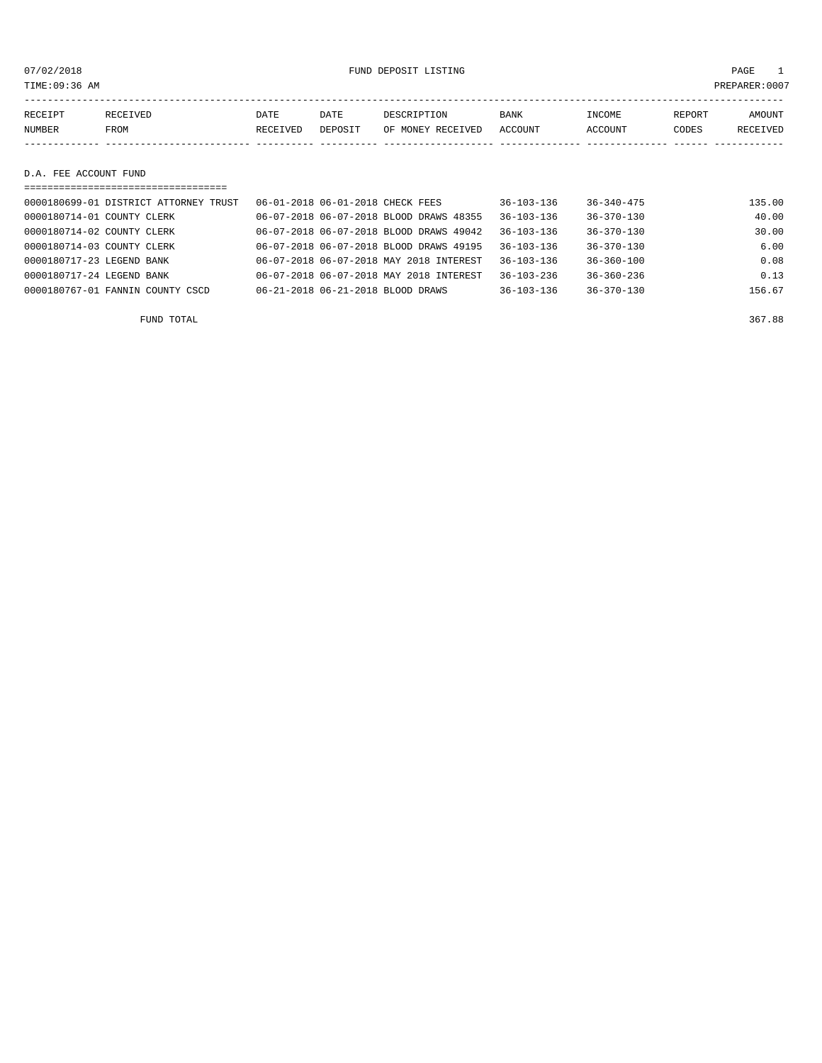# FUND DEPOSIT LISTING

07/02/2018
TIME:09:36 AM
PREPARER:0007

## D.A. FEE ACCOUNT FUND

| RECEIPT NUMBER | RECEIVED FROM | DATE RECEIVED | DATE DEPOSIT | DESCRIPTION OF MONEY RECEIVED | BANK ACCOUNT | INCOME ACCOUNT | REPORT CODES | AMOUNT RECEIVED |
|---|---|---|---|---|---|---|---|---|
| 0000180699-01 | DISTRICT ATTORNEY TRUST | 06-01-2018 | 06-01-2018 | CHECK FEES | 36-103-136 | 36-340-475 | | 135.00 |
| 0000180714-01 | COUNTY CLERK | 06-07-2018 | 06-07-2018 | BLOOD DRAWS 48355 | 36-103-136 | 36-370-130 | | 40.00 |
| 0000180714-02 | COUNTY CLERK | 06-07-2018 | 06-07-2018 | BLOOD DRAWS 49042 | 36-103-136 | 36-370-130 | | 30.00 |
| 0000180714-03 | COUNTY CLERK | 06-07-2018 | 06-07-2018 | BLOOD DRAWS 49195 | 36-103-136 | 36-370-130 | | 6.00 |
| 0000180717-23 | LEGEND BANK | 06-07-2018 | 06-07-2018 | MAY 2018 INTEREST | 36-103-136 | 36-360-100 | | 0.08 |
| 0000180717-24 | LEGEND BANK | 06-07-2018 | 06-07-2018 | MAY 2018 INTEREST | 36-103-236 | 36-360-236 | | 0.13 |
| 0000180767-01 | FANNIN COUNTY CSCD | 06-21-2018 | 06-21-2018 | BLOOD DRAWS | 36-103-136 | 36-370-130 | | 156.67 |
| | FUND TOTAL | | | | | | | 367.88 |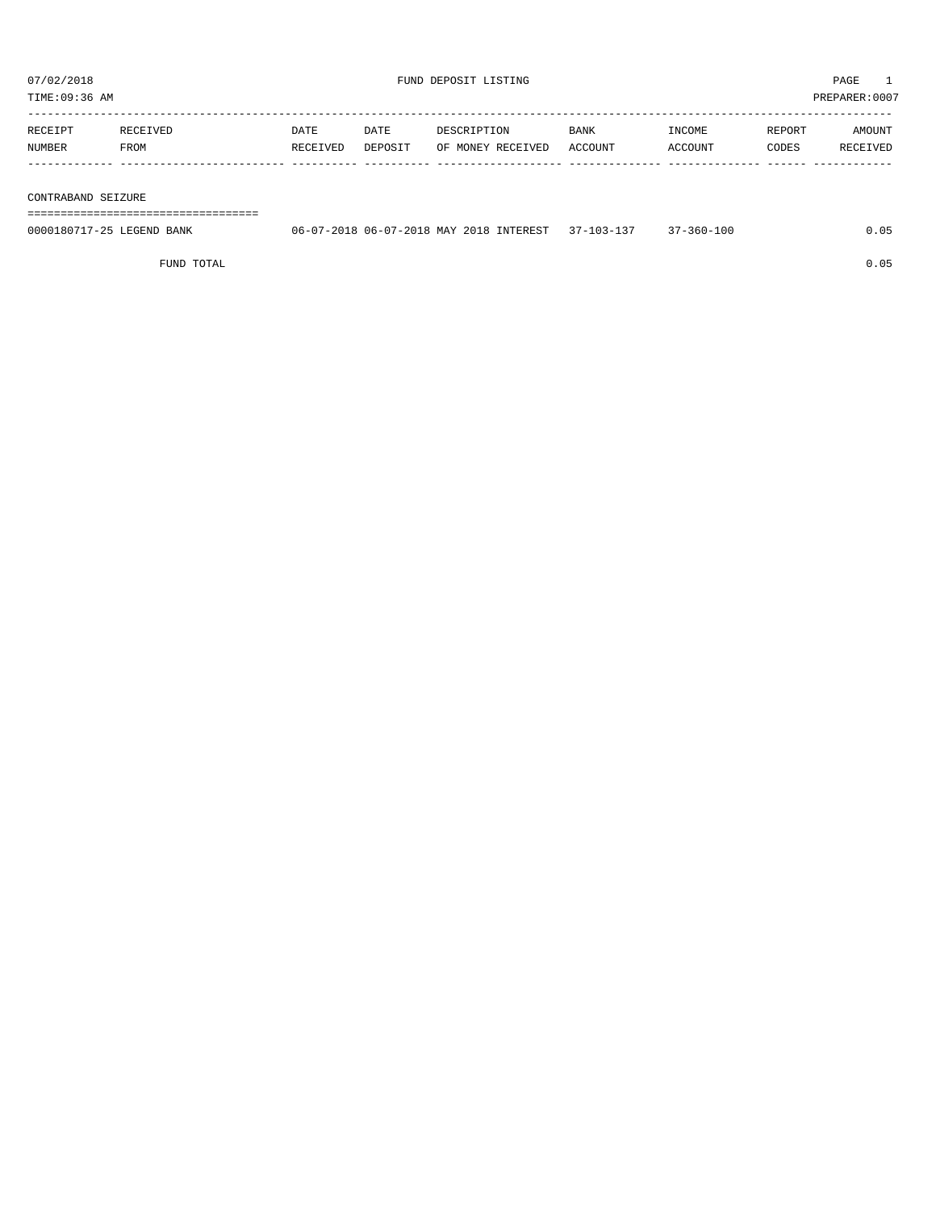07/02/2018 FUND DEPOSIT LISTING PAGE 1
TIME:09:36 AM PREPARER:0007

| RECEIPT NUMBER | RECEIVED FROM | DATE RECEIVED | DATE DEPOSIT | DESCRIPTION OF MONEY RECEIVED | BANK ACCOUNT | INCOME ACCOUNT | REPORT CODES | AMOUNT RECEIVED |
|---|---|---|---|---|---|---|---|---|
| **CONTRABAND SEIZURE** | | | | | | | | |
| 0000180717-25 | LEGEND BANK | 06-07-2018 | 06-07-2018 | MAY 2018 INTEREST | 37-103-137 | 37-360-100 | | 0.05 |
| | FUND TOTAL | | | | | | | 0.05 |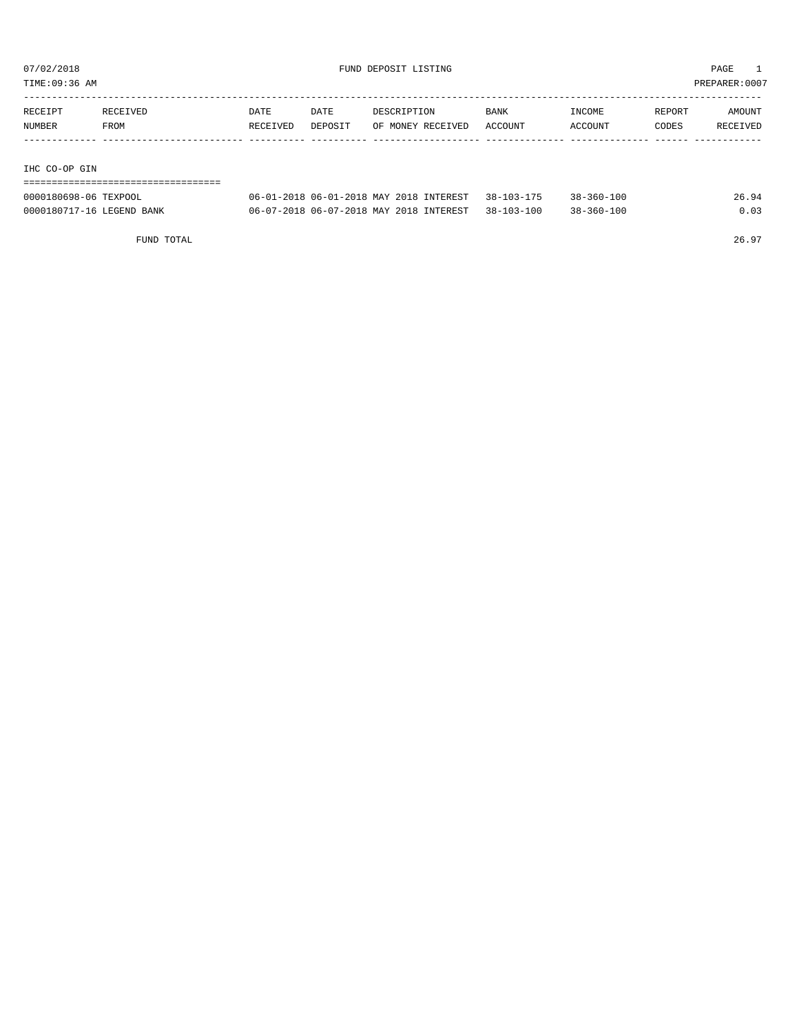07/02/2018 FUND DEPOSIT LISTING

TIME:09:36 AM PREPARER:0007

| RECEIPT NUMBER | RECEIVED FROM | DATE RECEIVED | DATE DEPOSIT | DESCRIPTION OF MONEY RECEIVED | BANK ACCOUNT | INCOME ACCOUNT | REPORT CODES | AMOUNT RECEIVED |
|---|---|---|---|---|---|---|---|---|
| **IHC CO-OP GIN** | | | | | | | | |
| 0000180698-06 | TEXPOOL | 06-01-2018 | 06-01-2018 | MAY 2018 INTEREST | 38-103-175 | 38-360-100 | | 26.94 |
| 0000180717-16 | LEGEND BANK | 06-07-2018 | 06-07-2018 | MAY 2018 INTEREST | 38-103-100 | 38-360-100 | | 0.03 |
| | FUND TOTAL | | | | | | | 26.97 |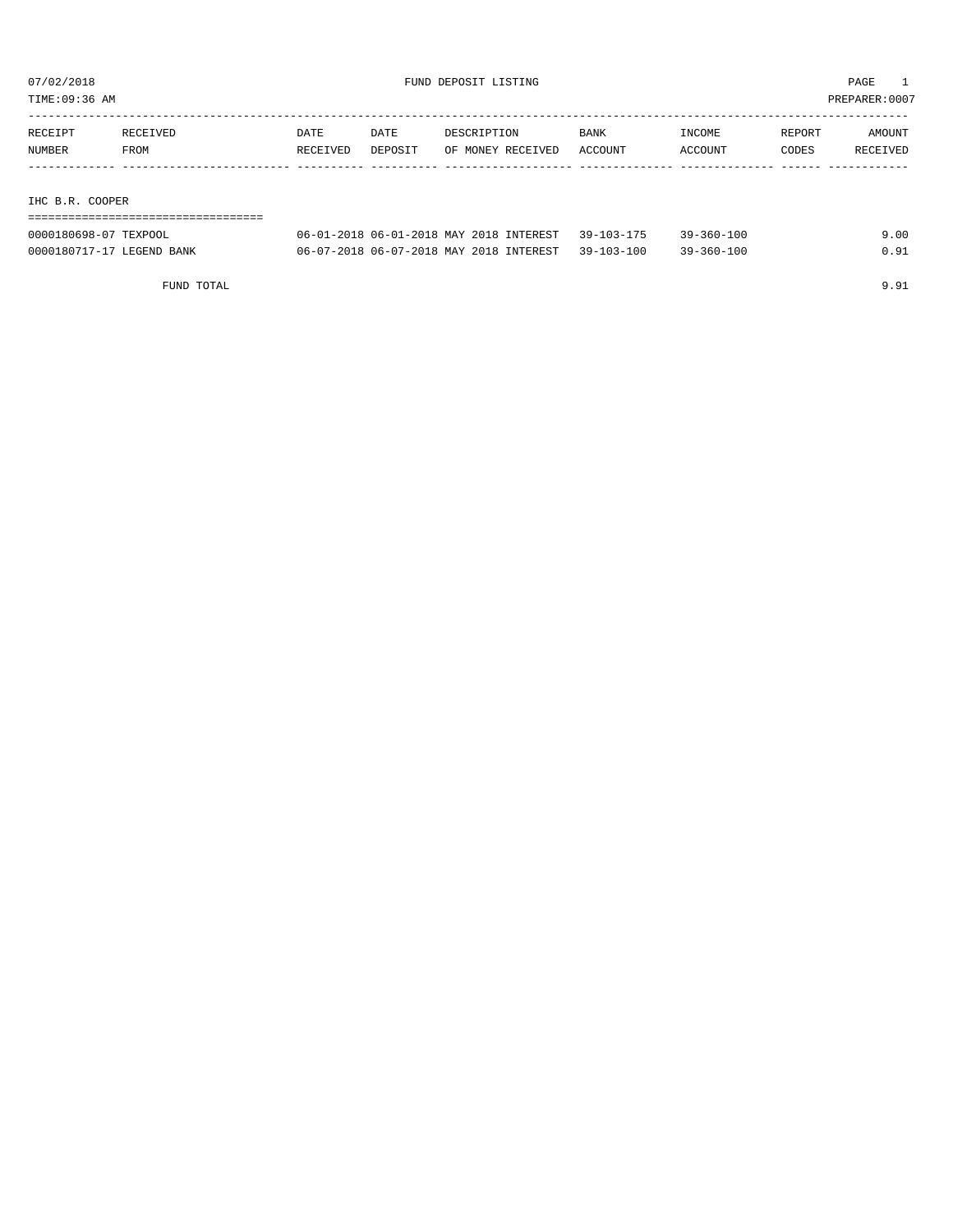07/02/2018 FUND DEPOSIT LISTING PAGE 1

TIME:09:36 AM PREPARER:0007

| RECEIPT NUMBER | RECEIVED FROM | DATE RECEIVED | DATE DEPOSIT | DESCRIPTION OF MONEY RECEIVED | BANK ACCOUNT | INCOME ACCOUNT | REPORT CODES | AMOUNT RECEIVED |
|---|---|---|---|---|---|---|---|---|
| IHC B.R. COOPER | | | | | | | | |
| 0000180698-07 | TEXPOOL | 06-01-2018 | 06-01-2018 | MAY 2018 INTEREST | 39-103-175 | 39-360-100 | | 9.00 |
| 0000180717-17 | LEGEND BANK | 06-07-2018 | 06-07-2018 | MAY 2018 INTEREST | 39-103-100 | 39-360-100 | | 0.91 |
| | FUND TOTAL | | | | | | | 9.91 |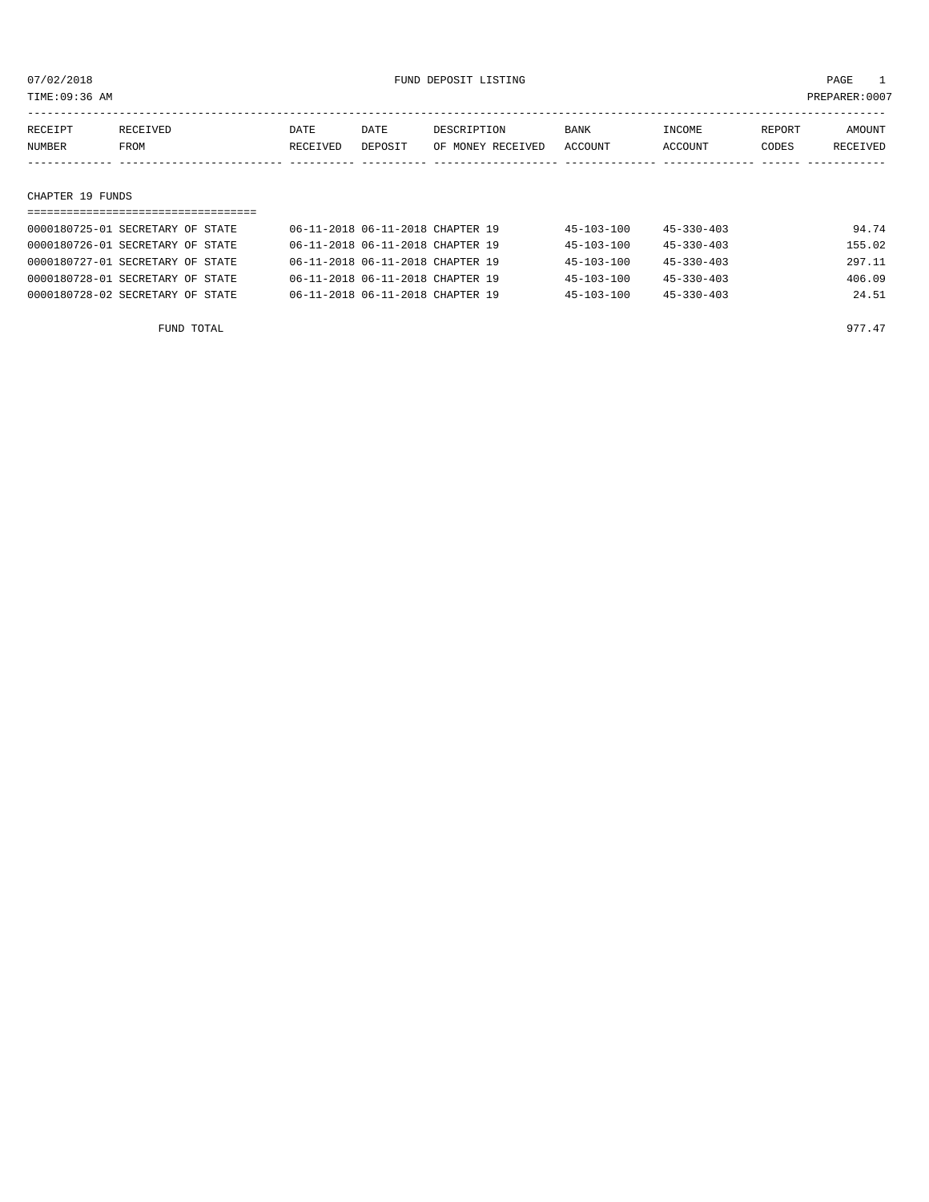07/02/2018 FUND DEPOSIT LISTING

TIME:09:36 AM PREPARER:0007

| RECEIPT NUMBER | RECEIVED FROM | DATE RECEIVED | DATE DEPOSIT | DESCRIPTION OF MONEY RECEIVED | BANK ACCOUNT | INCOME ACCOUNT | REPORT CODES | AMOUNT RECEIVED |
|---|---|---|---|---|---|---|---|---|
| **CHAPTER 19 FUNDS** | | | | | | | | |
| 0000180725-01 | SECRETARY OF STATE | 06-11-2018 | 06-11-2018 | CHAPTER 19 | 45-103-100 | 45-330-403 | | 94.74 |
| 0000180726-01 | SECRETARY OF STATE | 06-11-2018 | 06-11-2018 | CHAPTER 19 | 45-103-100 | 45-330-403 | | 155.02 |
| 0000180727-01 | SECRETARY OF STATE | 06-11-2018 | 06-11-2018 | CHAPTER 19 | 45-103-100 | 45-330-403 | | 297.11 |
| 0000180728-01 | SECRETARY OF STATE | 06-11-2018 | 06-11-2018 | CHAPTER 19 | 45-103-100 | 45-330-403 | | 406.09 |
| 0000180728-02 | SECRETARY OF STATE | 06-11-2018 | 06-11-2018 | CHAPTER 19 | 45-103-100 | 45-330-403 | | 24.51 |
| | FUND TOTAL | | | | | | | 977.47 |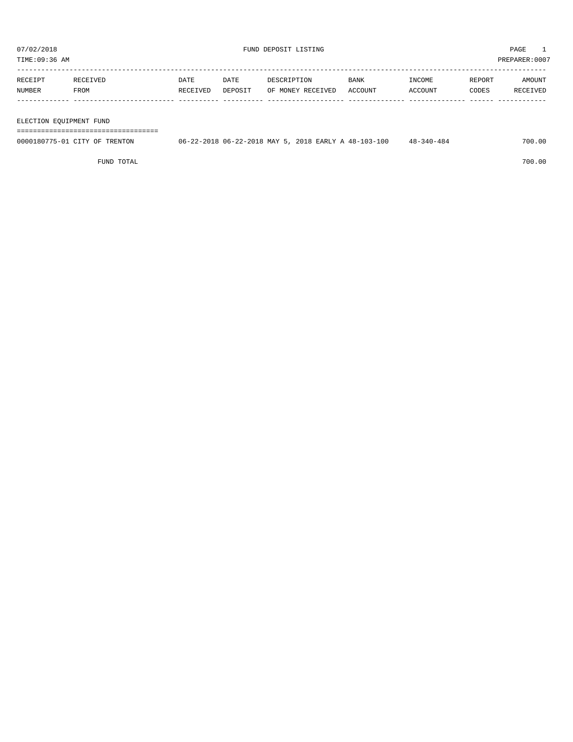07/02/2018 FUND DEPOSIT LISTING PAGE 1

TIME:09:36 AM PREPARER:0007

| RECEIPT NUMBER | RECEIVED FROM | DATE RECEIVED | DATE DEPOSIT | DESCRIPTION OF MONEY RECEIVED | BANK ACCOUNT | INCOME ACCOUNT | REPORT CODES | AMOUNT RECEIVED |
|---|---|---|---|---|---|---|---|---|
| **ELECTION EQUIPMENT FUND** | | | | | | | | |
| 0000180775-01 | CITY OF TRENTON | 06-22-2018 | 06-22-2018 | MAY 5, 2018 EARLY A | 48-103-100 | 48-340-484 | | 700.00 |
| | FUND TOTAL | | | | | | | 700.00 |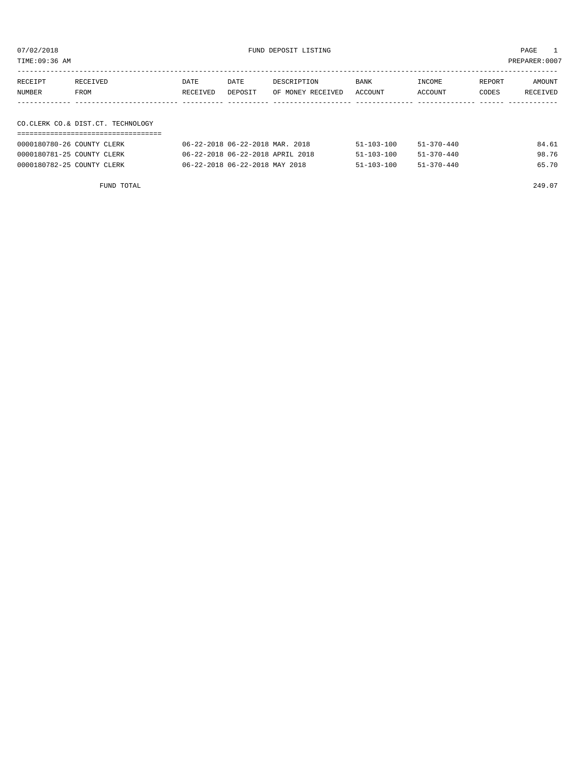07/02/2018 FUND DEPOSIT LISTING

TIME:09:36 AM PREPARER:0007

| RECEIPT NUMBER | RECEIVED FROM | DATE RECEIVED | DATE DEPOSIT | DESCRIPTION OF MONEY RECEIVED | BANK ACCOUNT | INCOME ACCOUNT | REPORT CODES | AMOUNT RECEIVED |
|---|---|---|---|---|---|---|---|---|

## CO.CLERK CO.& DIST.CT. TECHNOLOGY

| RECEIPT NUMBER | RECEIVED FROM | DATE RECEIVED | DATE DEPOSIT | DESCRIPTION OF MONEY RECEIVED | BANK ACCOUNT | INCOME ACCOUNT | REPORT CODES | AMOUNT RECEIVED |
|---|---|---|---|---|---|---|---|---|
| 0000180780-26 | COUNTY CLERK | 06-22-2018 | 06-22-2018 | MAR. 2018 | 51-103-100 | 51-370-440 | | 84.61 |
| 0000180781-25 | COUNTY CLERK | 06-22-2018 | 06-22-2018 | APRIL 2018 | 51-103-100 | 51-370-440 | | 98.76 |
| 0000180782-25 | COUNTY CLERK | 06-22-2018 | 06-22-2018 | MAY 2018 | 51-103-100 | 51-370-440 | | 65.70 |
| | FUND TOTAL | | | | | | | 249.07 |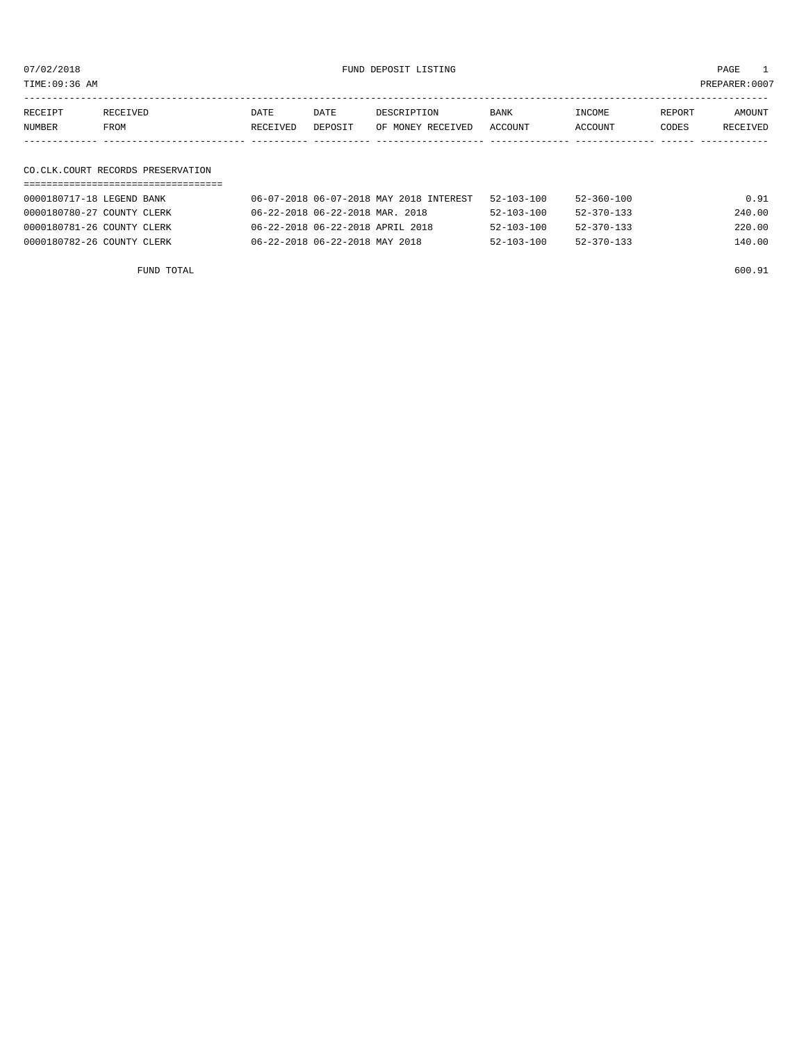07/02/2018 FUND DEPOSIT LISTING

TIME:09:36 AM PREPARER:0007

| RECEIPT NUMBER | RECEIVED FROM | DATE RECEIVED | DATE DEPOSIT | DESCRIPTION OF MONEY RECEIVED | BANK ACCOUNT | INCOME ACCOUNT | REPORT CODES | AMOUNT RECEIVED |
|---|---|---|---|---|---|---|---|---|

## CO.CLK.COURT RECORDS PRESERVATION

| RECEIPT NUMBER | RECEIVED FROM | DATE RECEIVED | DATE DEPOSIT | DESCRIPTION OF MONEY RECEIVED | BANK ACCOUNT | INCOME ACCOUNT | REPORT CODES | AMOUNT RECEIVED |
|---|---|---|---|---|---|---|---|---|
| 0000180717-18 | LEGEND BANK | 06-07-2018 | 06-07-2018 | MAY 2018 INTEREST | 52-103-100 | 52-360-100 | | 0.91 |
| 0000180780-27 | COUNTY CLERK | 06-22-2018 | 06-22-2018 | MAR. 2018 | 52-103-100 | 52-370-133 | | 240.00 |
| 0000180781-26 | COUNTY CLERK | 06-22-2018 | 06-22-2018 | APRIL 2018 | 52-103-100 | 52-370-133 | | 220.00 |
| 0000180782-26 | COUNTY CLERK | 06-22-2018 | 06-22-2018 | MAY 2018 | 52-103-100 | 52-370-133 | | 140.00 |
| | FUND TOTAL | | | | | | | 600.91 |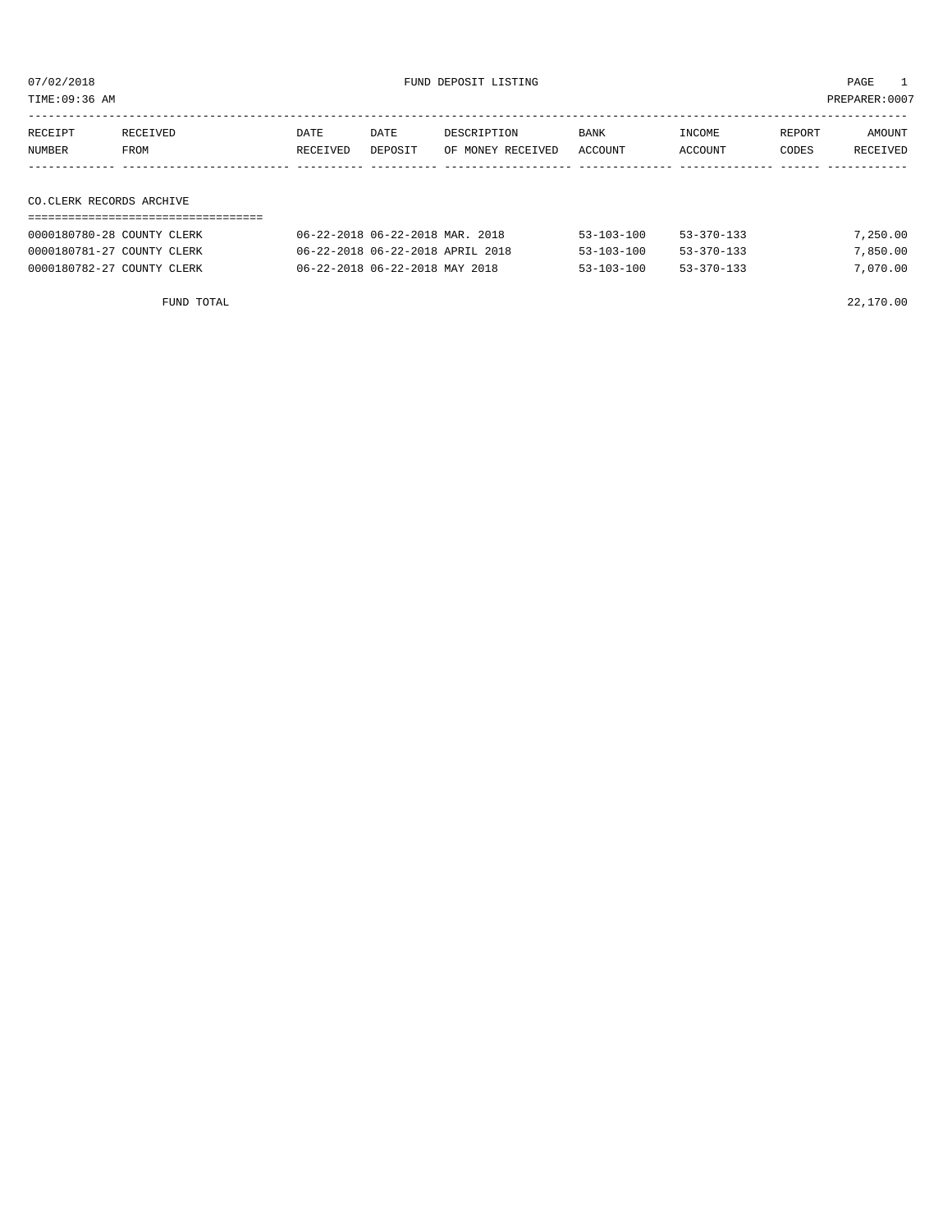07/02/2018 FUND DEPOSIT LISTING PAGE 1

TIME:09:36 AM PREPARER:0007

| RECEIPT NUMBER | RECEIVED FROM | DATE RECEIVED | DATE DEPOSIT | DESCRIPTION OF MONEY RECEIVED | BANK ACCOUNT | INCOME ACCOUNT | REPORT CODES | AMOUNT RECEIVED |
|---|---|---|---|---|---|---|---|---|
| **CO.CLERK RECORDS ARCHIVE** | | | | | | | | |
| 0000180780-28 | COUNTY CLERK | 06-22-2018 | 06-22-2018 | MAR. 2018 | 53-103-100 | 53-370-133 | | 7,250.00 |
| 0000180781-27 | COUNTY CLERK | 06-22-2018 | 06-22-2018 | APRIL 2018 | 53-103-100 | 53-370-133 | | 7,850.00 |
| 0000180782-27 | COUNTY CLERK | 06-22-2018 | 06-22-2018 | MAY 2018 | 53-103-100 | 53-370-133 | | 7,070.00 |
| | FUND TOTAL | | | | | | | 22,170.00 |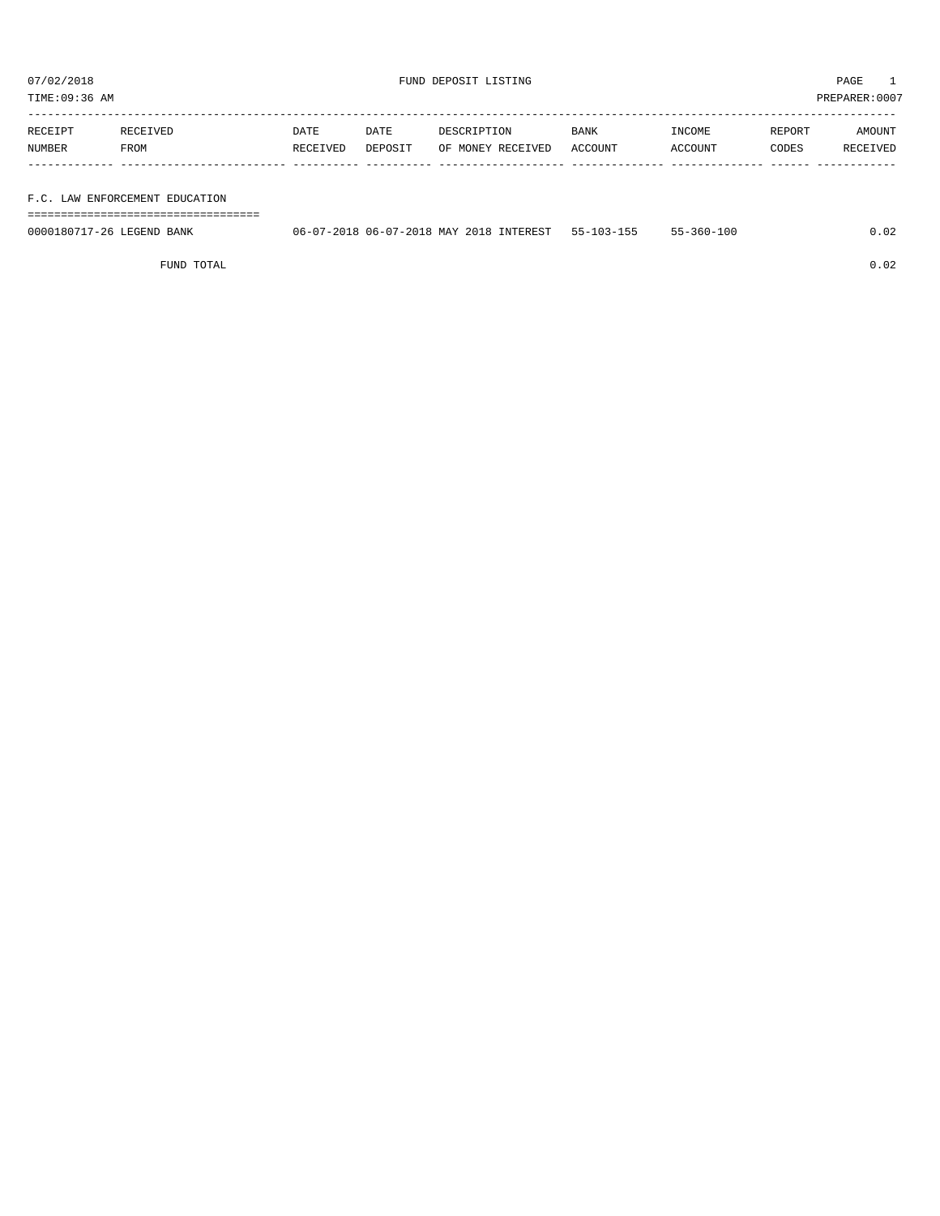07/02/2018 FUND DEPOSIT LISTING

TIME:09:36 AM PREPARER:0007

| RECEIPT NUMBER | RECEIVED FROM | DATE RECEIVED | DATE DEPOSIT | DESCRIPTION OF MONEY RECEIVED | BANK ACCOUNT | INCOME ACCOUNT | REPORT CODES | AMOUNT RECEIVED |
|---|---|---|---|---|---|---|---|---|
| **F.C. LAW ENFORCEMENT EDUCATION** | | | | | | | | |
| 0000180717-26 | LEGEND BANK | 06-07-2018 | 06-07-2018 | MAY 2018 INTEREST | 55-103-155 | 55-360-100 | | 0.02 |
| | FUND TOTAL | | | | | | | 0.02 |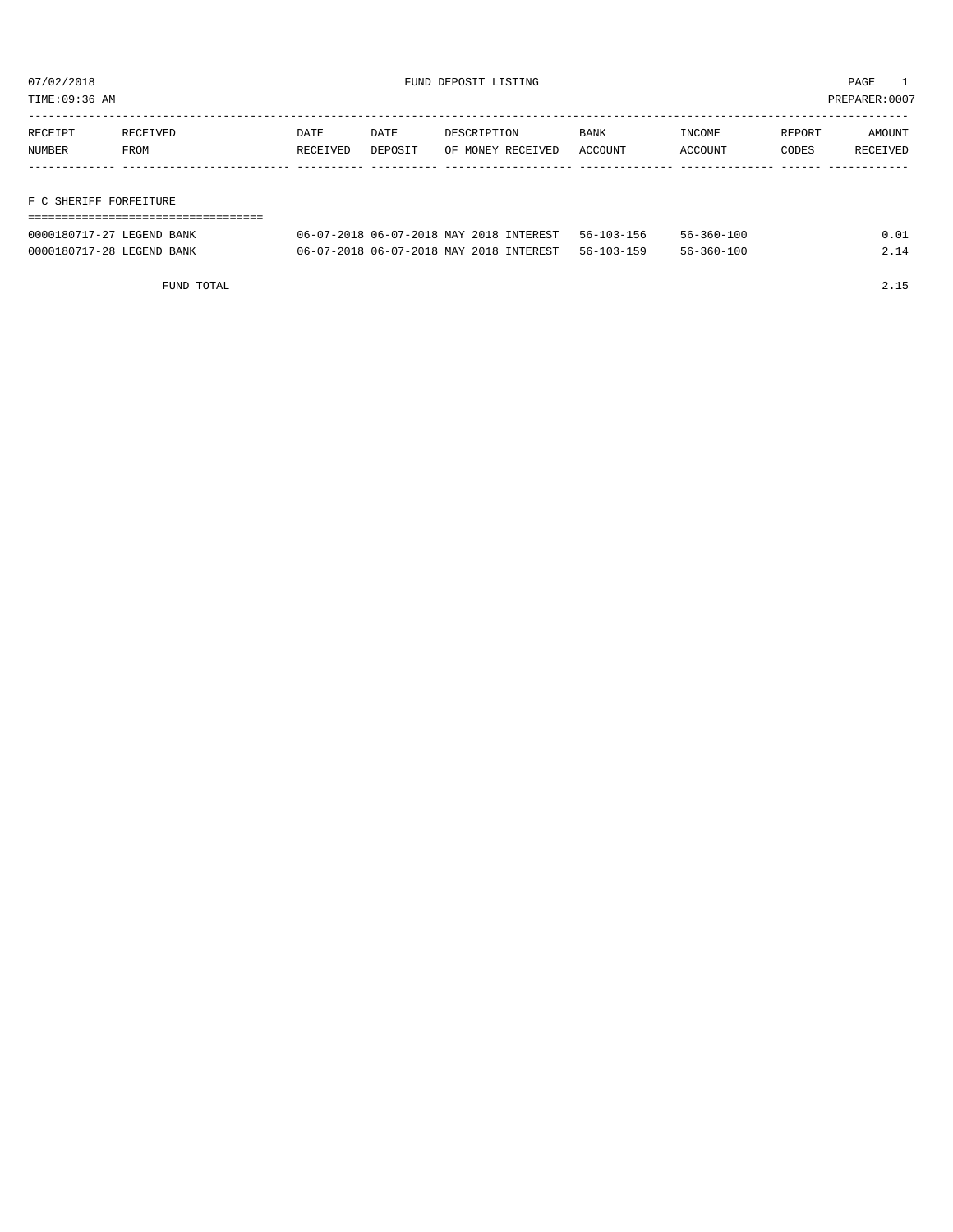07/02/2018 FUND DEPOSIT LISTING

TIME:09:36 AM PREPARER:0007

| RECEIPT NUMBER | RECEIVED FROM | DATE RECEIVED | DATE DEPOSIT | DESCRIPTION OF MONEY RECEIVED | BANK ACCOUNT | INCOME ACCOUNT | REPORT CODES | AMOUNT RECEIVED |
|---|---|---|---|---|---|---|---|---|

## F C SHERIFF FORFEITURE

| RECEIPT NUMBER | RECEIVED FROM | DATE RECEIVED | DATE DEPOSIT | DESCRIPTION OF MONEY RECEIVED | BANK ACCOUNT | INCOME ACCOUNT | REPORT CODES | AMOUNT RECEIVED |
|---|---|---|---|---|---|---|---|---|
| 0000180717-27 | LEGEND BANK | 06-07-2018 | 06-07-2018 | MAY 2018 INTEREST | 56-103-156 | 56-360-100 | | 0.01 |
| 0000180717-28 | LEGEND BANK | 06-07-2018 | 06-07-2018 | MAY 2018 INTEREST | 56-103-159 | 56-360-100 | | 2.14 |
| | FUND TOTAL | | | | | | | 2.15 |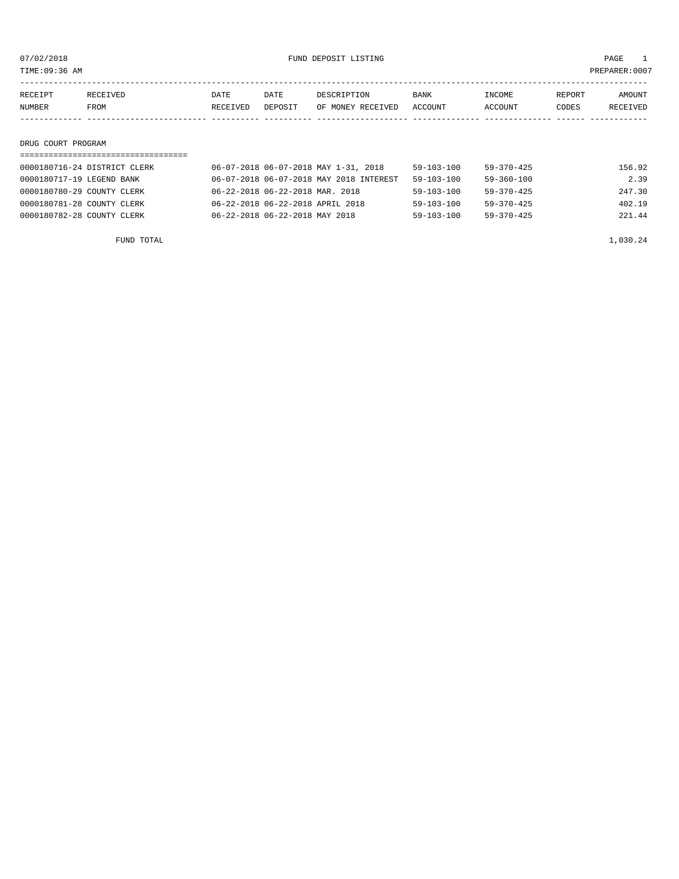07/02/2018 FUND DEPOSIT LISTING PAGE 1

TIME:09:36 AM PREPARER:0007

| RECEIPT NUMBER | RECEIVED FROM | DATE RECEIVED | DATE DEPOSIT | DESCRIPTION OF MONEY RECEIVED | BANK ACCOUNT | INCOME ACCOUNT | REPORT CODES | AMOUNT RECEIVED |
|---|---|---|---|---|---|---|---|---|
| **DRUG COURT PROGRAM** | | | | | | | | |
| 0000180716-24 | DISTRICT CLERK | 06-07-2018 | 06-07-2018 | MAY 1-31, 2018 | 59-103-100 | 59-370-425 | | 156.92 |
| 0000180717-19 | LEGEND BANK | 06-07-2018 | 06-07-2018 | MAY 2018 INTEREST | 59-103-100 | 59-360-100 | | 2.39 |
| 0000180780-29 | COUNTY CLERK | 06-22-2018 | 06-22-2018 | MAR. 2018 | 59-103-100 | 59-370-425 | | 247.30 |
| 0000180781-28 | COUNTY CLERK | 06-22-2018 | 06-22-2018 | APRIL 2018 | 59-103-100 | 59-370-425 | | 402.19 |
| 0000180782-28 | COUNTY CLERK | 06-22-2018 | 06-22-2018 | MAY 2018 | 59-103-100 | 59-370-425 | | 221.44 |
| | FUND TOTAL | | | | | | | 1,030.24 |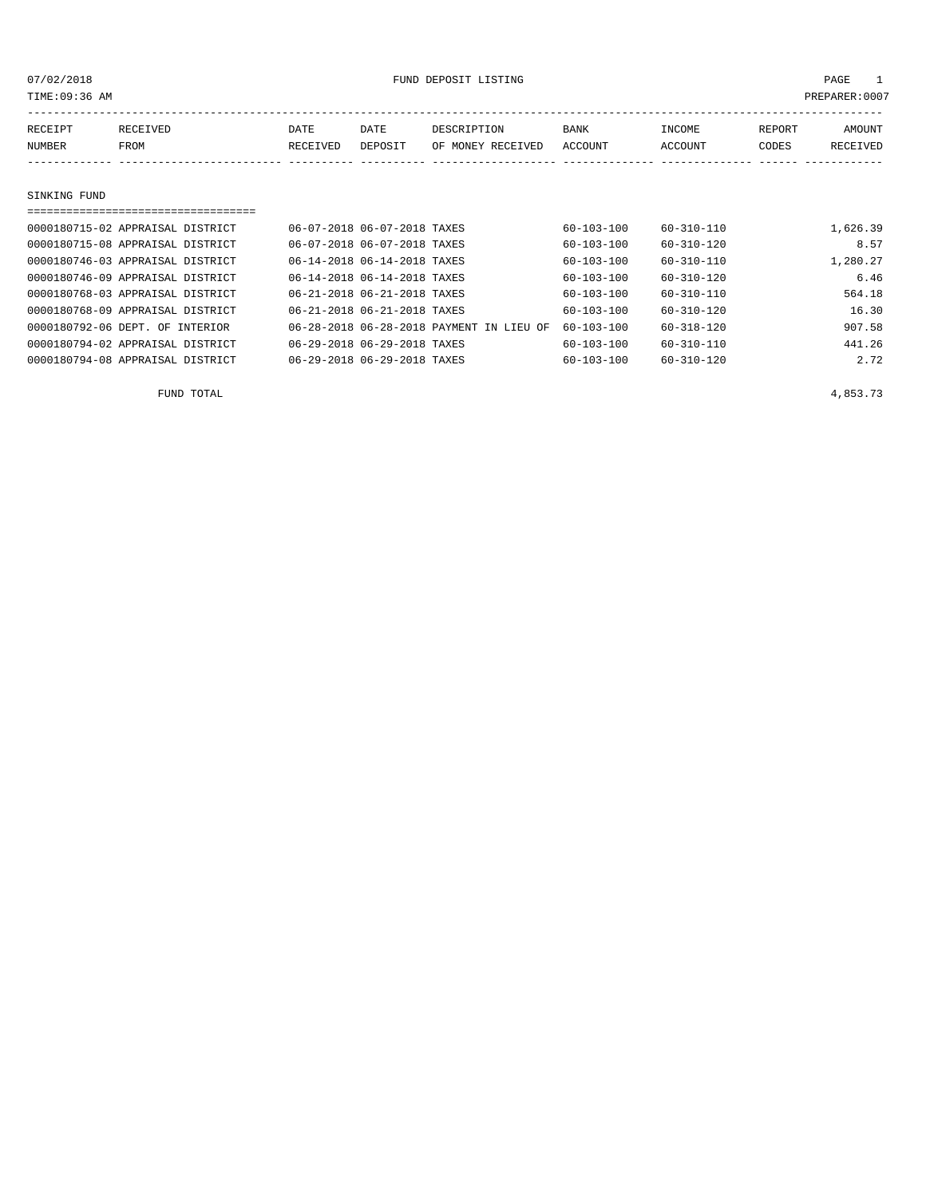07/02/2018 FUND DEPOSIT LISTING

TIME:09:36 AM PREPARER:0007

| RECEIPT NUMBER | RECEIVED FROM | DATE RECEIVED | DATE DEPOSIT | DESCRIPTION OF MONEY RECEIVED | BANK ACCOUNT | INCOME ACCOUNT | REPORT CODES | AMOUNT RECEIVED |
|---|---|---|---|---|---|---|---|---|
| **SINKING FUND** | | | | | | | | |
| 0000180715-02 | APPRAISAL DISTRICT | 06-07-2018 | 06-07-2018 | TAXES | 60-103-100 | 60-310-110 | | 1,626.39 |
| 0000180715-08 | APPRAISAL DISTRICT | 06-07-2018 | 06-07-2018 | TAXES | 60-103-100 | 60-310-120 | | 8.57 |
| 0000180746-03 | APPRAISAL DISTRICT | 06-14-2018 | 06-14-2018 | TAXES | 60-103-100 | 60-310-110 | | 1,280.27 |
| 0000180746-09 | APPRAISAL DISTRICT | 06-14-2018 | 06-14-2018 | TAXES | 60-103-100 | 60-310-120 | | 6.46 |
| 0000180768-03 | APPRAISAL DISTRICT | 06-21-2018 | 06-21-2018 | TAXES | 60-103-100 | 60-310-110 | | 564.18 |
| 0000180768-09 | APPRAISAL DISTRICT | 06-21-2018 | 06-21-2018 | TAXES | 60-103-100 | 60-310-120 | | 16.30 |
| 0000180792-06 | DEPT. OF INTERIOR | 06-28-2018 | 06-28-2018 | PAYMENT IN LIEU OF | 60-103-100 | 60-318-120 | | 907.58 |
| 0000180794-02 | APPRAISAL DISTRICT | 06-29-2018 | 06-29-2018 | TAXES | 60-103-100 | 60-310-110 | | 441.26 |
| 0000180794-08 | APPRAISAL DISTRICT | 06-29-2018 | 06-29-2018 | TAXES | 60-103-100 | 60-310-120 | | 2.72 |
| | FUND TOTAL | | | | | | | 4,853.73 |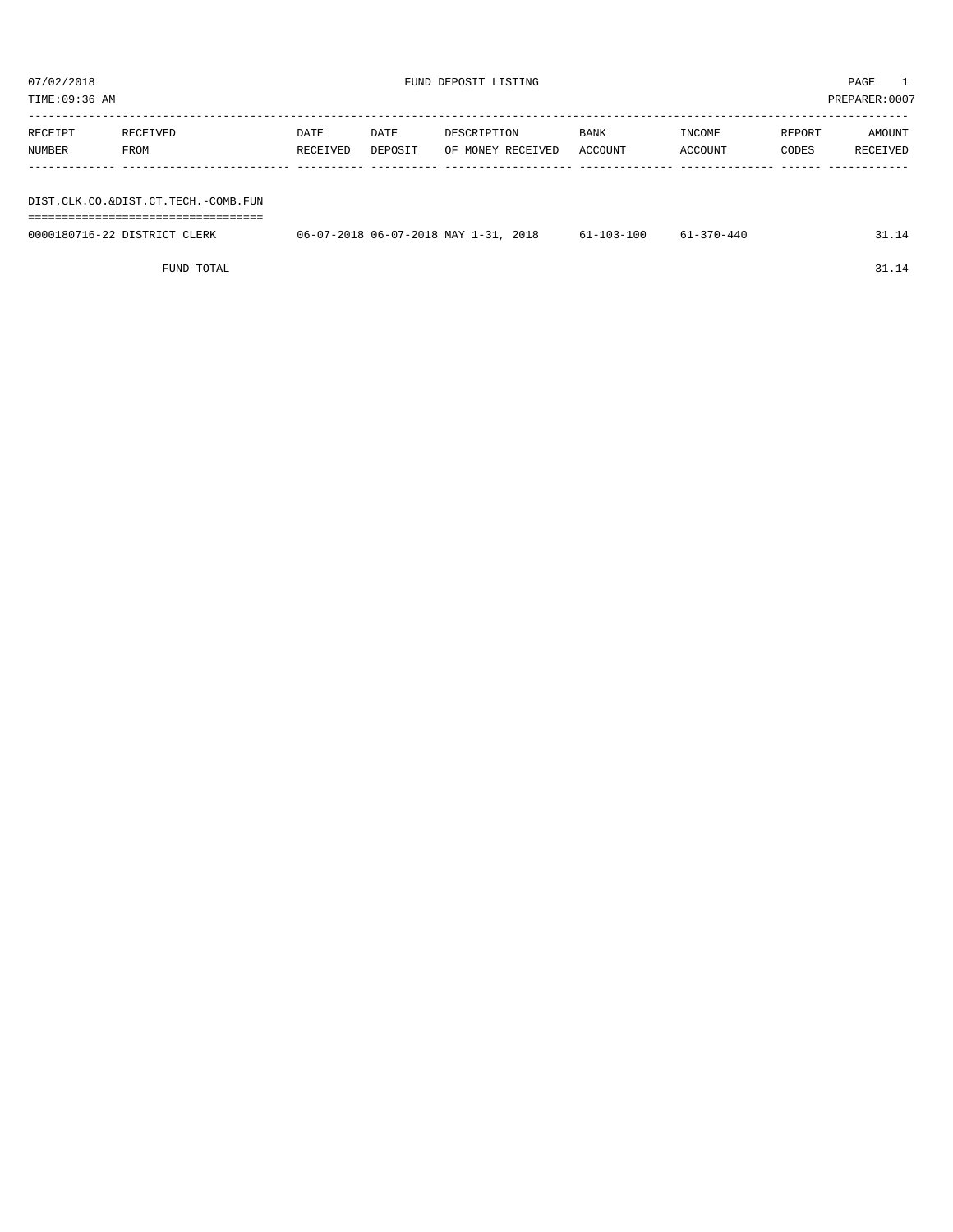07/02/2018 FUND DEPOSIT LISTING PAGE 1
TIME:09:36 AM PREPARER:0007

| RECEIPT NUMBER | RECEIVED FROM | DATE RECEIVED | DATE DEPOSIT | DESCRIPTION OF MONEY RECEIVED | BANK ACCOUNT | INCOME ACCOUNT | REPORT CODES | AMOUNT RECEIVED |
|---|---|---|---|---|---|---|---|---|
| **DIST.CLK.CO.&DIST.CT.TECH.-COMB.FUN** | | | | | | | | |
| 0000180716-22 | DISTRICT CLERK | 06-07-2018 | 06-07-2018 | MAY 1-31, 2018 | 61-103-100 | 61-370-440 | | 31.14 |
| | FUND TOTAL | | | | | | | 31.14 |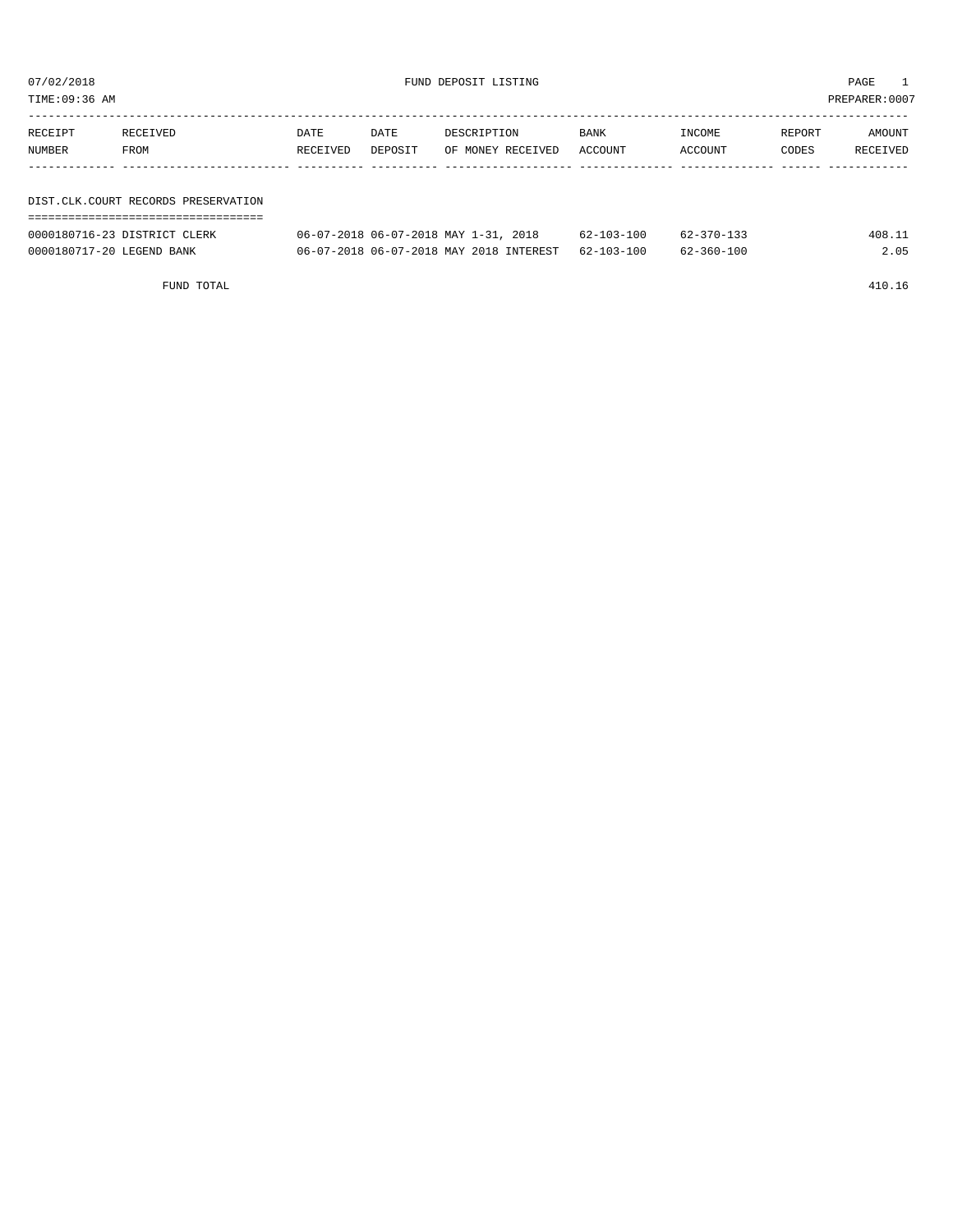# FUND DEPOSIT LISTING

07/02/2018

TIME:09:36 AM

PREPARER:0007

| RECEIPT NUMBER | RECEIVED FROM | DATE RECEIVED | DATE DEPOSIT | DESCRIPTION OF MONEY RECEIVED | BANK ACCOUNT | INCOME ACCOUNT | REPORT CODES | AMOUNT RECEIVED |
|---|---|---|---|---|---|---|---|---|

## DIST.CLK.COURT RECORDS PRESERVATION

| RECEIPT NUMBER | RECEIVED FROM | DATE RECEIVED | DATE DEPOSIT | DESCRIPTION OF MONEY RECEIVED | BANK ACCOUNT | INCOME ACCOUNT | REPORT CODES | AMOUNT RECEIVED |
|---|---|---|---|---|---|---|---|---|
| 0000180716-23 | DISTRICT CLERK | 06-07-2018 | 06-07-2018 | MAY 1-31, 2018 | 62-103-100 | 62-370-133 | | 408.11 |
| 0000180717-20 | LEGEND BANK | 06-07-2018 | 06-07-2018 | MAY 2018 INTEREST | 62-103-100 | 62-360-100 | | 2.05 |
| FUND TOTAL | | | | | | | | 410.16 |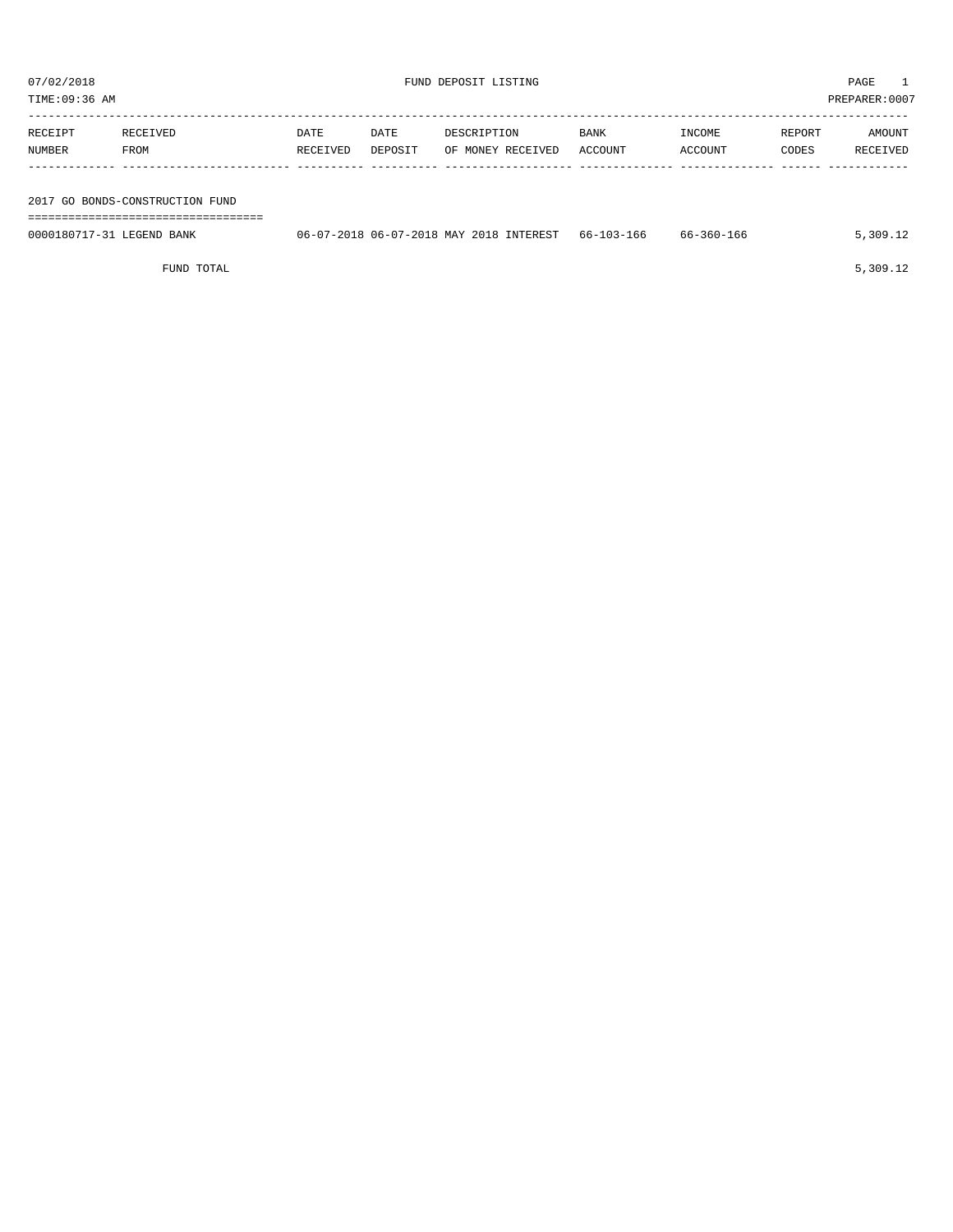07/02/2018 FUND DEPOSIT LISTING PAGE 1

TIME:09:36 AM PREPARER:0007

| RECEIPT NUMBER | RECEIVED FROM | DATE RECEIVED | DATE DEPOSIT | DESCRIPTION OF MONEY RECEIVED | BANK ACCOUNT | INCOME ACCOUNT | REPORT CODES | AMOUNT RECEIVED |
|---|---|---|---|---|---|---|---|---|

## 2017 GO BONDS-CONSTRUCTION FUND

| RECEIPT NUMBER | RECEIVED FROM | DATE RECEIVED | DATE DEPOSIT | DESCRIPTION OF MONEY RECEIVED | BANK ACCOUNT | INCOME ACCOUNT | REPORT CODES | AMOUNT RECEIVED |
|---|---|---|---|---|---|---|---|---|
| 0000180717-31 | LEGEND BANK | 06-07-2018 | 06-07-2018 | MAY 2018 INTEREST | 66-103-166 | 66-360-166 | | 5,309.12 |
| | FUND TOTAL | | | | | | | 5,309.12 |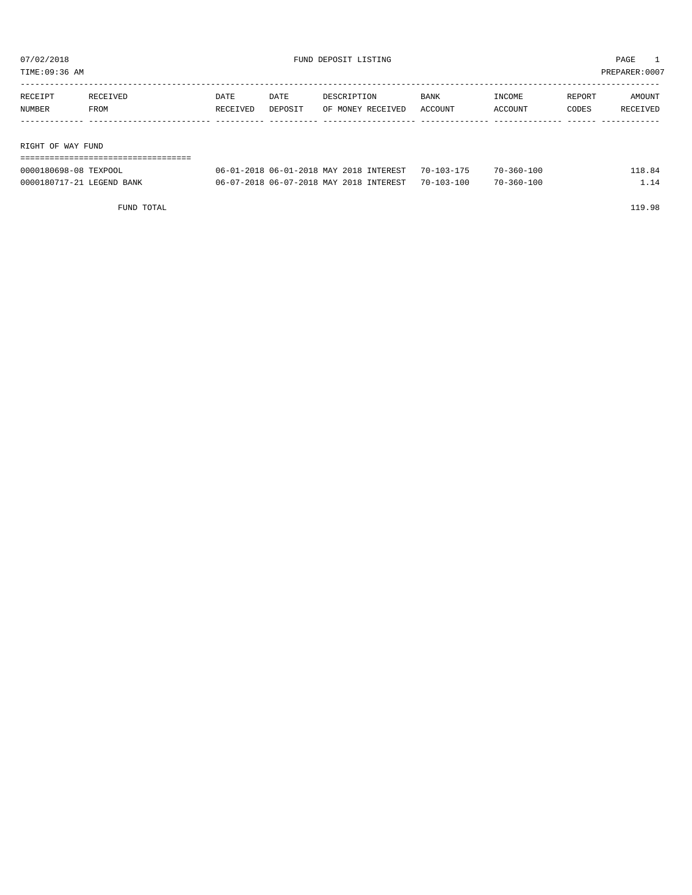07/02/2018 FUND DEPOSIT LISTING

TIME:09:36 AM PREPARER:0007

| RECEIPT NUMBER | RECEIVED FROM | DATE RECEIVED | DATE DEPOSIT | DESCRIPTION OF MONEY RECEIVED | BANK ACCOUNT | INCOME ACCOUNT | REPORT CODES | AMOUNT RECEIVED |
|---|---|---|---|---|---|---|---|---|
| **RIGHT OF WAY FUND** | | | | | | | | |
| 0000180698-08 | TEXPOOL | 06-01-2018 | 06-01-2018 | MAY 2018 INTEREST | 70-103-175 | 70-360-100 | | 118.84 |
| 0000180717-21 | LEGEND BANK | 06-07-2018 | 06-07-2018 | MAY 2018 INTEREST | 70-103-100 | 70-360-100 | | 1.14 |
| | FUND TOTAL | | | | | | | 119.98 |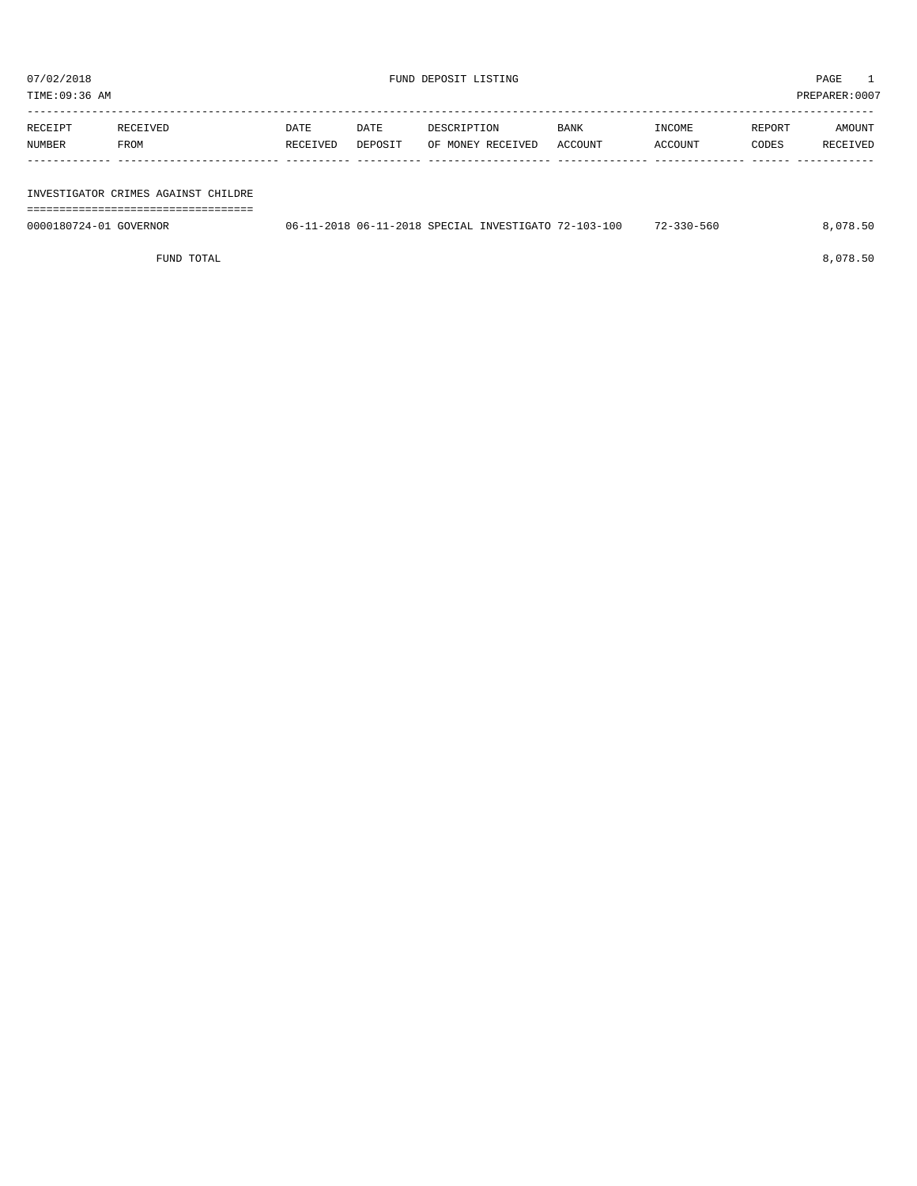07/02/2018 FUND DEPOSIT LISTING PAGE 1

TIME:09:36 AM PREPARER:0007

| RECEIPT NUMBER | RECEIVED FROM | DATE RECEIVED | DATE DEPOSIT | DESCRIPTION OF MONEY RECEIVED | BANK ACCOUNT | INCOME ACCOUNT | REPORT CODES | AMOUNT RECEIVED |
|---|---|---|---|---|---|---|---|---|
| **INVESTIGATOR CRIMES AGAINST CHILDRE** | | | | | | | | |
| 0000180724-01 | GOVERNOR | 06-11-2018 | 06-11-2018 | SPECIAL INVESTIGATO | 72-103-100 | 72-330-560 | | 8,078.50 |
| | FUND TOTAL | | | | | | | 8,078.50 |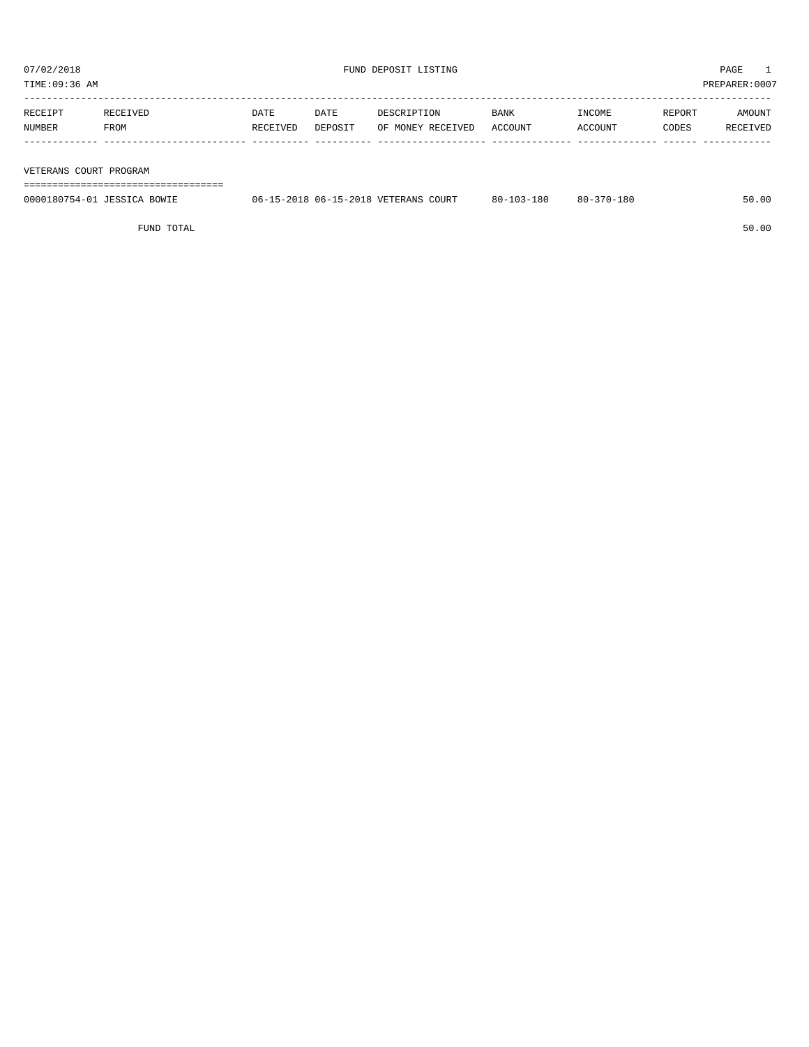07/02/2018 FUND DEPOSIT LISTING

TIME:09:36 AM PREPARER:0007

| RECEIPT NUMBER | RECEIVED FROM | DATE RECEIVED | DATE DEPOSIT | DESCRIPTION OF MONEY RECEIVED | BANK ACCOUNT | INCOME ACCOUNT | REPORT CODES | AMOUNT RECEIVED |
|---|---|---|---|---|---|---|---|---|
| **VETERANS COURT PROGRAM** | | | | | | | | |
| 0000180754-01 | JESSICA BOWIE | 06-15-2018 | 06-15-2018 | VETERANS COURT | 80-103-180 | 80-370-180 | | 50.00 |
| | FUND TOTAL | | | | | | | 50.00 |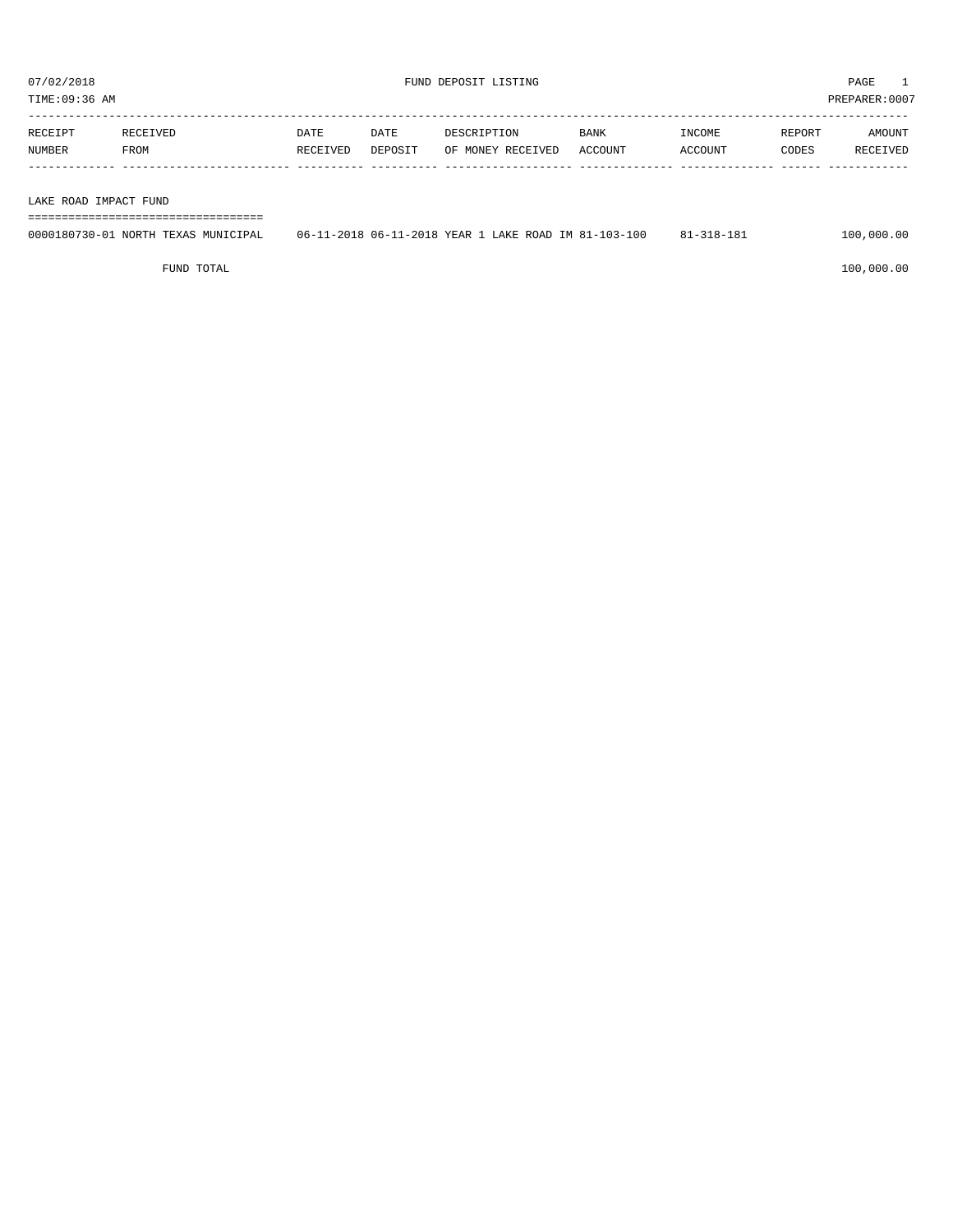07/02/2018 FUND DEPOSIT LISTING

TIME:09:36 AM PREPARER:0007

| RECEIPT NUMBER | RECEIVED FROM | DATE RECEIVED | DATE DEPOSIT | DESCRIPTION OF MONEY RECEIVED | BANK ACCOUNT | INCOME ACCOUNT | REPORT CODES | AMOUNT RECEIVED |
|---|---|---|---|---|---|---|---|---|
| **LAKE ROAD IMPACT FUND** | | | | | | | | |
| 0000180730-01 | NORTH TEXAS MUNICIPAL | 06-11-2018 | 06-11-2018 | YEAR 1 LAKE ROAD IM | 81-103-100 | 81-318-181 | | 100,000.00 |
| | FUND TOTAL | | | | | | | 100,000.00 |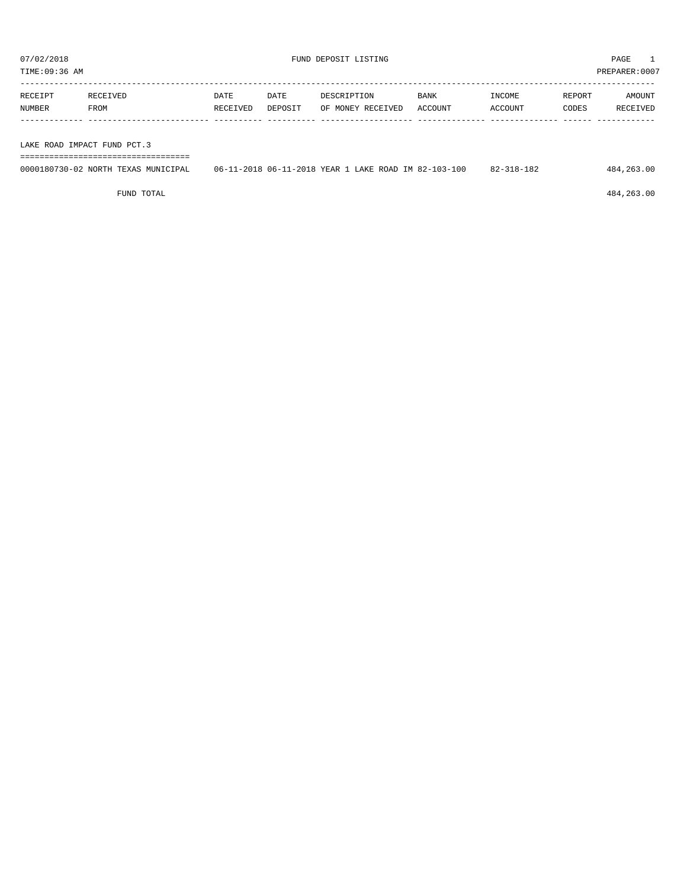# FUND DEPOSIT LISTING

07/02/2018
TIME:09:36 AM
PREPARER:0007

| RECEIPT NUMBER | RECEIVED FROM | DATE RECEIVED | DATE DEPOSIT | DESCRIPTION OF MONEY RECEIVED | BANK ACCOUNT | INCOME ACCOUNT | REPORT CODES | AMOUNT RECEIVED |
|---|---|---|---|---|---|---|---|---|
| **LAKE ROAD IMPACT FUND PCT.3** | | | | | | | | |
| 0000180730-02 | NORTH TEXAS MUNICIPAL | 06-11-2018 | 06-11-2018 | YEAR 1 LAKE ROAD IM | 82-103-100 | 82-318-182 | | 484,263.00 |
| | FUND TOTAL | | | | | | | 484,263.00 |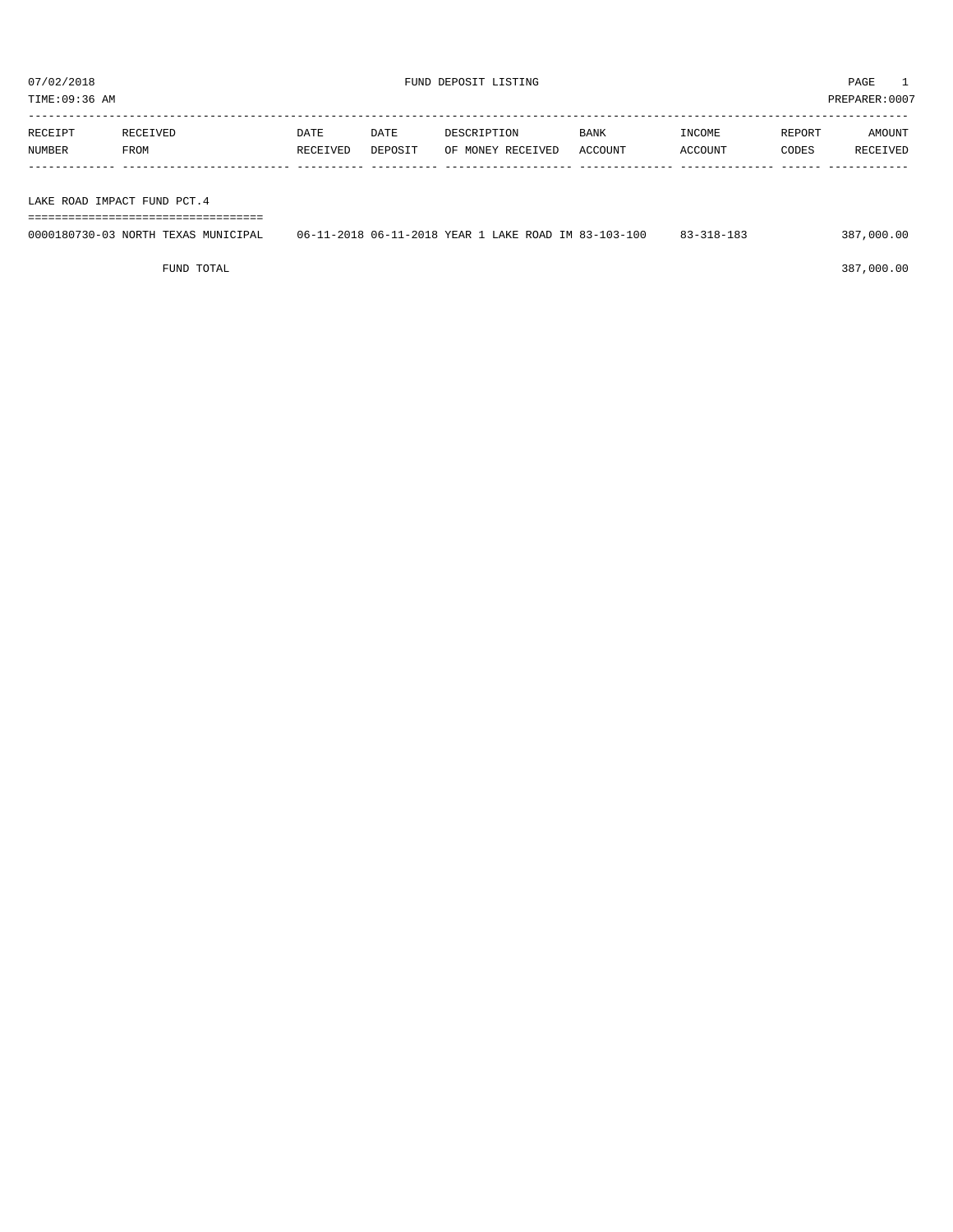07/02/2018 FUND DEPOSIT LISTING PAGE 1

TIME:09:36 AM PREPARER:0007

| RECEIPT NUMBER | RECEIVED FROM | DATE RECEIVED | DATE DEPOSIT | DESCRIPTION OF MONEY RECEIVED | BANK ACCOUNT | INCOME ACCOUNT | REPORT CODES | AMOUNT RECEIVED |
|---|---|---|---|---|---|---|---|---|
| **LAKE ROAD IMPACT FUND PCT.4** | | | | | | | | |
| 0000180730-03 | NORTH TEXAS MUNICIPAL | 06-11-2018 | 06-11-2018 | YEAR 1 LAKE ROAD IM | 83-103-100 | 83-318-183 | | 387,000.00 |
| | FUND TOTAL | | | | | | | 387,000.00 |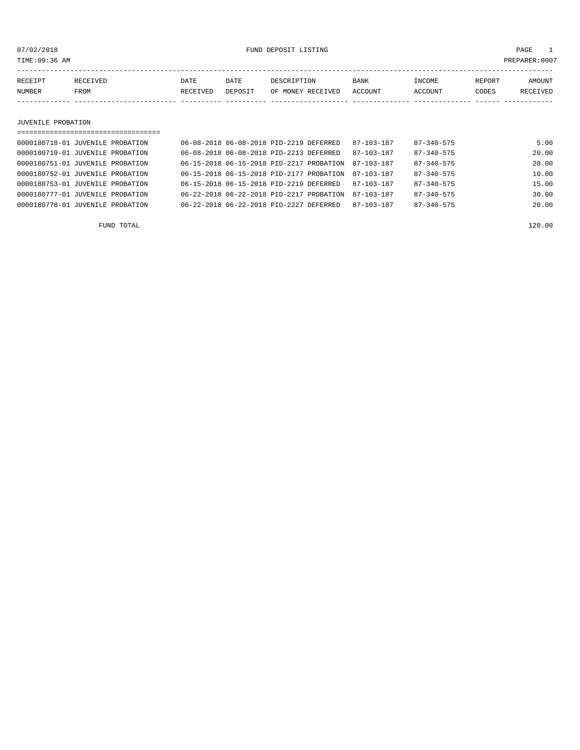07/02/2018 FUND DEPOSIT LISTING PAGE 1

TIME:09:36 AM PREPARER:0007

## JUVENILE PROBATION

| RECEIPT NUMBER | RECEIVED FROM | DATE RECEIVED | DATE DEPOSIT | DESCRIPTION OF MONEY RECEIVED | BANK ACCOUNT | INCOME ACCOUNT | REPORT CODES | AMOUNT RECEIVED |
|---|---|---|---|---|---|---|---|---|
| 0000180718-01 | JUVENILE PROBATION | 06-08-2018 | 06-08-2018 | PID-2219 DEFERRED | 87-103-187 | 87-340-575 | | 5.00 |
| 0000180719-01 | JUVENILE PROBATION | 06-08-2018 | 06-08-2018 | PID-2213 DEFERRED | 87-103-187 | 87-340-575 | | 20.00 |
| 0000180751-01 | JUVENILE PROBATION | 06-15-2018 | 06-15-2018 | PID-2217 PROBATION | 87-103-187 | 87-340-575 | | 20.00 |
| 0000180752-01 | JUVENILE PROBATION | 06-15-2018 | 06-15-2018 | PID-2177 PROBATION | 87-103-187 | 87-340-575 | | 10.00 |
| 0000180753-01 | JUVENILE PROBATION | 06-15-2018 | 06-15-2018 | PID-2219 DEFERRED | 87-103-187 | 87-340-575 | | 15.00 |
| 0000180777-01 | JUVENILE PROBATION | 06-22-2018 | 06-22-2018 | PID-2217 PROBATION | 87-103-187 | 87-340-575 | | 30.00 |
| 0000180778-01 | JUVENILE PROBATION | 06-22-2018 | 06-22-2018 | PID-2227 DEFERRED | 87-103-187 | 87-340-575 | | 20.00 |
| | FUND TOTAL | | | | | | | 120.00 |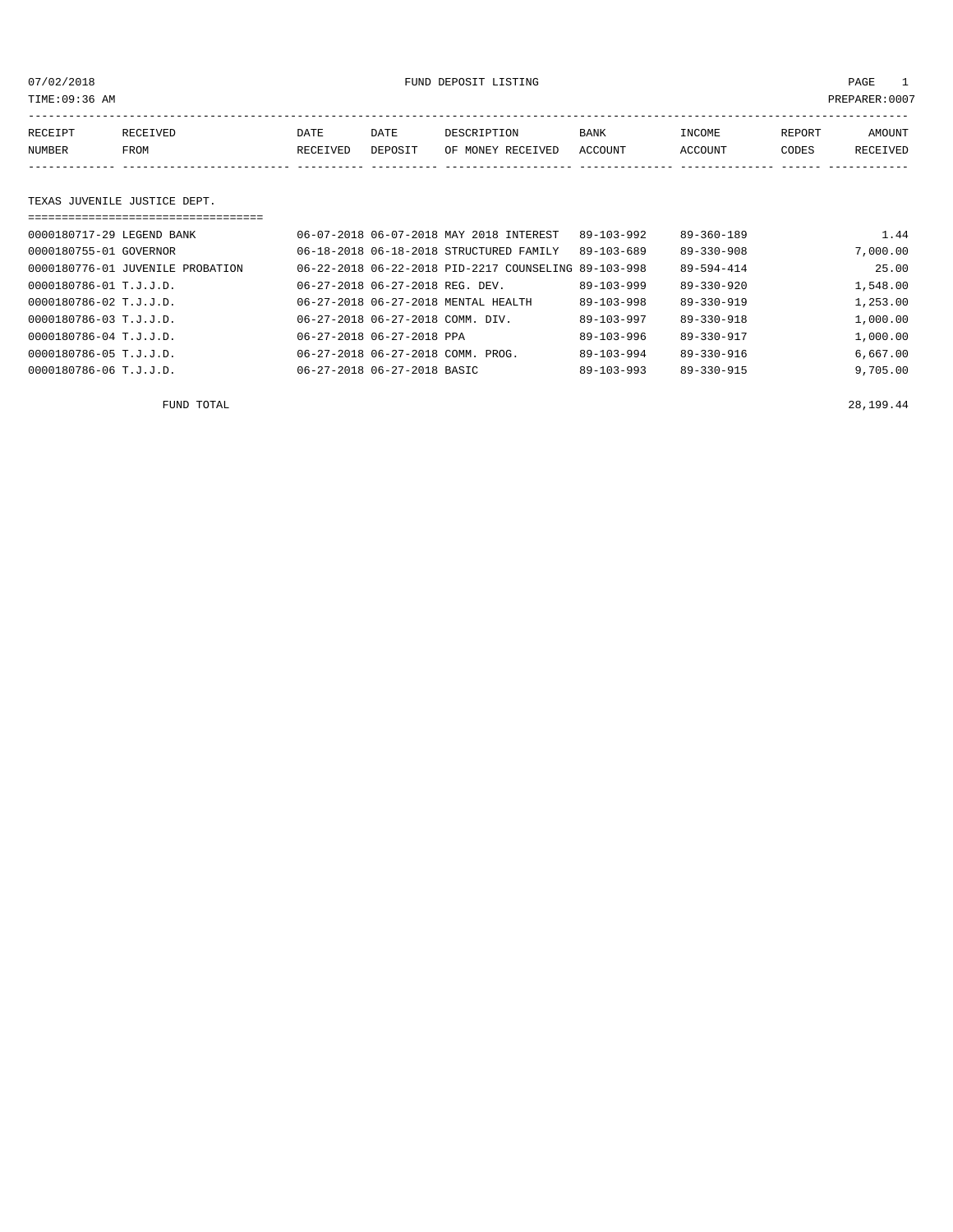07/02/2018 FUND DEPOSIT LISTING

TIME:09:36 AM PREPARER:0007

| RECEIPT NUMBER | RECEIVED FROM | DATE RECEIVED | DATE DEPOSIT | DESCRIPTION OF MONEY RECEIVED | BANK ACCOUNT | INCOME ACCOUNT | REPORT CODES | AMOUNT RECEIVED |
|---|---|---|---|---|---|---|---|---|

## TEXAS JUVENILE JUSTICE DEPT.

| RECEIPT NUMBER | RECEIVED FROM | DATE RECEIVED | DATE DEPOSIT | DESCRIPTION OF MONEY RECEIVED | BANK ACCOUNT | INCOME ACCOUNT | REPORT CODES | AMOUNT RECEIVED |
|---|---|---|---|---|---|---|---|---|
| 0000180717-29 | LEGEND BANK | 06-07-2018 | 06-07-2018 | MAY 2018 INTEREST | 89-103-992 | 89-360-189 | | 1.44 |
| 0000180755-01 | GOVERNOR | 06-18-2018 | 06-18-2018 | STRUCTURED FAMILY | 89-103-689 | 89-330-908 | | 7,000.00 |
| 0000180776-01 | JUVENILE PROBATION | 06-22-2018 | 06-22-2018 | PID-2217 COUNSELING | 89-103-998 | 89-594-414 | | 25.00 |
| 0000180786-01 | T.J.J.D. | 06-27-2018 | 06-27-2018 | REG. DEV. | 89-103-999 | 89-330-920 | | 1,548.00 |
| 0000180786-02 | T.J.J.D. | 06-27-2018 | 06-27-2018 | MENTAL HEALTH | 89-103-998 | 89-330-919 | | 1,253.00 |
| 0000180786-03 | T.J.J.D. | 06-27-2018 | 06-27-2018 | COMM. DIV. | 89-103-997 | 89-330-918 | | 1,000.00 |
| 0000180786-04 | T.J.J.D. | 06-27-2018 | 06-27-2018 | PPA | 89-103-996 | 89-330-917 | | 1,000.00 |
| 0000180786-05 | T.J.J.D. | 06-27-2018 | 06-27-2018 | COMM. PROG. | 89-103-994 | 89-330-916 | | 6,667.00 |
| 0000180786-06 | T.J.J.D. | 06-27-2018 | 06-27-2018 | BASIC | 89-103-993 | 89-330-915 | | 9,705.00 |

FUND TOTAL 28,199.44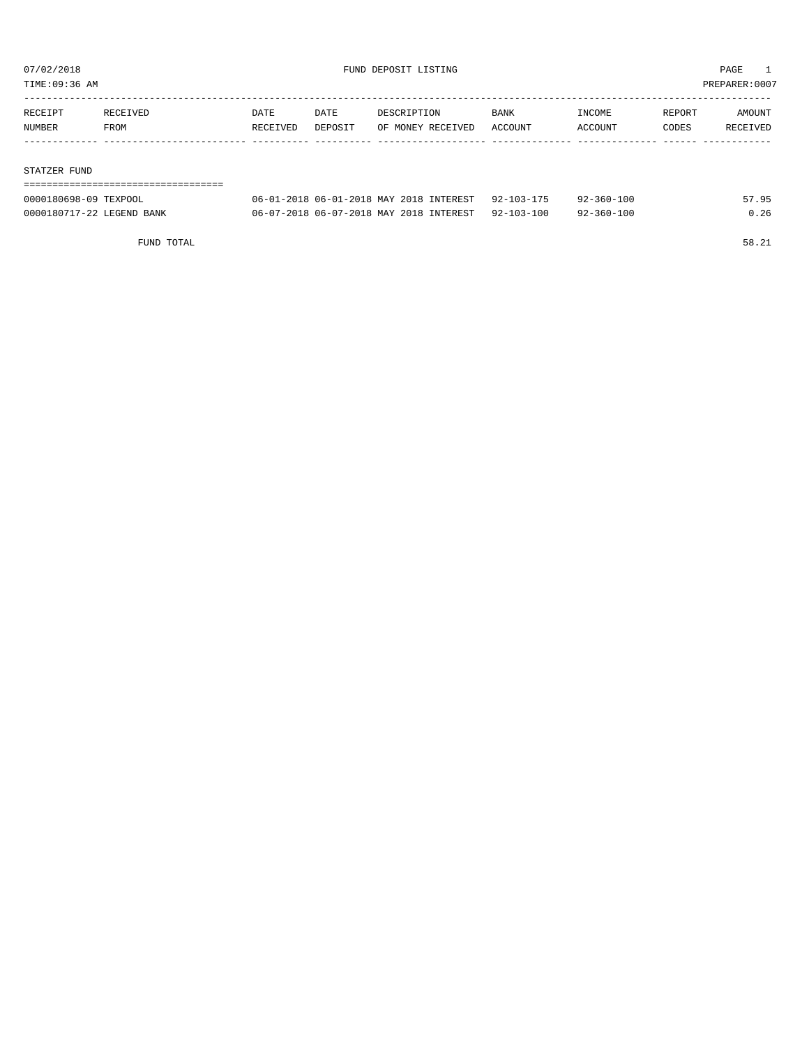07/02/2018 FUND DEPOSIT LISTING

TIME:09:36 AM PREPARER:0007

| RECEIPT NUMBER | RECEIVED FROM | DATE RECEIVED | DATE DEPOSIT | DESCRIPTION OF MONEY RECEIVED | BANK ACCOUNT | INCOME ACCOUNT | REPORT CODES | AMOUNT RECEIVED |
|---|---|---|---|---|---|---|---|---|
| **STATZER FUND** | | | | | | | | |
| 0000180698-09 | TEXPOOL | 06-01-2018 | 06-01-2018 | MAY 2018 INTEREST | 92-103-175 | 92-360-100 | | 57.95 |
| 0000180717-22 | LEGEND BANK | 06-07-2018 | 06-07-2018 | MAY 2018 INTEREST | 92-103-100 | 92-360-100 | | 0.26 |
| | FUND TOTAL | | | | | | | 58.21 |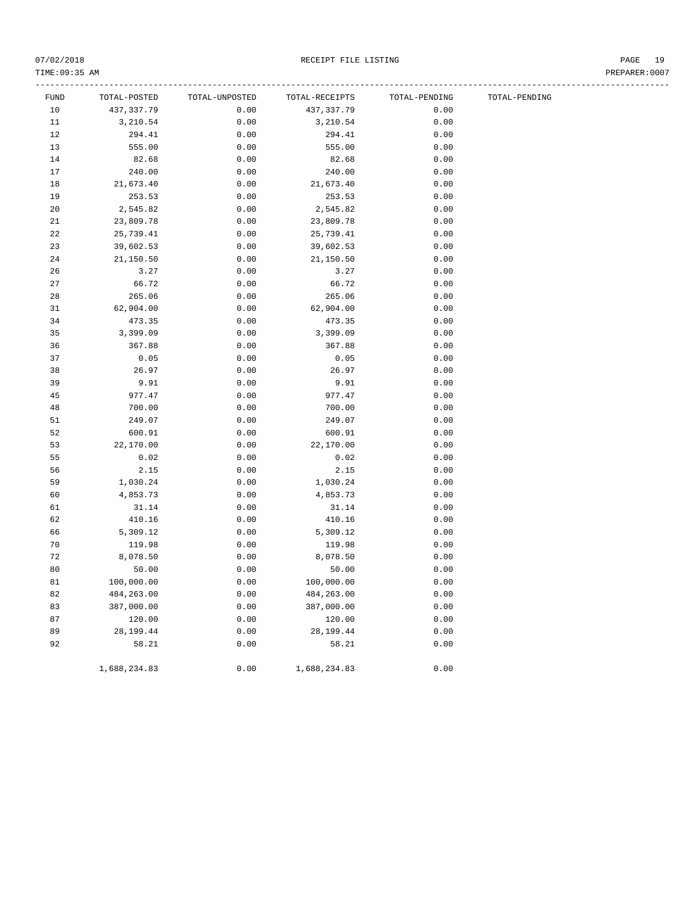# RECEIPT FILE LISTING

07/02/2018
TIME:09:35 AM
PREPARER:0007

| FUND | TOTAL-POSTED | TOTAL-UNPOSTED | TOTAL-RECEIPTS | TOTAL-PENDING | TOTAL-PENDING |
|---|---|---|---|---|---|
| 10 | 437,337.79 | 0.00 | 437,337.79 | 0.00 | |
| 11 | 3,210.54 | 0.00 | 3,210.54 | 0.00 | |
| 12 | 294.41 | 0.00 | 294.41 | 0.00 | |
| 13 | 555.00 | 0.00 | 555.00 | 0.00 | |
| 14 | 82.68 | 0.00 | 82.68 | 0.00 | |
| 17 | 240.00 | 0.00 | 240.00 | 0.00 | |
| 18 | 21,673.40 | 0.00 | 21,673.40 | 0.00 | |
| 19 | 253.53 | 0.00 | 253.53 | 0.00 | |
| 20 | 2,545.82 | 0.00 | 2,545.82 | 0.00 | |
| 21 | 23,809.78 | 0.00 | 23,809.78 | 0.00 | |
| 22 | 25,739.41 | 0.00 | 25,739.41 | 0.00 | |
| 23 | 39,602.53 | 0.00 | 39,602.53 | 0.00 | |
| 24 | 21,150.50 | 0.00 | 21,150.50 | 0.00 | |
| 26 | 3.27 | 0.00 | 3.27 | 0.00 | |
| 27 | 66.72 | 0.00 | 66.72 | 0.00 | |
| 28 | 265.06 | 0.00 | 265.06 | 0.00 | |
| 31 | 62,904.00 | 0.00 | 62,904.00 | 0.00 | |
| 34 | 473.35 | 0.00 | 473.35 | 0.00 | |
| 35 | 3,399.09 | 0.00 | 3,399.09 | 0.00 | |
| 36 | 367.88 | 0.00 | 367.88 | 0.00 | |
| 37 | 0.05 | 0.00 | 0.05 | 0.00 | |
| 38 | 26.97 | 0.00 | 26.97 | 0.00 | |
| 39 | 9.91 | 0.00 | 9.91 | 0.00 | |
| 45 | 977.47 | 0.00 | 977.47 | 0.00 | |
| 48 | 700.00 | 0.00 | 700.00 | 0.00 | |
| 51 | 249.07 | 0.00 | 249.07 | 0.00 | |
| 52 | 600.91 | 0.00 | 600.91 | 0.00 | |
| 53 | 22,170.00 | 0.00 | 22,170.00 | 0.00 | |
| 55 | 0.02 | 0.00 | 0.02 | 0.00 | |
| 56 | 2.15 | 0.00 | 2.15 | 0.00 | |
| 59 | 1,030.24 | 0.00 | 1,030.24 | 0.00 | |
| 60 | 4,853.73 | 0.00 | 4,853.73 | 0.00 | |
| 61 | 31.14 | 0.00 | 31.14 | 0.00 | |
| 62 | 410.16 | 0.00 | 410.16 | 0.00 | |
| 66 | 5,309.12 | 0.00 | 5,309.12 | 0.00 | |
| 70 | 119.98 | 0.00 | 119.98 | 0.00 | |
| 72 | 8,078.50 | 0.00 | 8,078.50 | 0.00 | |
| 80 | 50.00 | 0.00 | 50.00 | 0.00 | |
| 81 | 100,000.00 | 0.00 | 100,000.00 | 0.00 | |
| 82 | 484,263.00 | 0.00 | 484,263.00 | 0.00 | |
| 83 | 387,000.00 | 0.00 | 387,000.00 | 0.00 | |
| 87 | 120.00 | 0.00 | 120.00 | 0.00 | |
| 89 | 28,199.44 | 0.00 | 28,199.44 | 0.00 | |
| 92 | 58.21 | 0.00 | 58.21 | 0.00 | |
| | 1,688,234.83 | 0.00 | 1,688,234.83 | 0.00 | |